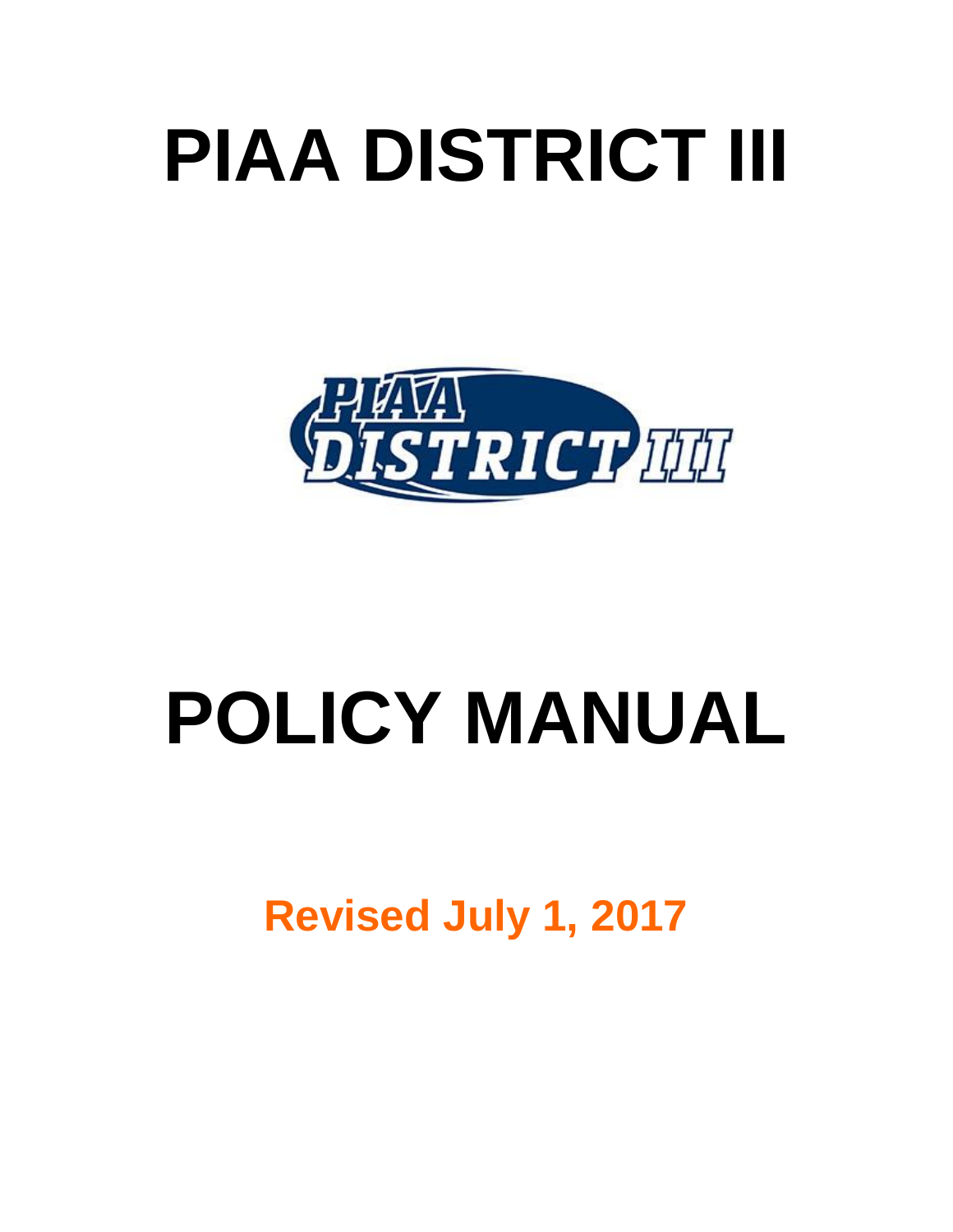# PIAA DISTRICT III

# POLICY MANUAL

**Revised July 1, 2017**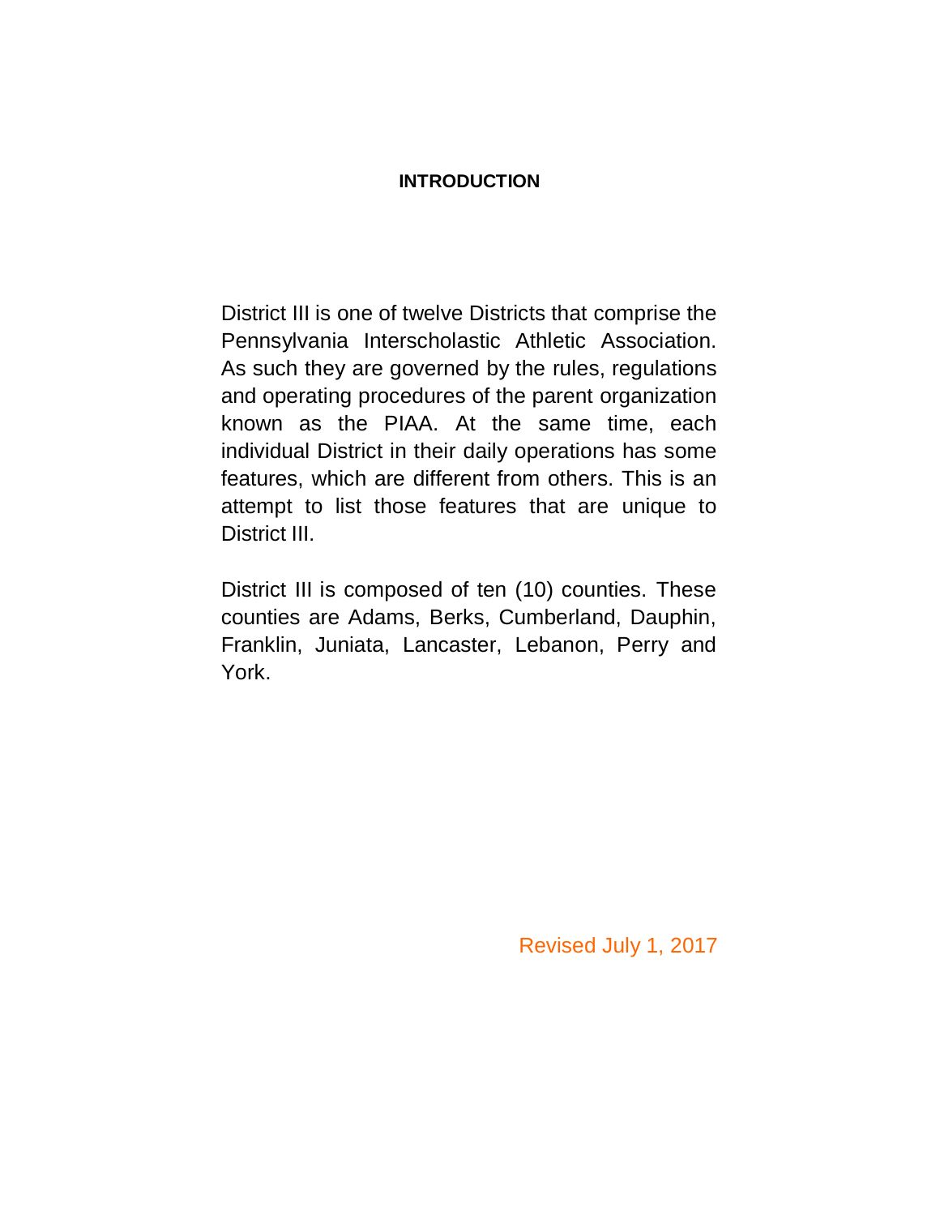# INTRODUCTION

District III is one of twelve Districts that comprise the Pennsylvania Interscholastic Athletic Association. As such they are governed by the rules, regulations and operating procedures of the parent organization known as the PIAA. At the same time, each individual District in their daily operations has some features, which are different from others. This is an attempt to list those features that are unique to District III.

District III is composed of ten (10) counties. These counties are Adams, Berks, Cumberland, Dauphin, Franklin, Juniata, Lancaster, Lebanon, Perry and York.

Revised July 1, 2017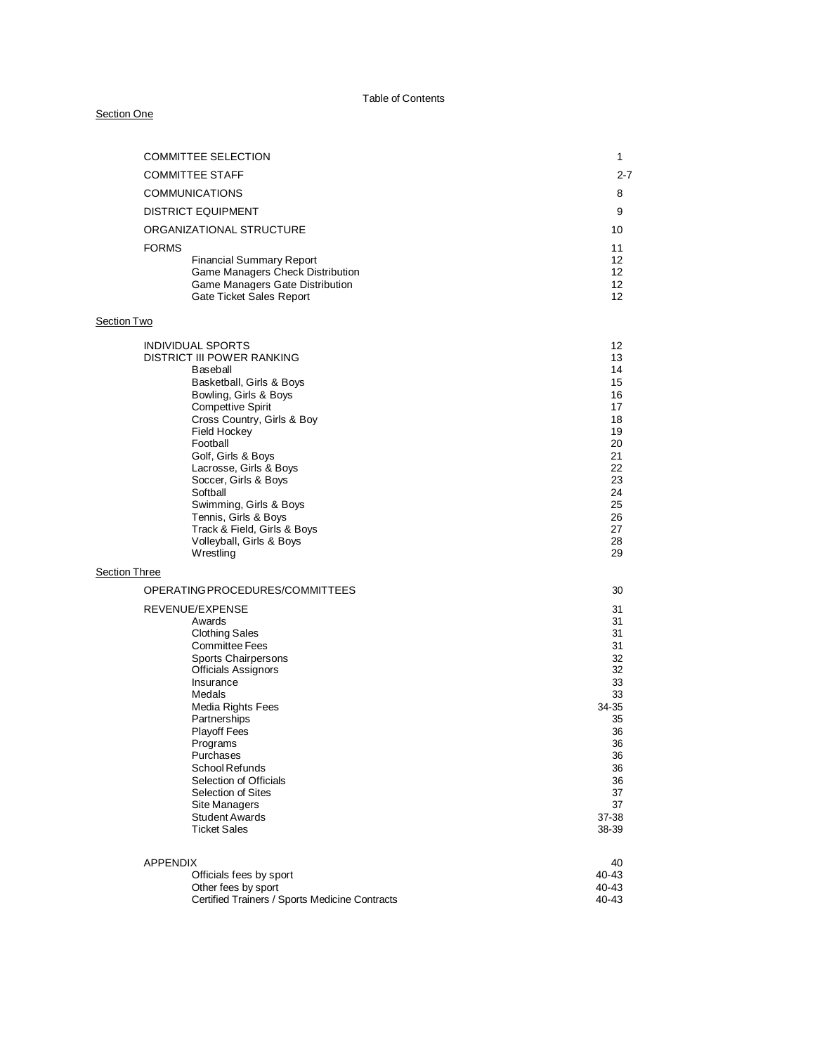# Table of Contents

Section One

| | |
|---|---|
| COMMITTEE SELECTION | 1 |
| COMMITTEE STAFF | 2-7 |
| COMMUNICATIONS | 8 |
| DISTRICT EQUIPMENT | 9 |
| ORGANIZATIONAL STRUCTURE | 10 |
| FORMS | 11 |
| Financial Summary Report | 12 |
| Game Managers Check Distribution | 12 |
| Game Managers Gate Distribution | 12 |
| Gate Ticket Sales Report | 12 |

Section Two

| | |
|---|---|
| INDIVIDUAL SPORTS | 12 |
| DISTRICT III POWER RANKING | 13 |
| Baseball | 14 |
| Basketball, Girls & Boys | 15 |
| Bowling, Girls & Boys | 16 |
| Compettive Spirit | 17 |
| Cross Country, Girls & Boy | 18 |
| Field Hockey | 19 |
| Football | 20 |
| Golf, Girls & Boys | 21 |
| Lacrosse, Girls & Boys | 22 |
| Soccer, Girls & Boys | 23 |
| Softball | 24 |
| Swimming, Girls & Boys | 25 |
| Tennis, Girls & Boys | 26 |
| Track & Field, Girls & Boys | 27 |
| Volleyball, Girls & Boys | 28 |
| Wrestling | 29 |

Section Three

| | |
|---|---|
| OPERATING PROCEDURES/COMMITTEES | 30 |
| REVENUE/EXPENSE | 31 |
| Awards | 31 |
| Clothing Sales | 31 |
| Committee Fees | 31 |
| Sports Chairpersons | 32 |
| Officials Assignors | 32 |
| Insurance | 33 |
| Medals | 33 |
| Media Rights Fees | 34-35 |
| Partnerships | 35 |
| Playoff Fees | 36 |
| Programs | 36 |
| Purchases | 36 |
| School Refunds | 36 |
| Selection of Officials | 36 |
| Selection of Sites | 37 |
| Site Managers | 37 |
| Student Awards | 37-38 |
| Ticket Sales | 38-39 |
| | |
| APPENDIX | 40 |
| Officials fees by sport | 40-43 |
| Other fees by sport | 40-43 |
| Certified Trainers / Sports Medicine Contracts | 40-43 |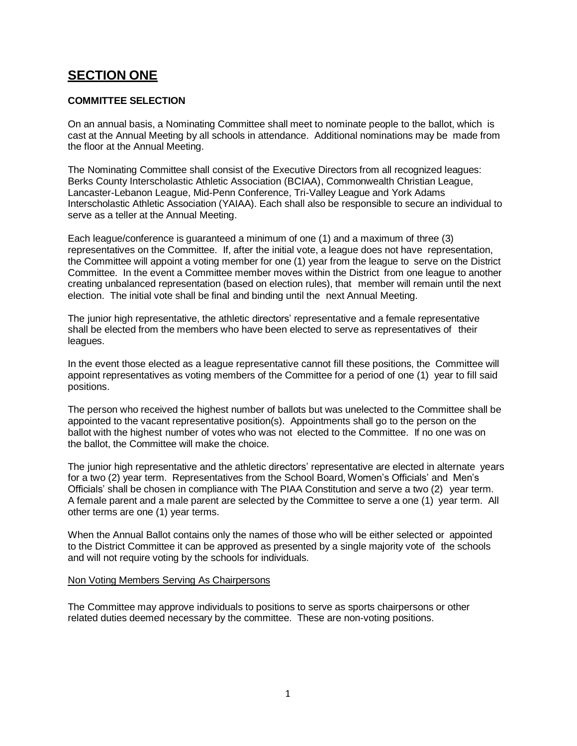# SECTION ONE

**COMMITTEE SELECTION**

On an annual basis, a Nominating Committee shall meet to nominate people to the ballot, which is cast at the Annual Meeting by all schools in attendance. Additional nominations may be made from the floor at the Annual Meeting.

The Nominating Committee shall consist of the Executive Directors from all recognized leagues: Berks County Interscholastic Athletic Association (BCIAA), Commonwealth Christian League, Lancaster-Lebanon League, Mid-Penn Conference, Tri-Valley League and York Adams Interscholastic Athletic Association (YAIAA). Each shall also be responsible to secure an individual to serve as a teller at the Annual Meeting.

Each league/conference is guaranteed a minimum of one (1) and a maximum of three (3) representatives on the Committee. If, after the initial vote, a league does not have representation, the Committee will appoint a voting member for one (1) year from the league to serve on the District Committee. In the event a Committee member moves within the District from one league to another creating unbalanced representation (based on election rules), that member will remain until the next election. The initial vote shall be final and binding until the next Annual Meeting.

The junior high representative, the athletic directors' representative and a female representative shall be elected from the members who have been elected to serve as representatives of their leagues.

In the event those elected as a league representative cannot fill these positions, the Committee will appoint representatives as voting members of the Committee for a period of one (1) year to fill said positions.

The person who received the highest number of ballots but was unelected to the Committee shall be appointed to the vacant representative position(s). Appointments shall go to the person on the ballot with the highest number of votes who was not elected to the Committee. If no one was on the ballot, the Committee will make the choice.

The junior high representative and the athletic directors' representative are elected in alternate years for a two (2) year term. Representatives from the School Board, Women's Officials' and Men's Officials' shall be chosen in compliance with The PIAA Constitution and serve a two (2) year term. A female parent and a male parent are selected by the Committee to serve a one (1) year term. All other terms are one (1) year terms.

When the Annual Ballot contains only the names of those who will be either selected or appointed to the District Committee it can be approved as presented by a single majority vote of the schools and will not require voting by the schools for individuals.

<u>Non Voting Members Serving As Chairpersons</u>

The Committee may approve individuals to positions to serve as sports chairpersons or other related duties deemed necessary by the committee. These are non-voting positions.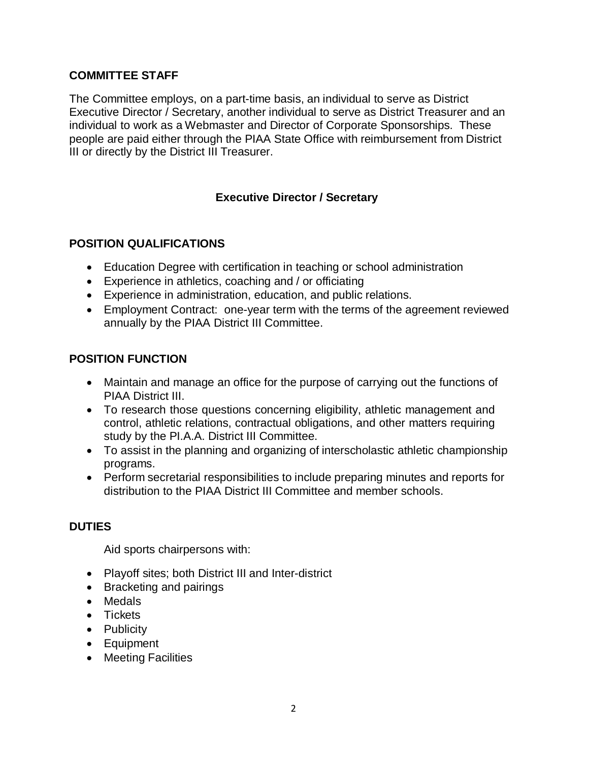## COMMITTEE STAFF

The Committee employs, on a part-time basis, an individual to serve as District Executive Director / Secretary, another individual to serve as District Treasurer and an individual to work as a Webmaster and Director of Corporate Sponsorships. These people are paid either through the PIAA State Office with reimbursement from District III or directly by the District III Treasurer.

### Executive Director / Secretary

## POSITION QUALIFICATIONS

- Education Degree with certification in teaching or school administration
- Experience in athletics, coaching and / or officiating
- Experience in administration, education, and public relations.
- Employment Contract: one-year term with the terms of the agreement reviewed annually by the PIAA District III Committee.

## POSITION FUNCTION

- Maintain and manage an office for the purpose of carrying out the functions of PIAA District III.
- To research those questions concerning eligibility, athletic management and control, athletic relations, contractual obligations, and other matters requiring study by the PI.A.A. District III Committee.
- To assist in the planning and organizing of interscholastic athletic championship programs.
- Perform secretarial responsibilities to include preparing minutes and reports for distribution to the PIAA District III Committee and member schools.

## DUTIES

Aid sports chairpersons with:

- Playoff sites; both District III and Inter-district
- Bracketing and pairings
- Medals
- Tickets
- Publicity
- Equipment
- Meeting Facilities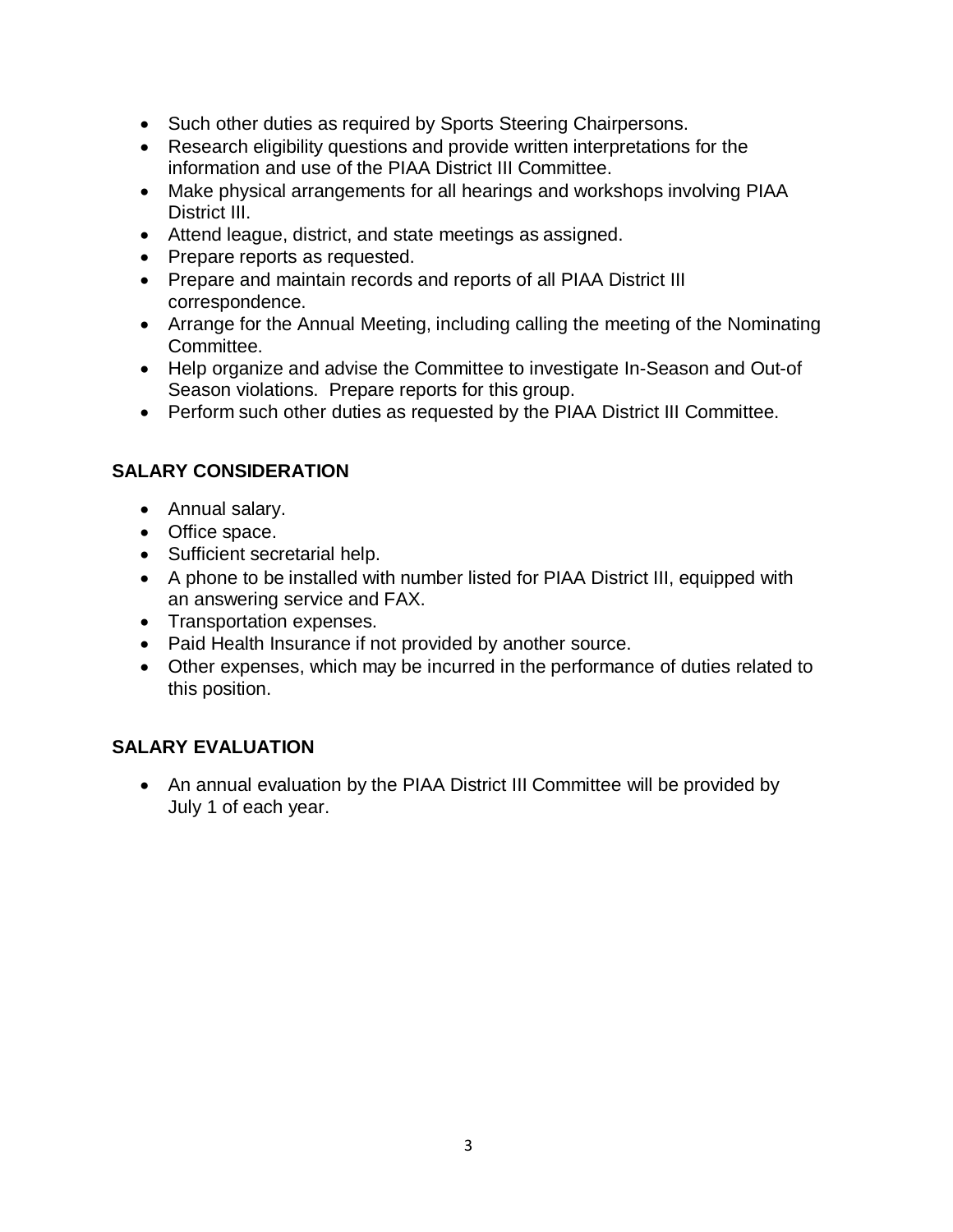- Such other duties as required by Sports Steering Chairpersons.
- Research eligibility questions and provide written interpretations for the information and use of the PIAA District III Committee.
- Make physical arrangements for all hearings and workshops involving PIAA District III.
- Attend league, district, and state meetings as assigned.
- Prepare reports as requested.
- Prepare and maintain records and reports of all PIAA District III correspondence.
- Arrange for the Annual Meeting, including calling the meeting of the Nominating Committee.
- Help organize and advise the Committee to investigate In-Season and Out-of Season violations. Prepare reports for this group.
- Perform such other duties as requested by the PIAA District III Committee.

### SALARY CONSIDERATION

- Annual salary.
- Office space.
- Sufficient secretarial help.
- A phone to be installed with number listed for PIAA District III, equipped with an answering service and FAX.
- Transportation expenses.
- Paid Health Insurance if not provided by another source.
- Other expenses, which may be incurred in the performance of duties related to this position.

### SALARY EVALUATION

- An annual evaluation by the PIAA District III Committee will be provided by July 1 of each year.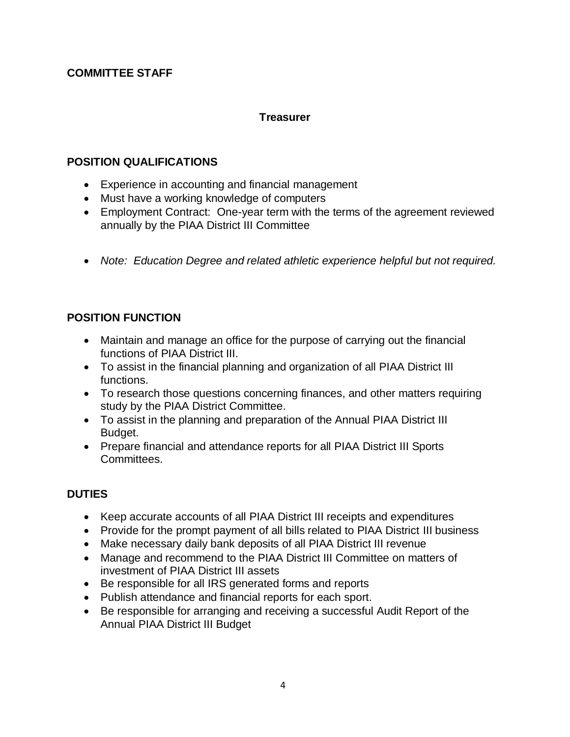## COMMITTEE STAFF

### Treasurer

**POSITION QUALIFICATIONS**

- Experience in accounting and financial management
- Must have a working knowledge of computers
- Employment Contract: One-year term with the terms of the agreement reviewed annually by the PIAA District III Committee

- *Note: Education Degree and related athletic experience helpful but not required.*

**POSITION FUNCTION**

- Maintain and manage an office for the purpose of carrying out the financial functions of PIAA District III.
- To assist in the financial planning and organization of all PIAA District III functions.
- To research those questions concerning finances, and other matters requiring study by the PIAA District Committee.
- To assist in the planning and preparation of the Annual PIAA District III Budget.
- Prepare financial and attendance reports for all PIAA District III Sports Committees.

**DUTIES**

- Keep accurate accounts of all PIAA District III receipts and expenditures
- Provide for the prompt payment of all bills related to PIAA District III business
- Make necessary daily bank deposits of all PIAA District III revenue
- Manage and recommend to the PIAA District III Committee on matters of investment of PIAA District III assets
- Be responsible for all IRS generated forms and reports
- Publish attendance and financial reports for each sport.
- Be responsible for arranging and receiving a successful Audit Report of the Annual PIAA District III Budget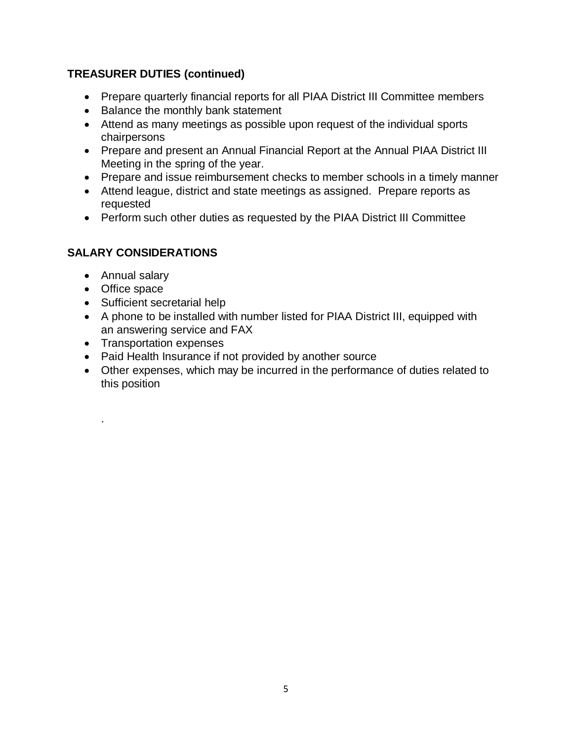**TREASURER DUTIES (continued)**

- Prepare quarterly financial reports for all PIAA District III Committee members
- Balance the monthly bank statement
- Attend as many meetings as possible upon request of the individual sports chairpersons
- Prepare and present an Annual Financial Report at the Annual PIAA District III Meeting in the spring of the year.
- Prepare and issue reimbursement checks to member schools in a timely manner
- Attend league, district and state meetings as assigned. Prepare reports as requested
- Perform such other duties as requested by the PIAA District III Committee

**SALARY CONSIDERATIONS**

- Annual salary
- Office space
- Sufficient secretarial help
- A phone to be installed with number listed for PIAA District III, equipped with an answering service and FAX
- Transportation expenses
- Paid Health Insurance if not provided by another source
- Other expenses, which may be incurred in the performance of duties related to this position

.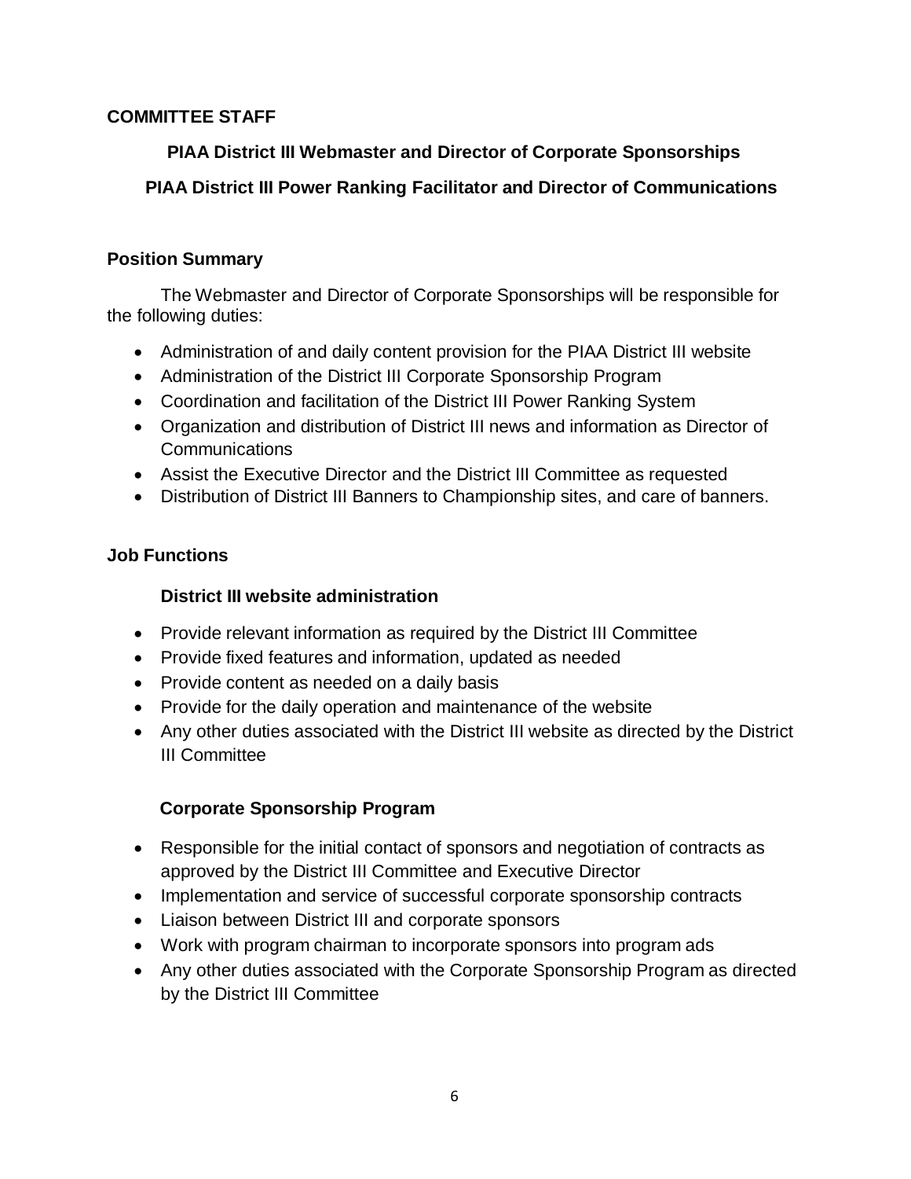## COMMITTEE STAFF

### PIAA District III Webmaster and Director of Corporate Sponsorships

### PIAA District III Power Ranking Facilitator and Director of Communications

### Position Summary

The Webmaster and Director of Corporate Sponsorships will be responsible for the following duties:

- Administration of and daily content provision for the PIAA District III website
- Administration of the District III Corporate Sponsorship Program
- Coordination and facilitation of the District III Power Ranking System
- Organization and distribution of District III news and information as Director of Communications
- Assist the Executive Director and the District III Committee as requested
- Distribution of District III Banners to Championship sites, and care of banners.

### Job Functions

#### District III website administration

- Provide relevant information as required by the District III Committee
- Provide fixed features and information, updated as needed
- Provide content as needed on a daily basis
- Provide for the daily operation and maintenance of the website
- Any other duties associated with the District III website as directed by the District III Committee

#### Corporate Sponsorship Program

- Responsible for the initial contact of sponsors and negotiation of contracts as approved by the District III Committee and Executive Director
- Implementation and service of successful corporate sponsorship contracts
- Liaison between District III and corporate sponsors
- Work with program chairman to incorporate sponsors into program ads
- Any other duties associated with the Corporate Sponsorship Program as directed by the District III Committee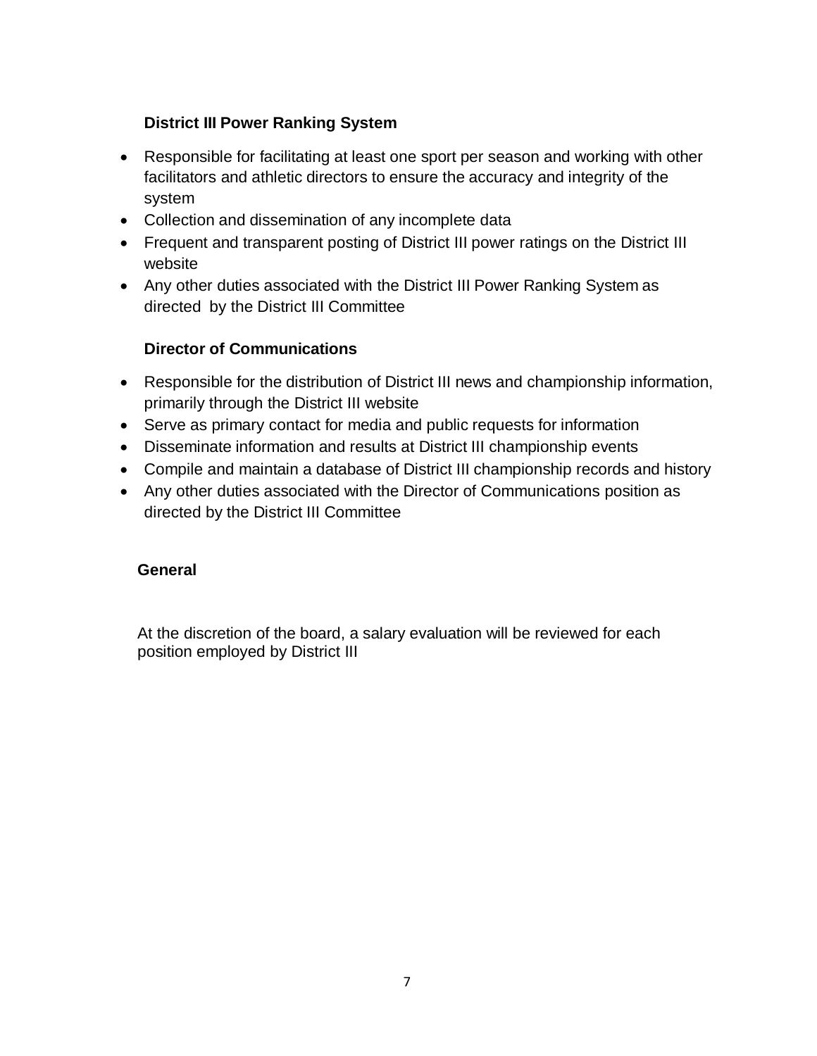**District III Power Ranking System**

- Responsible for facilitating at least one sport per season and working with other facilitators and athletic directors to ensure the accuracy and integrity of the system
- Collection and dissemination of any incomplete data
- Frequent and transparent posting of District III power ratings on the District III website
- Any other duties associated with the District III Power Ranking System as directed by the District III Committee

**Director of Communications**

- Responsible for the distribution of District III news and championship information, primarily through the District III website
- Serve as primary contact for media and public requests for information
- Disseminate information and results at District III championship events
- Compile and maintain a database of District III championship records and history
- Any other duties associated with the Director of Communications position as directed by the District III Committee

**General**

At the discretion of the board, a salary evaluation will be reviewed for each position employed by District III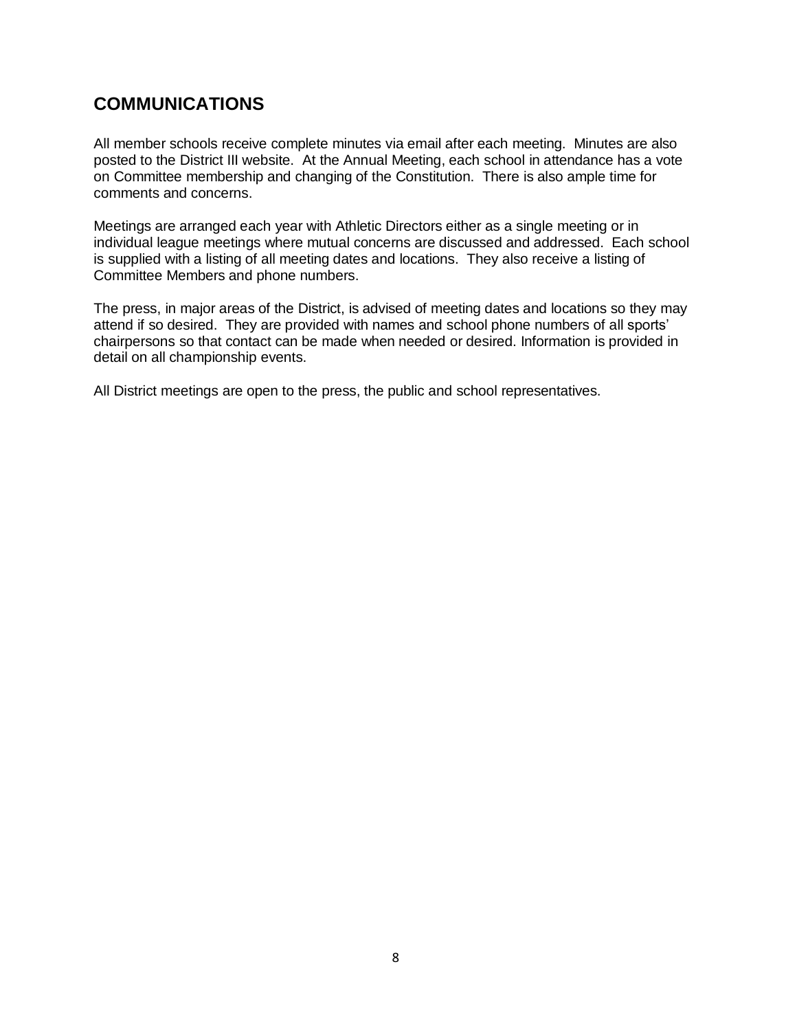## COMMUNICATIONS

All member schools receive complete minutes via email after each meeting. Minutes are also posted to the District III website. At the Annual Meeting, each school in attendance has a vote on Committee membership and changing of the Constitution. There is also ample time for comments and concerns.

Meetings are arranged each year with Athletic Directors either as a single meeting or in individual league meetings where mutual concerns are discussed and addressed. Each school is supplied with a listing of all meeting dates and locations. They also receive a listing of Committee Members and phone numbers.

The press, in major areas of the District, is advised of meeting dates and locations so they may attend if so desired. They are provided with names and school phone numbers of all sports' chairpersons so that contact can be made when needed or desired. Information is provided in detail on all championship events.

All District meetings are open to the press, the public and school representatives.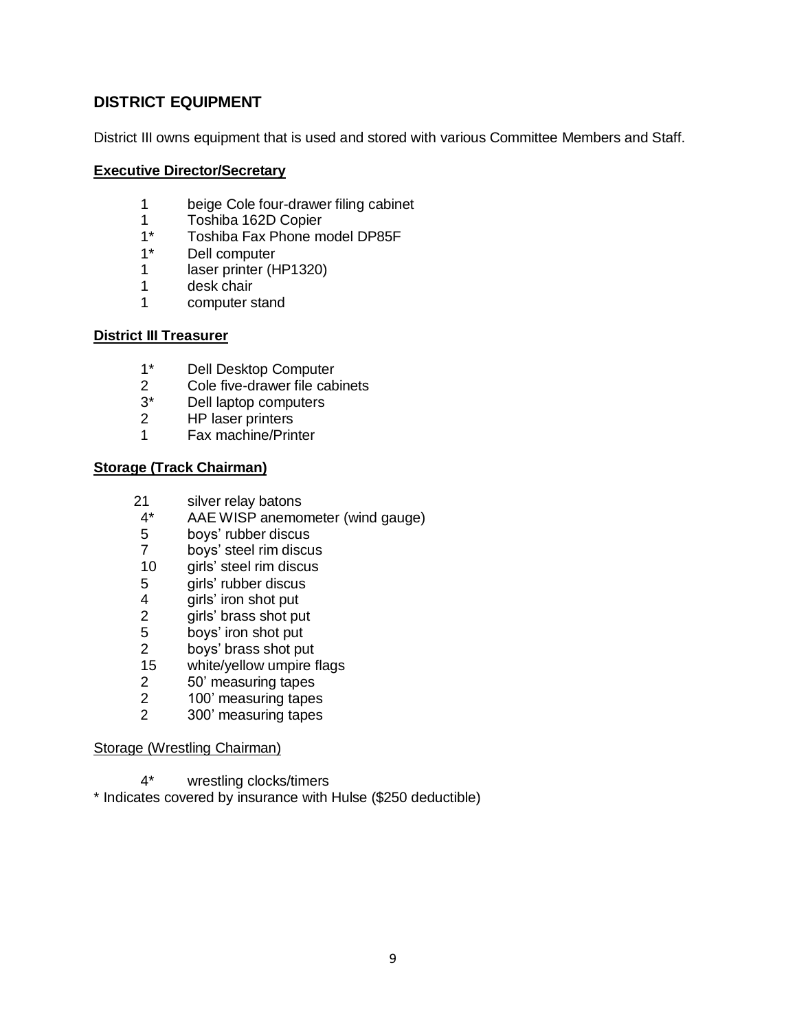## DISTRICT EQUIPMENT

District III owns equipment that is used and stored with various Committee Members and Staff.

**Executive Director/Secretary**

- 1 beige Cole four-drawer filing cabinet
- 1 Toshiba 162D Copier
- 1* Toshiba Fax Phone model DP85F
- 1* Dell computer
- 1 laser printer (HP1320)
- 1 desk chair
- 1 computer stand

**District III Treasurer**

- 1* Dell Desktop Computer
- 2 Cole five-drawer file cabinets
- 3* Dell laptop computers
- 2 HP laser printers
- 1 Fax machine/Printer

**Storage (Track Chairman)**

- 21 silver relay batons
- 4* AAE WISP anemometer (wind gauge)
- 5 boys' rubber discus
- 7 boys' steel rim discus
- 10 girls' steel rim discus
- 5 girls' rubber discus
- 4 girls' iron shot put
- 2 girls' brass shot put
- 5 boys' iron shot put
- 2 boys' brass shot put
- 15 white/yellow umpire flags
- 2 50' measuring tapes
- 2 100' measuring tapes
- 2 300' measuring tapes

Storage (Wrestling Chairman)

- 4* wrestling clocks/timers

* Indicates covered by insurance with Hulse ($250 deductible)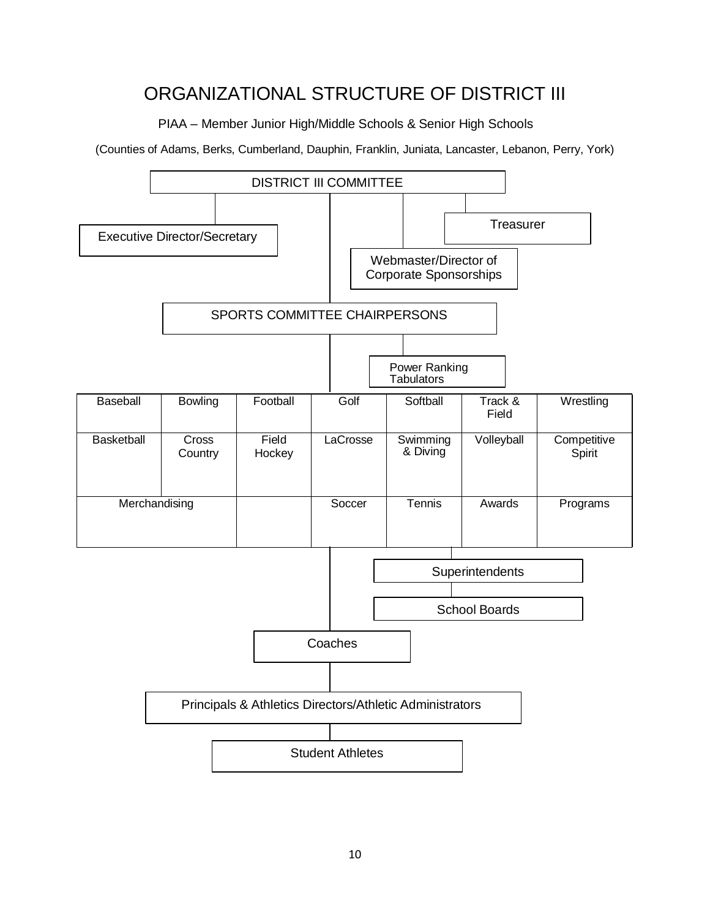# ORGANIZATIONAL STRUCTURE OF DISTRICT III

PIAA – Member Junior High/Middle Schools & Senior High Schools

(Counties of Adams, Berks, Cumberland, Dauphin, Franklin, Juniata, Lancaster, Lebanon, Perry, York)

DISTRICT III COMMITTEE

- Executive Director/Secretary
- Treasurer
- Webmaster/Director of Corporate Sponsorships

SPORTS COMMITTEE CHAIRPERSONS

- Power Ranking Tabulators

| Baseball | Bowling | Football | Golf | Softball | Track & Field | Wrestling |
|---|---|---|---|---|---|---|
| Basketball | Cross Country | Field Hockey | LaCrosse | Swimming & Diving | Volleyball | Competitive Spirit |
| Merchandising | | | Soccer | Tennis | Awards | Programs |

- Superintendents
- School Boards

Coaches

Principals & Athletics Directors/Athletic Administrators

Student Athletes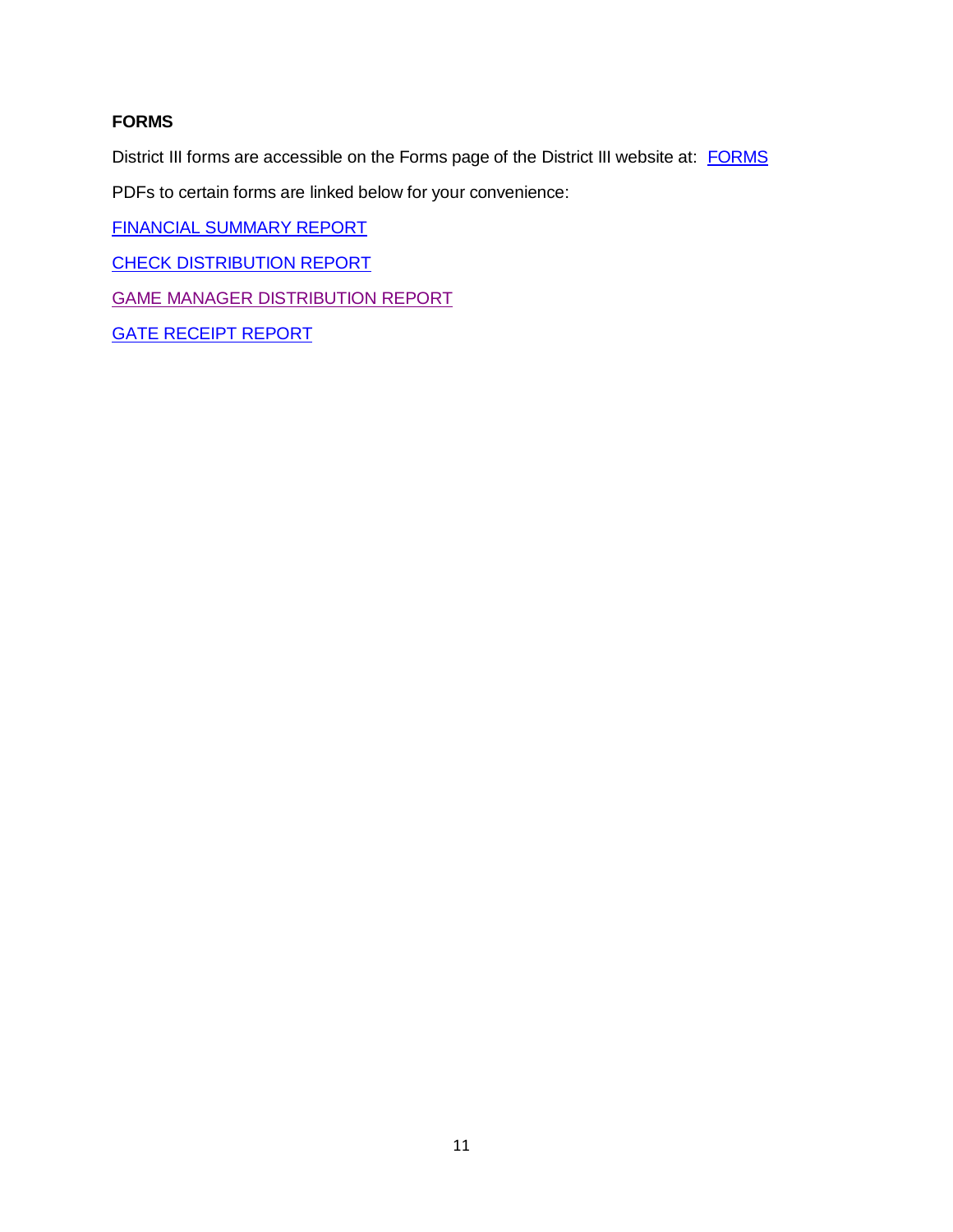**FORMS**

District III forms are accessible on the Forms page of the District III website at: FORMS

PDFs to certain forms are linked below for your convenience:

FINANCIAL SUMMARY REPORT

CHECK DISTRIBUTION REPORT

GAME MANAGER DISTRIBUTION REPORT

GATE RECEIPT REPORT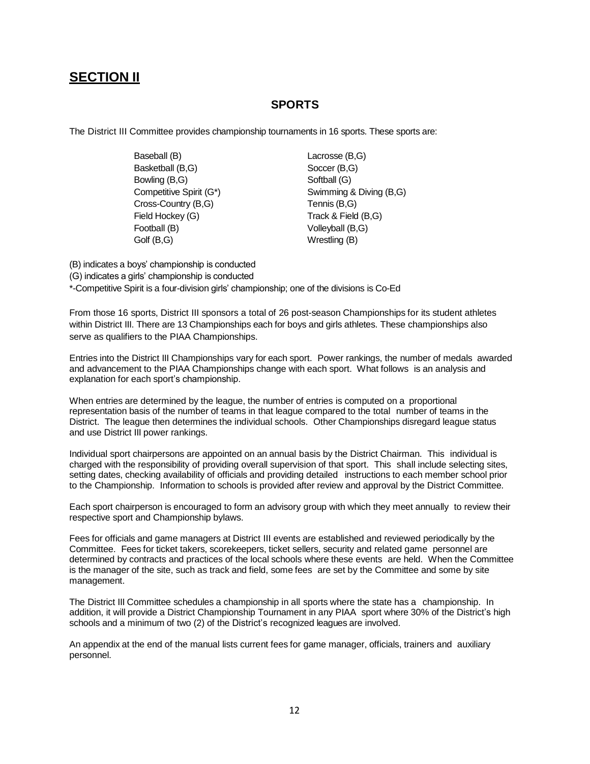# **SECTION II**

## SPORTS

The District III Committee provides championship tournaments in 16 sports. These sports are:

- Baseball (B)
- Basketball (B,G)
- Bowling (B,G)
- Competitive Spirit (G*)
- Cross-Country (B,G)
- Field Hockey (G)
- Football (B)
- Golf (B,G)
- Lacrosse (B,G)
- Soccer (B,G)
- Softball (G)
- Swimming & Diving (B,G)
- Tennis (B,G)
- Track & Field (B,G)
- Volleyball (B,G)
- Wrestling (B)

(B) indicates a boys' championship is conducted

(G) indicates a girls' championship is conducted

*-Competitive Spirit is a four-division girls' championship; one of the divisions is Co-Ed

From those 16 sports, District III sponsors a total of 26 post-season Championships for its student athletes within District III. There are 13 Championships each for boys and girls athletes. These championships also serve as qualifiers to the PIAA Championships.

Entries into the District III Championships vary for each sport. Power rankings, the number of medals awarded and advancement to the PIAA Championships change with each sport. What follows is an analysis and explanation for each sport's championship.

When entries are determined by the league, the number of entries is computed on a proportional representation basis of the number of teams in that league compared to the total number of teams in the District. The league then determines the individual schools. Other Championships disregard league status and use District III power rankings.

Individual sport chairpersons are appointed on an annual basis by the District Chairman. This individual is charged with the responsibility of providing overall supervision of that sport. This shall include selecting sites, setting dates, checking availability of officials and providing detailed instructions to each member school prior to the Championship. Information to schools is provided after review and approval by the District Committee.

Each sport chairperson is encouraged to form an advisory group with which they meet annually to review their respective sport and Championship bylaws.

Fees for officials and game managers at District III events are established and reviewed periodically by the Committee. Fees for ticket takers, scorekeepers, ticket sellers, security and related game personnel are determined by contracts and practices of the local schools where these events are held. When the Committee is the manager of the site, such as track and field, some fees are set by the Committee and some by site management.

The District III Committee schedules a championship in all sports where the state has a championship. In addition, it will provide a District Championship Tournament in any PIAA sport where 30% of the District's high schools and a minimum of two (2) of the District's recognized leagues are involved.

An appendix at the end of the manual lists current fees for game manager, officials, trainers and auxiliary personnel.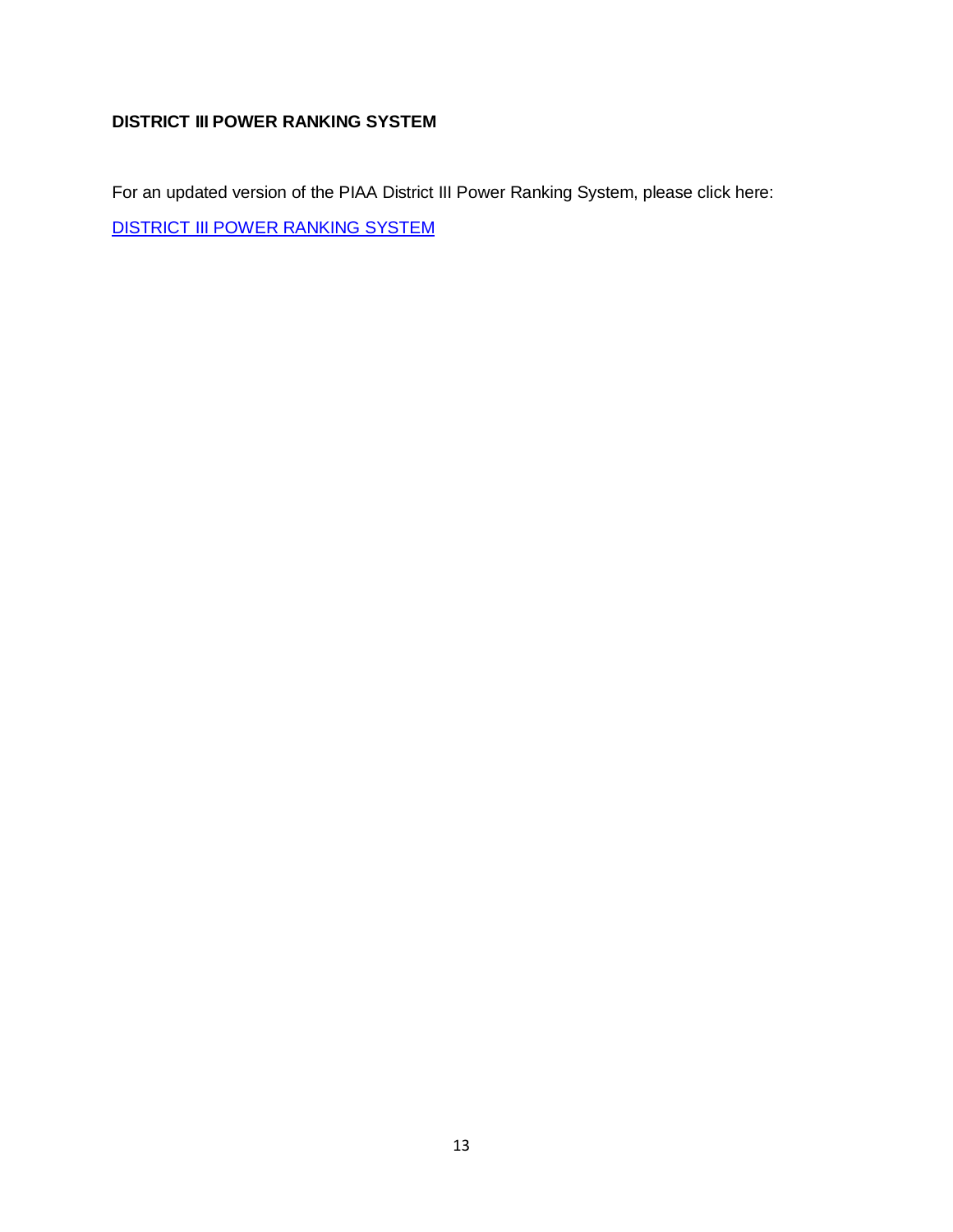**DISTRICT III POWER RANKING SYSTEM**

For an updated version of the PIAA District III Power Ranking System, please click here:

DISTRICT III POWER RANKING SYSTEM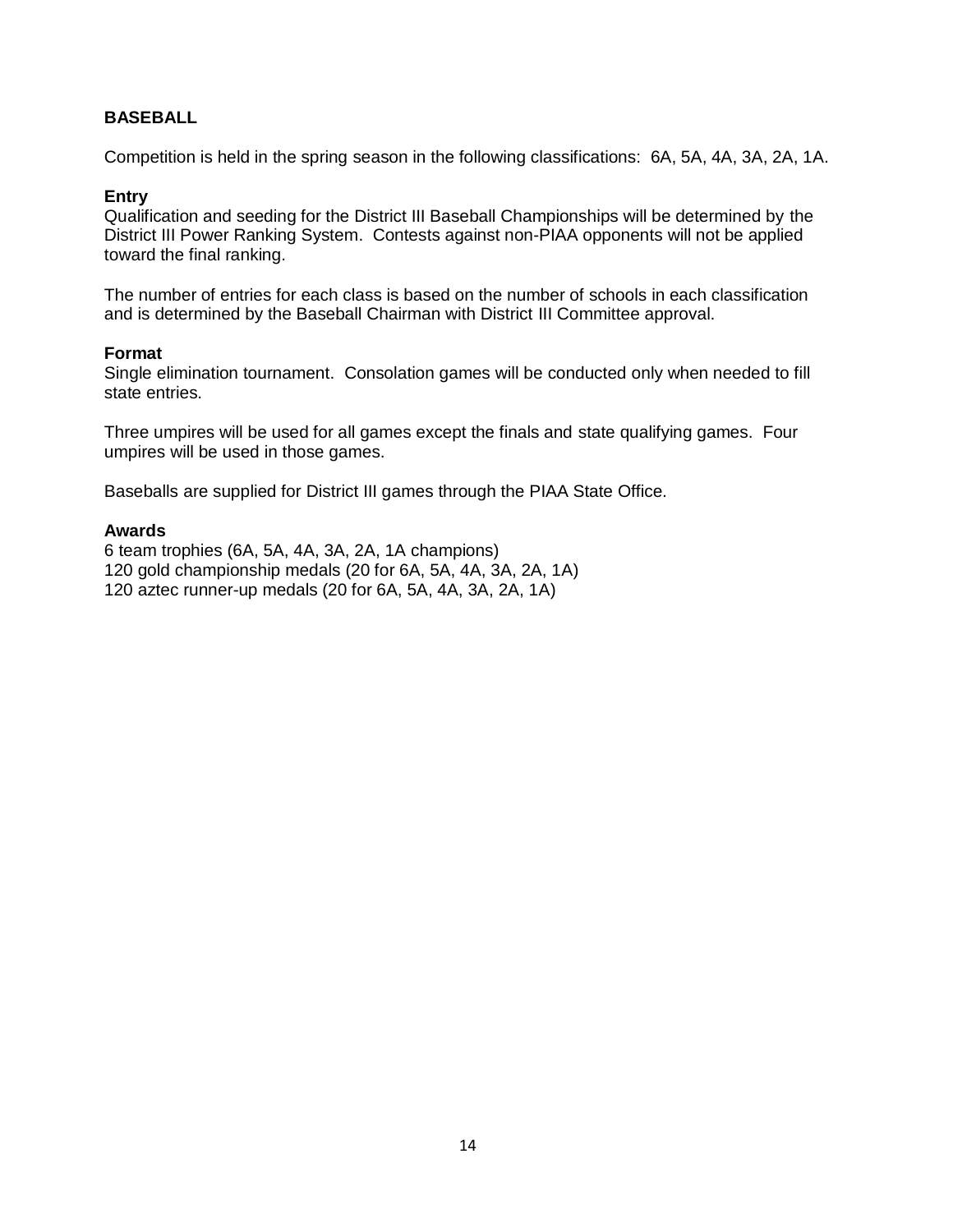## BASEBALL

Competition is held in the spring season in the following classifications: 6A, 5A, 4A, 3A, 2A, 1A.

**Entry**

Qualification and seeding for the District III Baseball Championships will be determined by the District III Power Ranking System. Contests against non-PIAA opponents will not be applied toward the final ranking.

The number of entries for each class is based on the number of schools in each classification and is determined by the Baseball Chairman with District III Committee approval.

**Format**

Single elimination tournament. Consolation games will be conducted only when needed to fill state entries.

Three umpires will be used for all games except the finals and state qualifying games. Four umpires will be used in those games.

Baseballs are supplied for District III games through the PIAA State Office.

**Awards**

6 team trophies (6A, 5A, 4A, 3A, 2A, 1A champions)
120 gold championship medals (20 for 6A, 5A, 4A, 3A, 2A, 1A)
120 aztec runner-up medals (20 for 6A, 5A, 4A, 3A, 2A, 1A)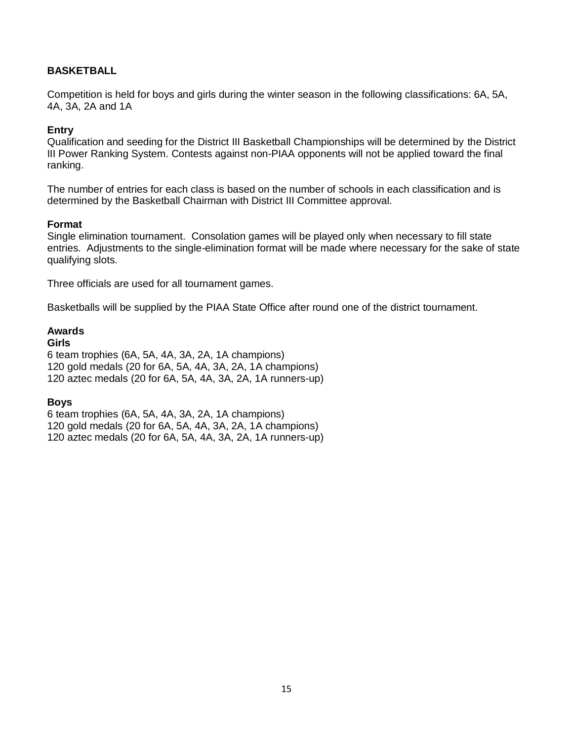## BASKETBALL

Competition is held for boys and girls during the winter season in the following classifications: 6A, 5A, 4A, 3A, 2A and 1A

### Entry

Qualification and seeding for the District III Basketball Championships will be determined by the District III Power Ranking System. Contests against non-PIAA opponents will not be applied toward the final ranking.

The number of entries for each class is based on the number of schools in each classification and is determined by the Basketball Chairman with District III Committee approval.

### Format

Single elimination tournament. Consolation games will be played only when necessary to fill state entries. Adjustments to the single-elimination format will be made where necessary for the sake of state qualifying slots.

Three officials are used for all tournament games.

Basketballs will be supplied by the PIAA State Office after round one of the district tournament.

### Awards

**Girls**

6 team trophies (6A, 5A, 4A, 3A, 2A, 1A champions)
120 gold medals (20 for 6A, 5A, 4A, 3A, 2A, 1A champions)
120 aztec medals (20 for 6A, 5A, 4A, 3A, 2A, 1A runners-up)

**Boys**

6 team trophies (6A, 5A, 4A, 3A, 2A, 1A champions)
120 gold medals (20 for 6A, 5A, 4A, 3A, 2A, 1A champions)
120 aztec medals (20 for 6A, 5A, 4A, 3A, 2A, 1A runners-up)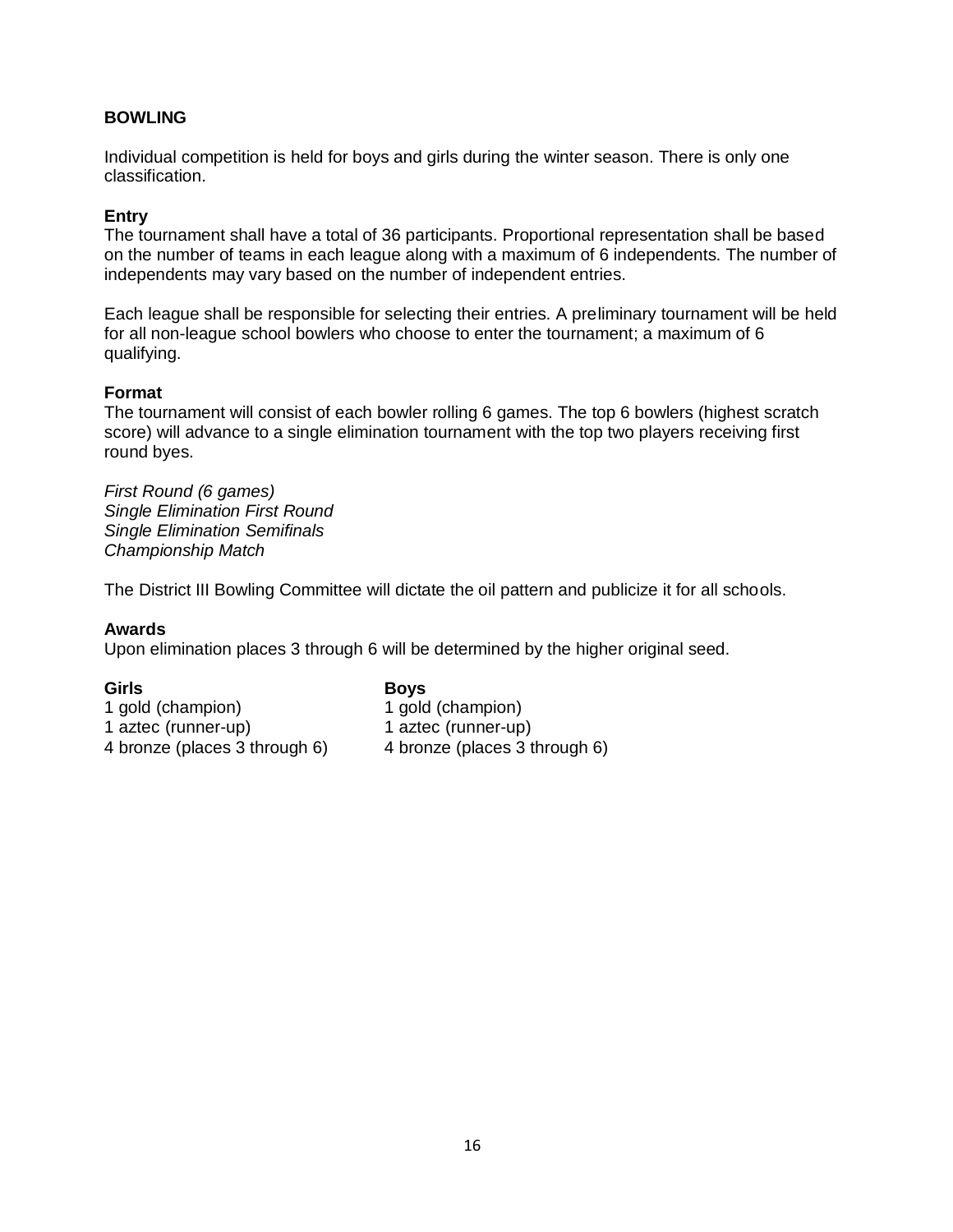# BOWLING

Individual competition is held for boys and girls during the winter season. There is only one classification.

### Entry

The tournament shall have a total of 36 participants. Proportional representation shall be based on the number of teams in each league along with a maximum of 6 independents. The number of independents may vary based on the number of independent entries.

Each league shall be responsible for selecting their entries. A preliminary tournament will be held for all non-league school bowlers who choose to enter the tournament; a maximum of 6 qualifying.

### Format

The tournament will consist of each bowler rolling 6 games. The top 6 bowlers (highest scratch score) will advance to a single elimination tournament with the top two players receiving first round byes.

*First Round (6 games)*
*Single Elimination First Round*
*Single Elimination Semifinals*
*Championship Match*

The District III Bowling Committee will dictate the oil pattern and publicize it for all schools.

### Awards

Upon elimination places 3 through 6 will be determined by the higher original seed.

| **Girls** | **Boys** |
|---|---|
| 1 gold (champion) | 1 gold (champion) |
| 1 aztec (runner-up) | 1 aztec (runner-up) |
| 4 bronze (places 3 through 6) | 4 bronze (places 3 through 6) |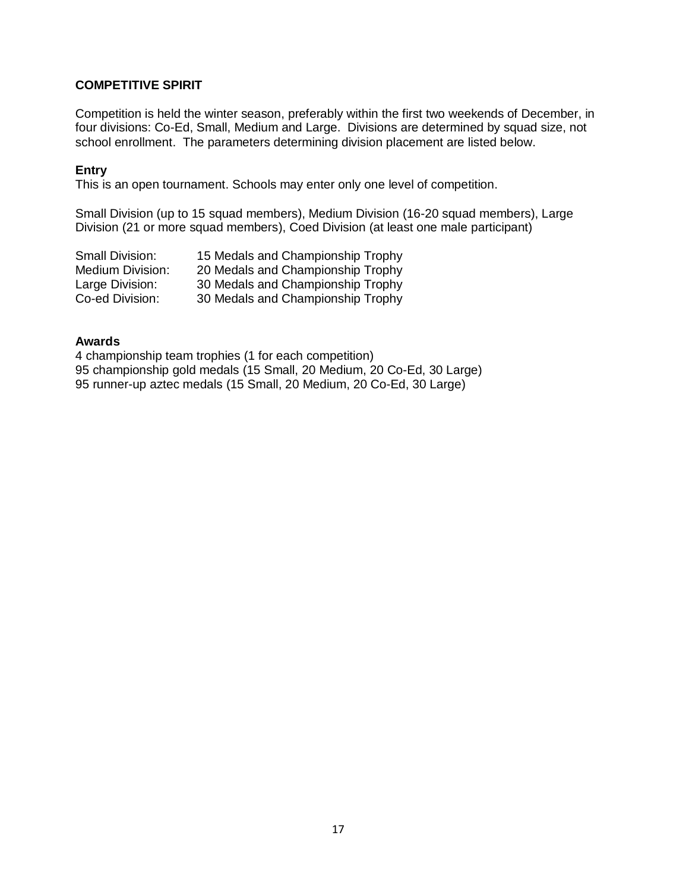## COMPETITIVE SPIRIT

Competition is held the winter season, preferably within the first two weekends of December, in four divisions: Co-Ed, Small, Medium and Large. Divisions are determined by squad size, not school enrollment. The parameters determining division placement are listed below.

### Entry

This is an open tournament. Schools may enter only one level of competition.

Small Division (up to 15 squad members), Medium Division (16-20 squad members), Large Division (21 or more squad members), Coed Division (at least one male participant)

| | |
|---|---|
| Small Division: | 15 Medals and Championship Trophy |
| Medium Division: | 20 Medals and Championship Trophy |
| Large Division: | 30 Medals and Championship Trophy |
| Co-ed Division: | 30 Medals and Championship Trophy |

### Awards

4 championship team trophies (1 for each competition)
95 championship gold medals (15 Small, 20 Medium, 20 Co-Ed, 30 Large)
95 runner-up aztec medals (15 Small, 20 Medium, 20 Co-Ed, 30 Large)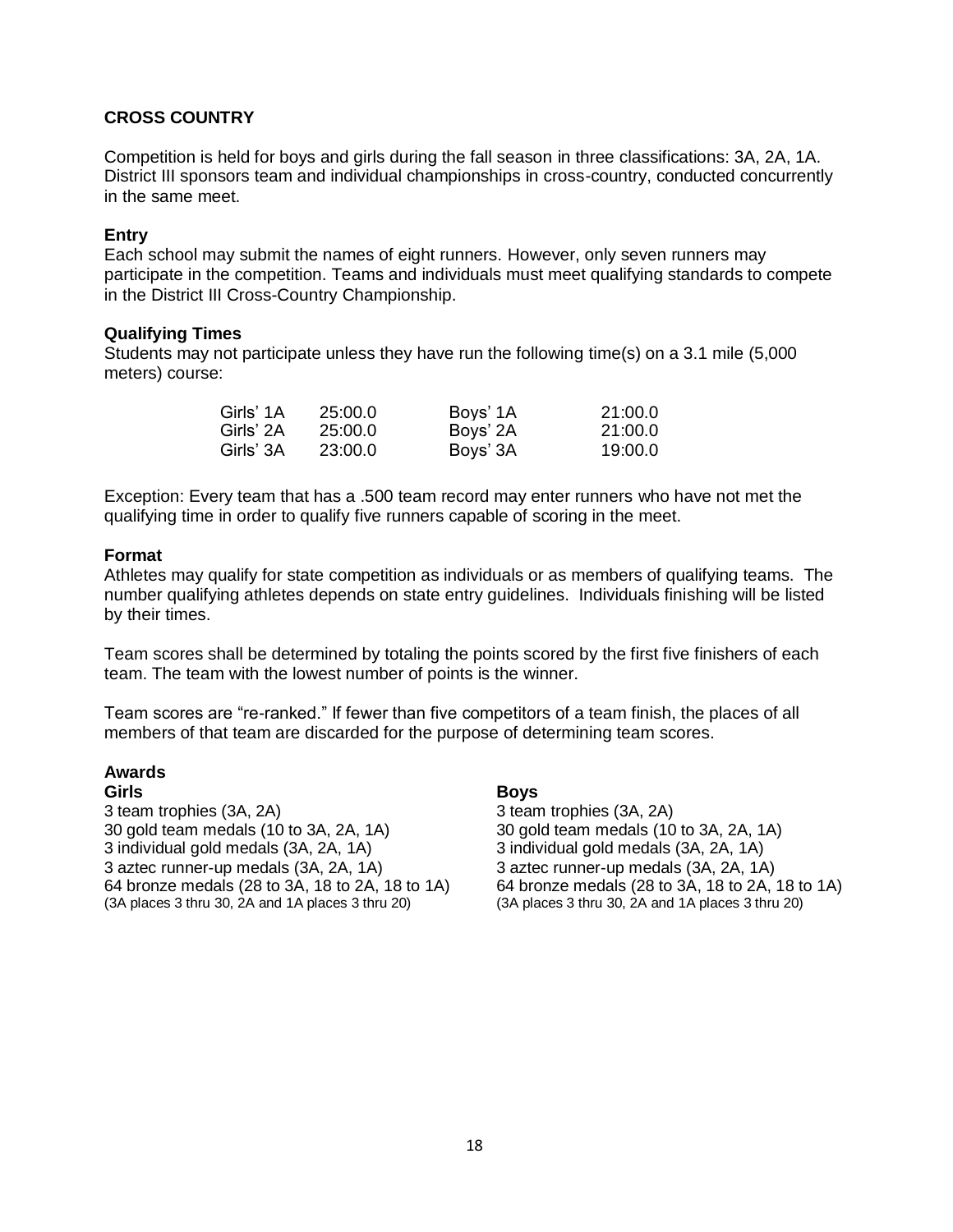## CROSS COUNTRY

Competition is held for boys and girls during the fall season in three classifications: 3A, 2A, 1A. District III sponsors team and individual championships in cross-country, conducted concurrently in the same meet.

### Entry

Each school may submit the names of eight runners. However, only seven runners may participate in the competition. Teams and individuals must meet qualifying standards to compete in the District III Cross-Country Championship.

### Qualifying Times

Students may not participate unless they have run the following time(s) on a 3.1 mile (5,000 meters) course:

| | | | |
|---|---|---|---|
| Girls' 1A | 25:00.0 | Boys' 1A | 21:00.0 |
| Girls' 2A | 25:00.0 | Boys' 2A | 21:00.0 |
| Girls' 3A | 23:00.0 | Boys' 3A | 19:00.0 |

Exception: Every team that has a .500 team record may enter runners who have not met the qualifying time in order to qualify five runners capable of scoring in the meet.

### Format

Athletes may qualify for state competition as individuals or as members of qualifying teams. The number qualifying athletes depends on state entry guidelines. Individuals finishing will be listed by their times.

Team scores shall be determined by totaling the points scored by the first five finishers of each team. The team with the lowest number of points is the winner.

Team scores are "re-ranked." If fewer than five competitors of a team finish, the places of all members of that team are discarded for the purpose of determining team scores.

### Awards

**Girls**

3 team trophies (3A, 2A)
30 gold team medals (10 to 3A, 2A, 1A)
3 individual gold medals (3A, 2A, 1A)
3 aztec runner-up medals (3A, 2A, 1A)
64 bronze medals (28 to 3A, 18 to 2A, 18 to 1A)
(3A places 3 thru 30, 2A and 1A places 3 thru 20)

**Boys**

3 team trophies (3A, 2A)
30 gold team medals (10 to 3A, 2A, 1A)
3 individual gold medals (3A, 2A, 1A)
3 aztec runner-up medals (3A, 2A, 1A)
64 bronze medals (28 to 3A, 18 to 2A, 18 to 1A)
(3A places 3 thru 30, 2A and 1A places 3 thru 20)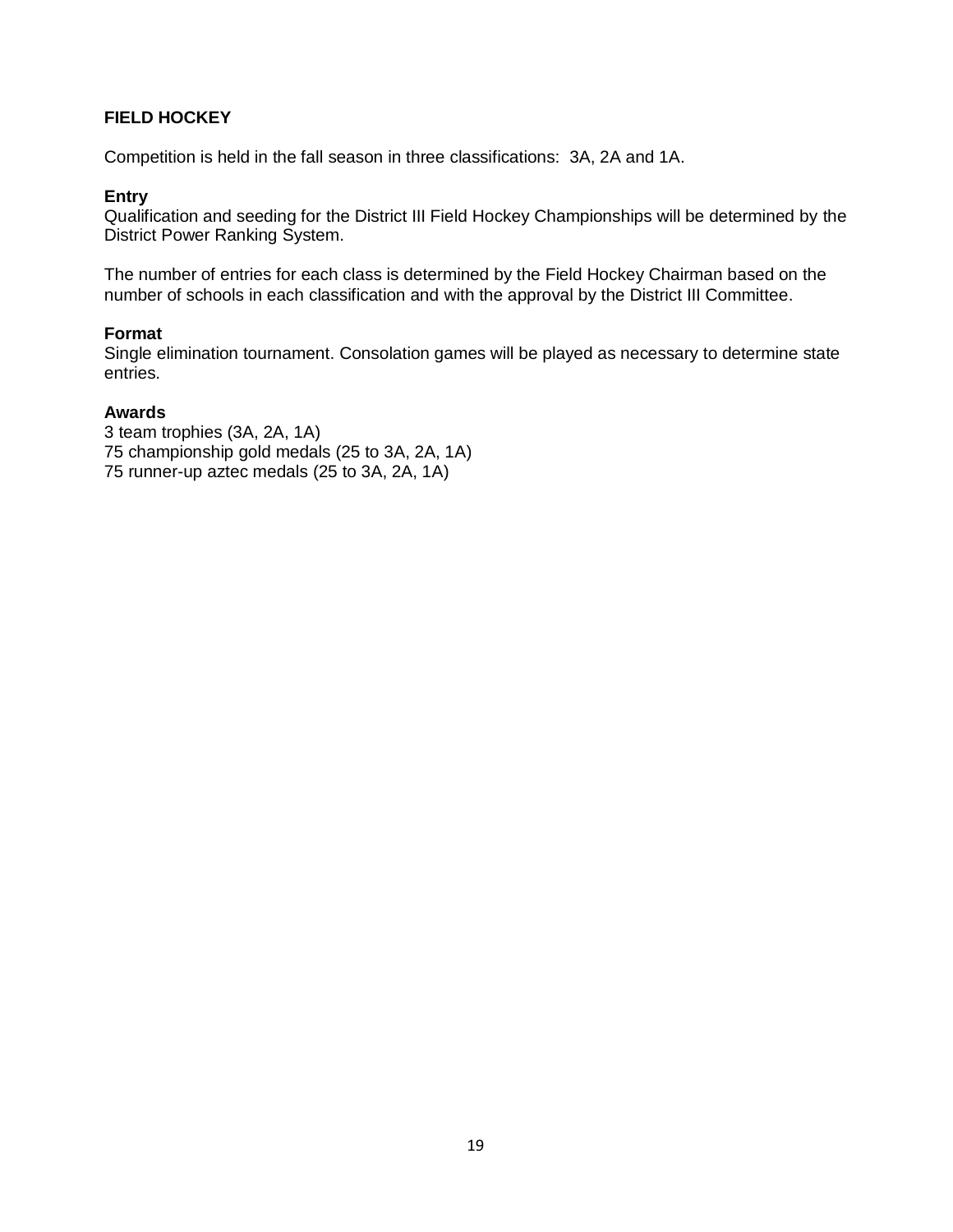## FIELD HOCKEY

Competition is held in the fall season in three classifications: 3A, 2A and 1A.

### Entry

Qualification and seeding for the District III Field Hockey Championships will be determined by the District Power Ranking System.

The number of entries for each class is determined by the Field Hockey Chairman based on the number of schools in each classification and with the approval by the District III Committee.

### Format

Single elimination tournament. Consolation games will be played as necessary to determine state entries.

### Awards

3 team trophies (3A, 2A, 1A)
75 championship gold medals (25 to 3A, 2A, 1A)
75 runner-up aztec medals (25 to 3A, 2A, 1A)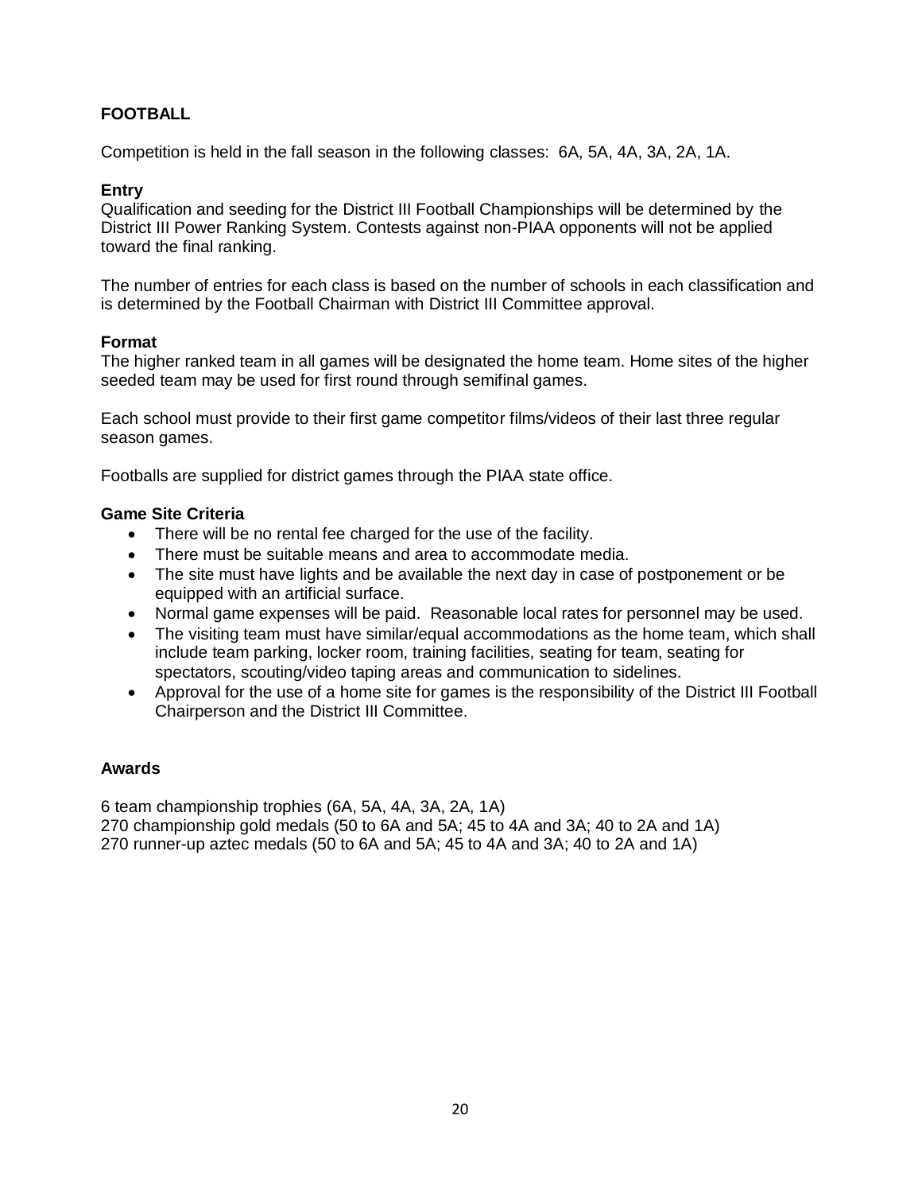## FOOTBALL

Competition is held in the fall season in the following classes: 6A, 5A, 4A, 3A, 2A, 1A.

### Entry

Qualification and seeding for the District III Football Championships will be determined by the District III Power Ranking System. Contests against non-PIAA opponents will not be applied toward the final ranking.

The number of entries for each class is based on the number of schools in each classification and is determined by the Football Chairman with District III Committee approval.

### Format

The higher ranked team in all games will be designated the home team. Home sites of the higher seeded team may be used for first round through semifinal games.

Each school must provide to their first game competitor films/videos of their last three regular season games.

Footballs are supplied for district games through the PIAA state office.

### Game Site Criteria

- There will be no rental fee charged for the use of the facility.
- There must be suitable means and area to accommodate media.
- The site must have lights and be available the next day in case of postponement or be equipped with an artificial surface.
- Normal game expenses will be paid. Reasonable local rates for personnel may be used.
- The visiting team must have similar/equal accommodations as the home team, which shall include team parking, locker room, training facilities, seating for team, seating for spectators, scouting/video taping areas and communication to sidelines.
- Approval for the use of a home site for games is the responsibility of the District III Football Chairperson and the District III Committee.

### Awards

6 team championship trophies (6A, 5A, 4A, 3A, 2A, 1A)
270 championship gold medals (50 to 6A and 5A; 45 to 4A and 3A; 40 to 2A and 1A)
270 runner-up aztec medals (50 to 6A and 5A; 45 to 4A and 3A; 40 to 2A and 1A)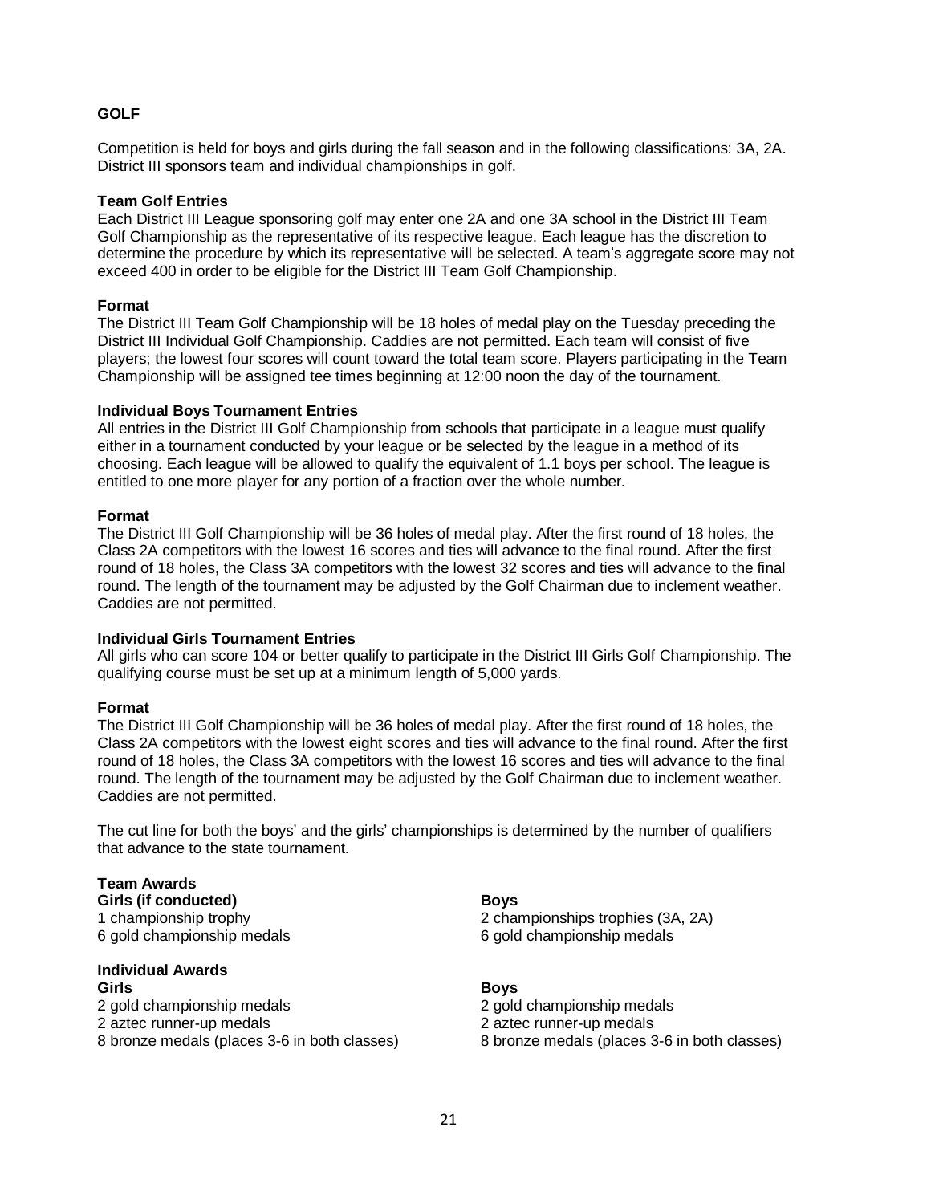## GOLF

Competition is held for boys and girls during the fall season and in the following classifications: 3A, 2A. District III sponsors team and individual championships in golf.

### Team Golf Entries

Each District III League sponsoring golf may enter one 2A and one 3A school in the District III Team Golf Championship as the representative of its respective league. Each league has the discretion to determine the procedure by which its representative will be selected. A team's aggregate score may not exceed 400 in order to be eligible for the District III Team Golf Championship.

### Format

The District III Team Golf Championship will be 18 holes of medal play on the Tuesday preceding the District III Individual Golf Championship. Caddies are not permitted. Each team will consist of five players; the lowest four scores will count toward the total team score. Players participating in the Team Championship will be assigned tee times beginning at 12:00 noon the day of the tournament.

### Individual Boys Tournament Entries

All entries in the District III Golf Championship from schools that participate in a league must qualify either in a tournament conducted by your league or be selected by the league in a method of its choosing. Each league will be allowed to qualify the equivalent of 1.1 boys per school. The league is entitled to one more player for any portion of a fraction over the whole number.

### Format

The District III Golf Championship will be 36 holes of medal play. After the first round of 18 holes, the Class 2A competitors with the lowest 16 scores and ties will advance to the final round. After the first round of 18 holes, the Class 3A competitors with the lowest 32 scores and ties will advance to the final round. The length of the tournament may be adjusted by the Golf Chairman due to inclement weather. Caddies are not permitted.

### Individual Girls Tournament Entries

All girls who can score 104 or better qualify to participate in the District III Girls Golf Championship. The qualifying course must be set up at a minimum length of 5,000 yards.

### Format

The District III Golf Championship will be 36 holes of medal play. After the first round of 18 holes, the Class 2A competitors with the lowest eight scores and ties will advance to the final round. After the first round of 18 holes, the Class 3A competitors with the lowest 16 scores and ties will advance to the final round. The length of the tournament may be adjusted by the Golf Chairman due to inclement weather. Caddies are not permitted.

The cut line for both the boys' and the girls' championships is determined by the number of qualifiers that advance to the state tournament.

### Team Awards

**Girls (if conducted)**
1 championship trophy
6 gold championship medals

**Boys**
2 championships trophies (3A, 2A)
6 gold championship medals

### Individual Awards

**Girls**
2 gold championship medals
2 aztec runner-up medals
8 bronze medals (places 3-6 in both classes)

**Boys**
2 gold championship medals
2 aztec runner-up medals
8 bronze medals (places 3-6 in both classes)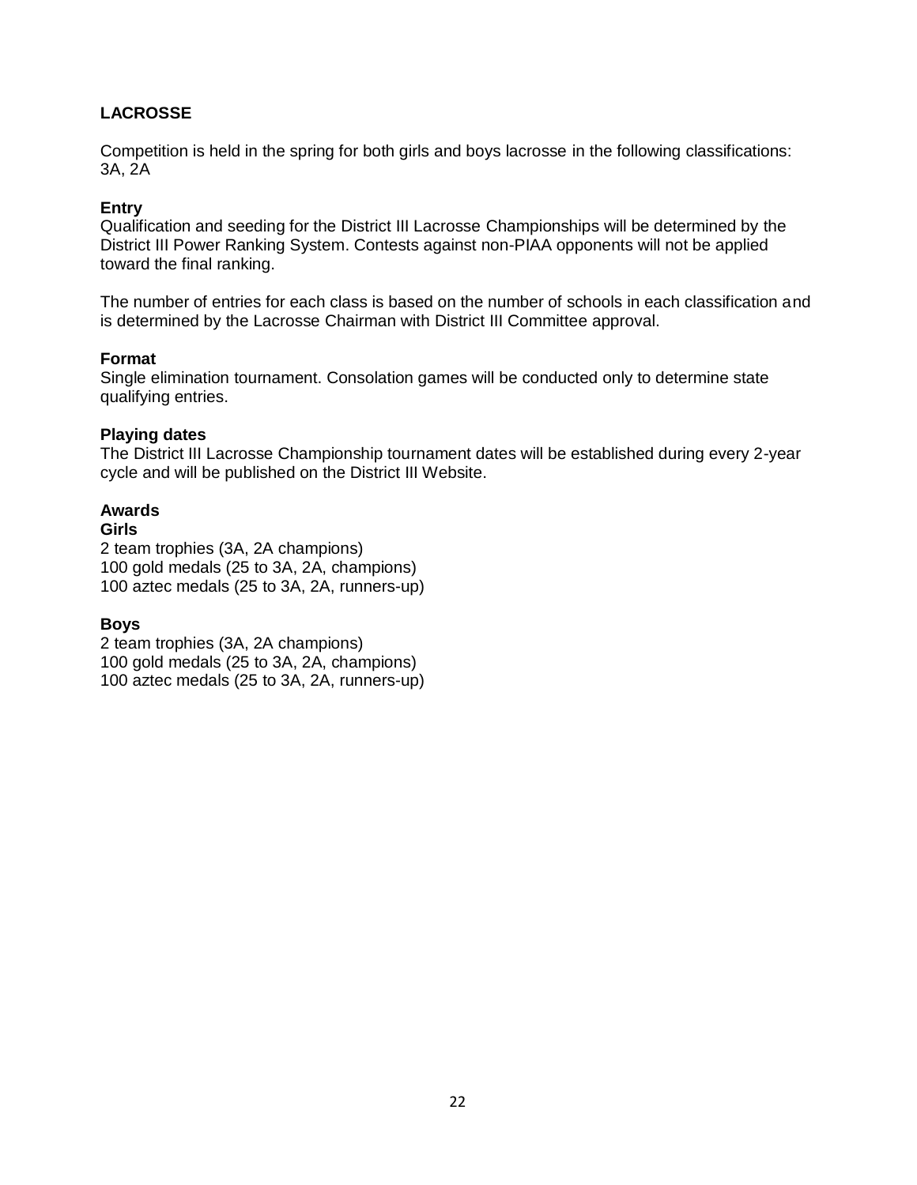## LACROSSE

Competition is held in the spring for both girls and boys lacrosse in the following classifications: 3A, 2A

### Entry

Qualification and seeding for the District III Lacrosse Championships will be determined by the District III Power Ranking System. Contests against non-PIAA opponents will not be applied toward the final ranking.

The number of entries for each class is based on the number of schools in each classification and is determined by the Lacrosse Chairman with District III Committee approval.

### Format

Single elimination tournament. Consolation games will be conducted only to determine state qualifying entries.

### Playing dates

The District III Lacrosse Championship tournament dates will be established during every 2-year cycle and will be published on the District III Website.

### Awards

**Girls**

2 team trophies (3A, 2A champions)
100 gold medals (25 to 3A, 2A, champions)
100 aztec medals (25 to 3A, 2A, runners-up)

**Boys**

2 team trophies (3A, 2A champions)
100 gold medals (25 to 3A, 2A, champions)
100 aztec medals (25 to 3A, 2A, runners-up)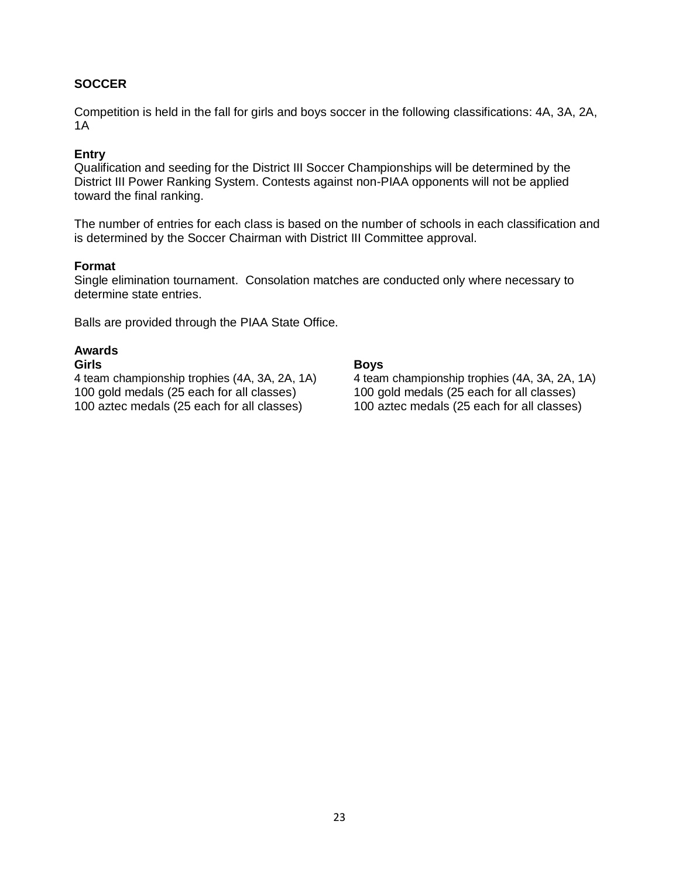## SOCCER

Competition is held in the fall for girls and boys soccer in the following classifications: 4A, 3A, 2A, 1A

### Entry

Qualification and seeding for the District III Soccer Championships will be determined by the District III Power Ranking System. Contests against non-PIAA opponents will not be applied toward the final ranking.

The number of entries for each class is based on the number of schools in each classification and is determined by the Soccer Chairman with District III Committee approval.

### Format

Single elimination tournament. Consolation matches are conducted only where necessary to determine state entries.

Balls are provided through the PIAA State Office.

### Awards

**Girls**

4 team championship trophies (4A, 3A, 2A, 1A)
100 gold medals (25 each for all classes)
100 aztec medals (25 each for all classes)

**Boys**

4 team championship trophies (4A, 3A, 2A, 1A)
100 gold medals (25 each for all classes)
100 aztec medals (25 each for all classes)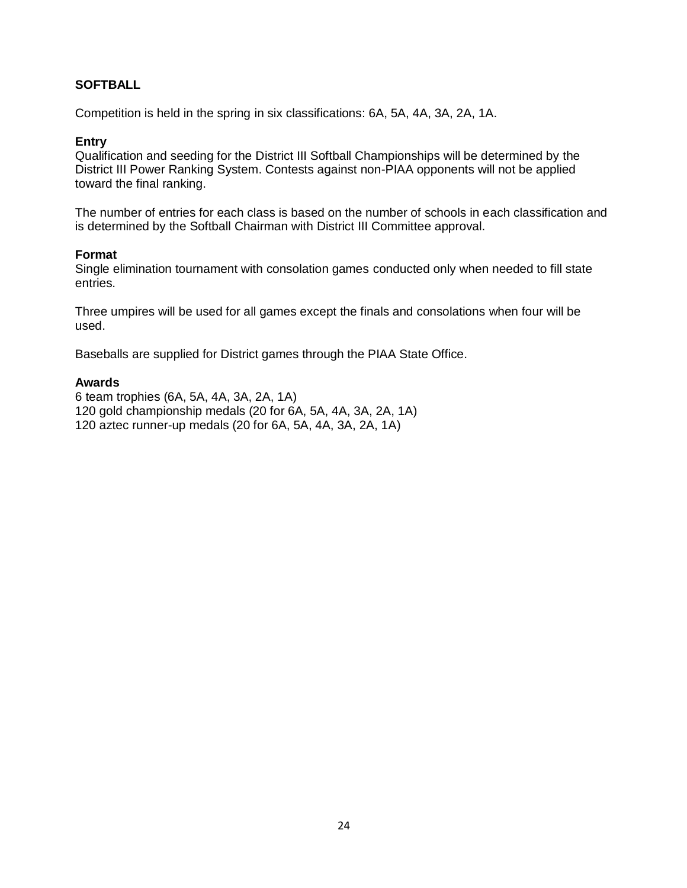**SOFTBALL**

Competition is held in the spring in six classifications: 6A, 5A, 4A, 3A, 2A, 1A.

**Entry**

Qualification and seeding for the District III Softball Championships will be determined by the District III Power Ranking System. Contests against non-PIAA opponents will not be applied toward the final ranking.

The number of entries for each class is based on the number of schools in each classification and is determined by the Softball Chairman with District III Committee approval.

**Format**

Single elimination tournament with consolation games conducted only when needed to fill state entries.

Three umpires will be used for all games except the finals and consolations when four will be used.

Baseballs are supplied for District games through the PIAA State Office.

**Awards**

6 team trophies (6A, 5A, 4A, 3A, 2A, 1A)
120 gold championship medals (20 for 6A, 5A, 4A, 3A, 2A, 1A)
120 aztec runner-up medals (20 for 6A, 5A, 4A, 3A, 2A, 1A)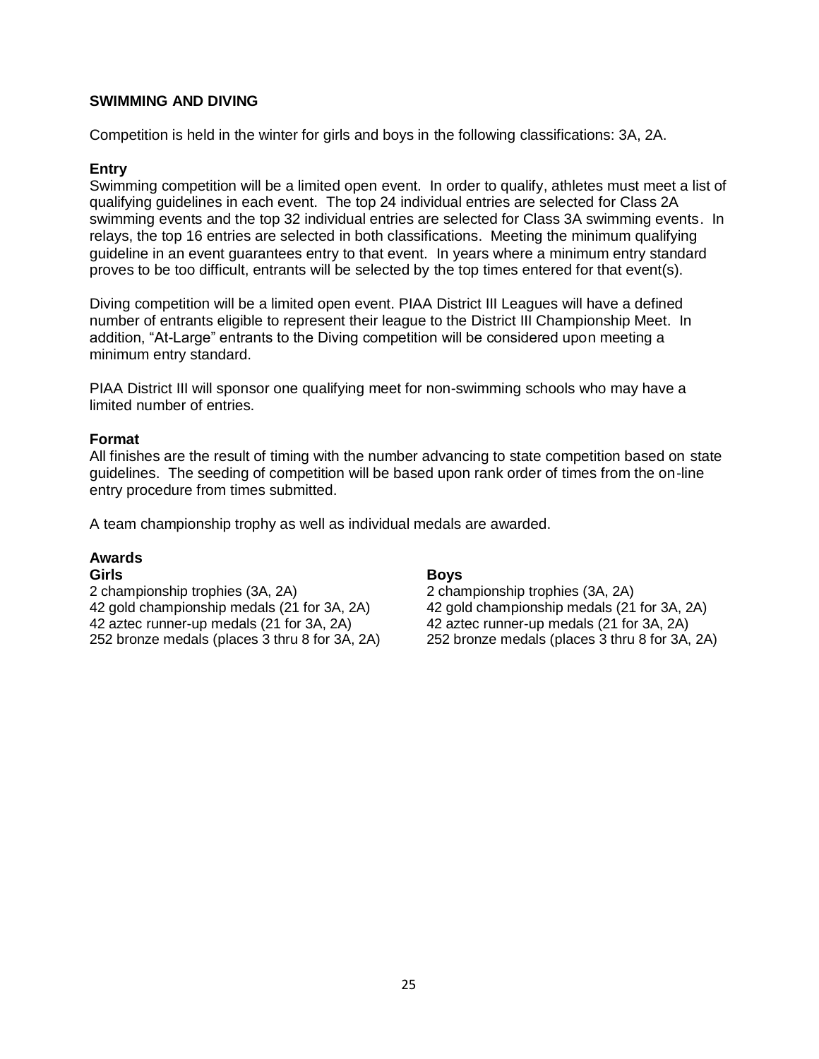## SWIMMING AND DIVING

Competition is held in the winter for girls and boys in the following classifications: 3A, 2A.

### Entry

Swimming competition will be a limited open event. In order to qualify, athletes must meet a list of qualifying guidelines in each event. The top 24 individual entries are selected for Class 2A swimming events and the top 32 individual entries are selected for Class 3A swimming events. In relays, the top 16 entries are selected in both classifications. Meeting the minimum qualifying guideline in an event guarantees entry to that event. In years where a minimum entry standard proves to be too difficult, entrants will be selected by the top times entered for that event(s).

Diving competition will be a limited open event. PIAA District III Leagues will have a defined number of entrants eligible to represent their league to the District III Championship Meet. In addition, "At-Large" entrants to the Diving competition will be considered upon meeting a minimum entry standard.

PIAA District III will sponsor one qualifying meet for non-swimming schools who may have a limited number of entries.

### Format

All finishes are the result of timing with the number advancing to state competition based on state guidelines. The seeding of competition will be based upon rank order of times from the on-line entry procedure from times submitted.

A team championship trophy as well as individual medals are awarded.

### Awards

**Girls**

2 championship trophies (3A, 2A)
42 gold championship medals (21 for 3A, 2A)
42 aztec runner-up medals (21 for 3A, 2A)
252 bronze medals (places 3 thru 8 for 3A, 2A)

**Boys**

2 championship trophies (3A, 2A)
42 gold championship medals (21 for 3A, 2A)
42 aztec runner-up medals (21 for 3A, 2A)
252 bronze medals (places 3 thru 8 for 3A, 2A)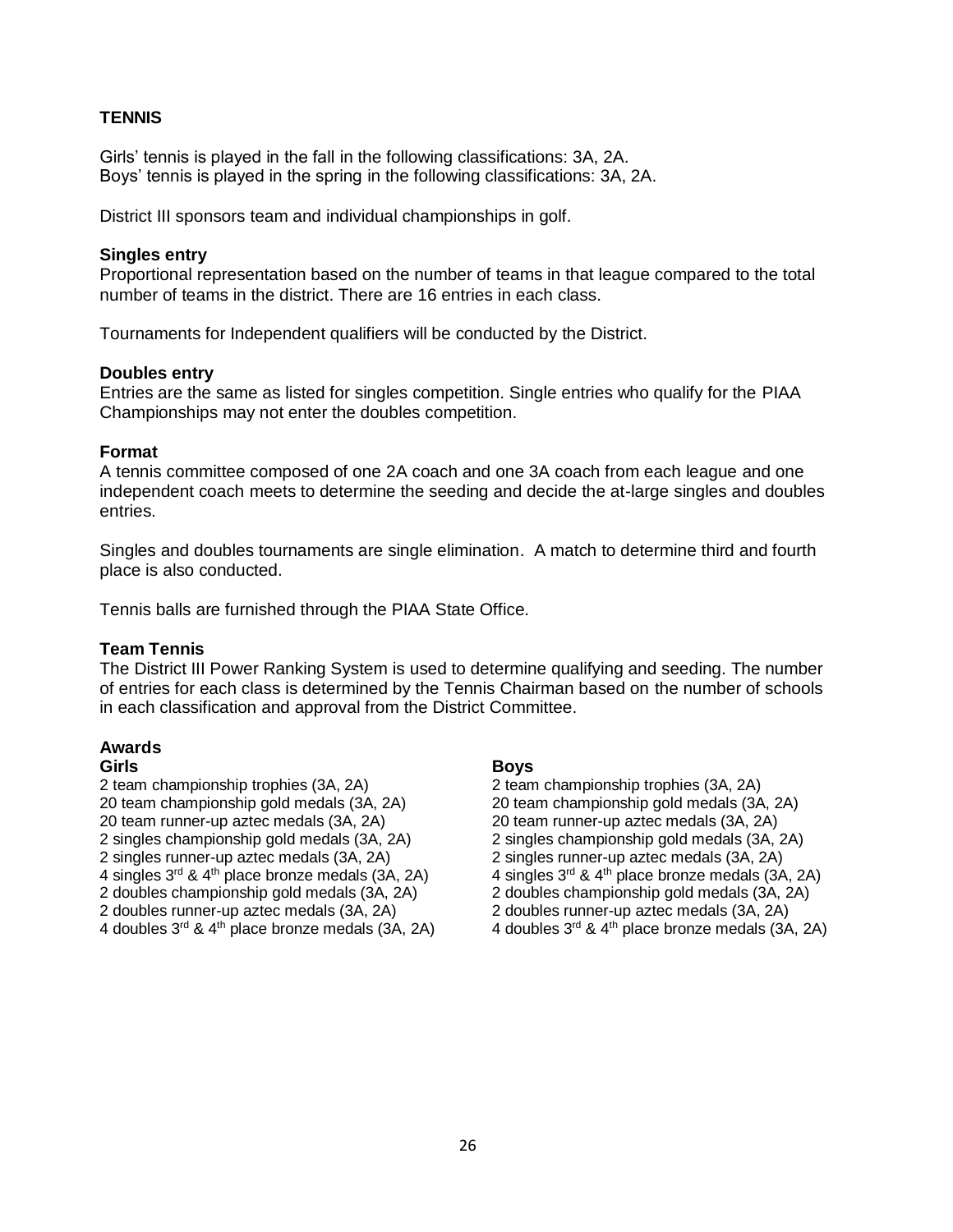**TENNIS**

Girls' tennis is played in the fall in the following classifications: 3A, 2A.
Boys' tennis is played in the spring in the following classifications: 3A, 2A.

District III sponsors team and individual championships in golf.

**Singles entry**
Proportional representation based on the number of teams in that league compared to the total number of teams in the district. There are 16 entries in each class.

Tournaments for Independent qualifiers will be conducted by the District.

**Doubles entry**
Entries are the same as listed for singles competition. Single entries who qualify for the PIAA Championships may not enter the doubles competition.

**Format**
A tennis committee composed of one 2A coach and one 3A coach from each league and one independent coach meets to determine the seeding and decide the at-large singles and doubles entries.

Singles and doubles tournaments are single elimination. A match to determine third and fourth place is also conducted.

Tennis balls are furnished through the PIAA State Office.

**Team Tennis**
The District III Power Ranking System is used to determine qualifying and seeding. The number of entries for each class is determined by the Tennis Chairman based on the number of schools in each classification and approval from the District Committee.

**Awards**

**Girls**
2 team championship trophies (3A, 2A)
20 team championship gold medals (3A, 2A)
20 team runner-up aztec medals (3A, 2A)
2 singles championship gold medals (3A, 2A)
2 singles runner-up aztec medals (3A, 2A)
4 singles 3rd & 4th place bronze medals (3A, 2A)
2 doubles championship gold medals (3A, 2A)
2 doubles runner-up aztec medals (3A, 2A)
4 doubles 3rd & 4th place bronze medals (3A, 2A)

**Boys**
2 team championship trophies (3A, 2A)
20 team championship gold medals (3A, 2A)
20 team runner-up aztec medals (3A, 2A)
2 singles championship gold medals (3A, 2A)
2 singles runner-up aztec medals (3A, 2A)
4 singles 3rd & 4th place bronze medals (3A, 2A)
2 doubles championship gold medals (3A, 2A)
2 doubles runner-up aztec medals (3A, 2A)
4 doubles 3rd & 4th place bronze medals (3A, 2A)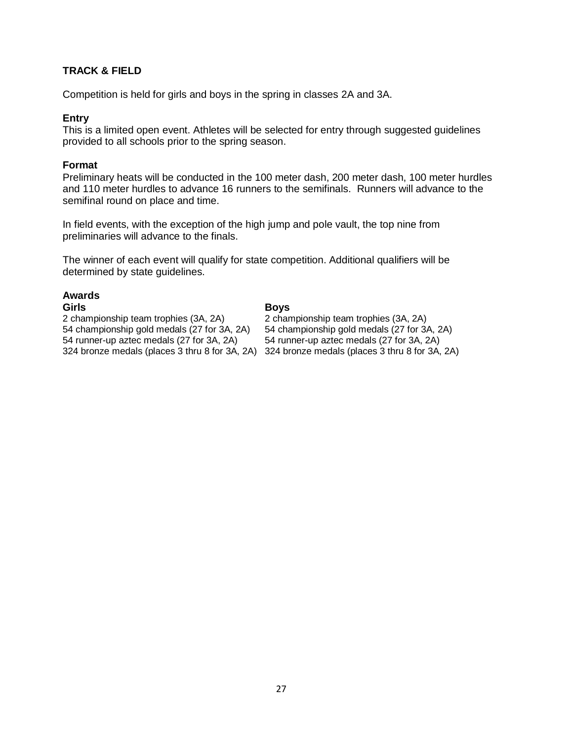## TRACK & FIELD

Competition is held for girls and boys in the spring in classes 2A and 3A.

### Entry

This is a limited open event. Athletes will be selected for entry through suggested guidelines provided to all schools prior to the spring season.

### Format

Preliminary heats will be conducted in the 100 meter dash, 200 meter dash, 100 meter hurdles and 110 meter hurdles to advance 16 runners to the semifinals. Runners will advance to the semifinal round on place and time.

In field events, with the exception of the high jump and pole vault, the top nine from preliminaries will advance to the finals.

The winner of each event will qualify for state competition. Additional qualifiers will be determined by state guidelines.

### Awards

| Girls | Boys |
|---|---|
| 2 championship team trophies (3A, 2A) | 2 championship team trophies (3A, 2A) |
| 54 championship gold medals (27 for 3A, 2A) | 54 championship gold medals (27 for 3A, 2A) |
| 54 runner-up aztec medals (27 for 3A, 2A) | 54 runner-up aztec medals (27 for 3A, 2A) |
| 324 bronze medals (places 3 thru 8 for 3A, 2A) | 324 bronze medals (places 3 thru 8 for 3A, 2A) |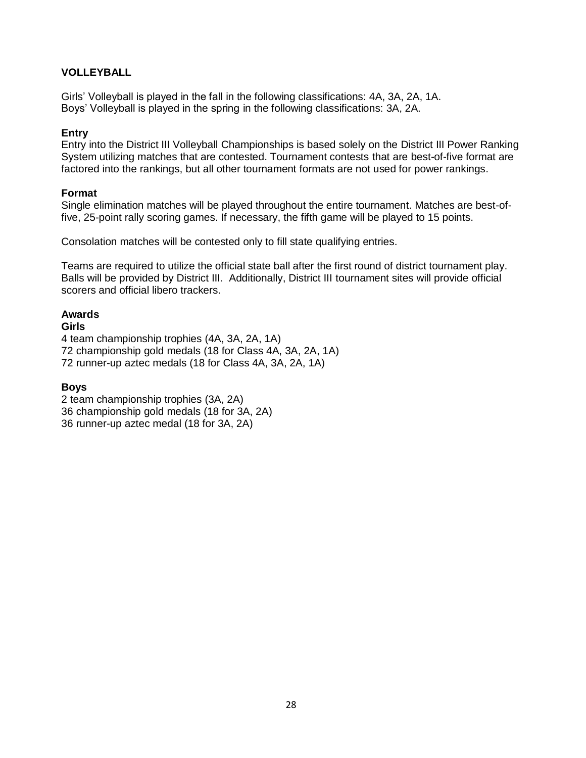## VOLLEYBALL

Girls' Volleyball is played in the fall in the following classifications: 4A, 3A, 2A, 1A.
Boys' Volleyball is played in the spring in the following classifications: 3A, 2A.

### Entry

Entry into the District III Volleyball Championships is based solely on the District III Power Ranking System utilizing matches that are contested. Tournament contests that are best-of-five format are factored into the rankings, but all other tournament formats are not used for power rankings.

### Format

Single elimination matches will be played throughout the entire tournament. Matches are best-of-five, 25-point rally scoring games. If necessary, the fifth game will be played to 15 points.

Consolation matches will be contested only to fill state qualifying entries.

Teams are required to utilize the official state ball after the first round of district tournament play. Balls will be provided by District III. Additionally, District III tournament sites will provide official scorers and official libero trackers.

### Awards

**Girls**

4 team championship trophies (4A, 3A, 2A, 1A)
72 championship gold medals (18 for Class 4A, 3A, 2A, 1A)
72 runner-up aztec medals (18 for Class 4A, 3A, 2A, 1A)

**Boys**

2 team championship trophies (3A, 2A)
36 championship gold medals (18 for 3A, 2A)
36 runner-up aztec medal (18 for 3A, 2A)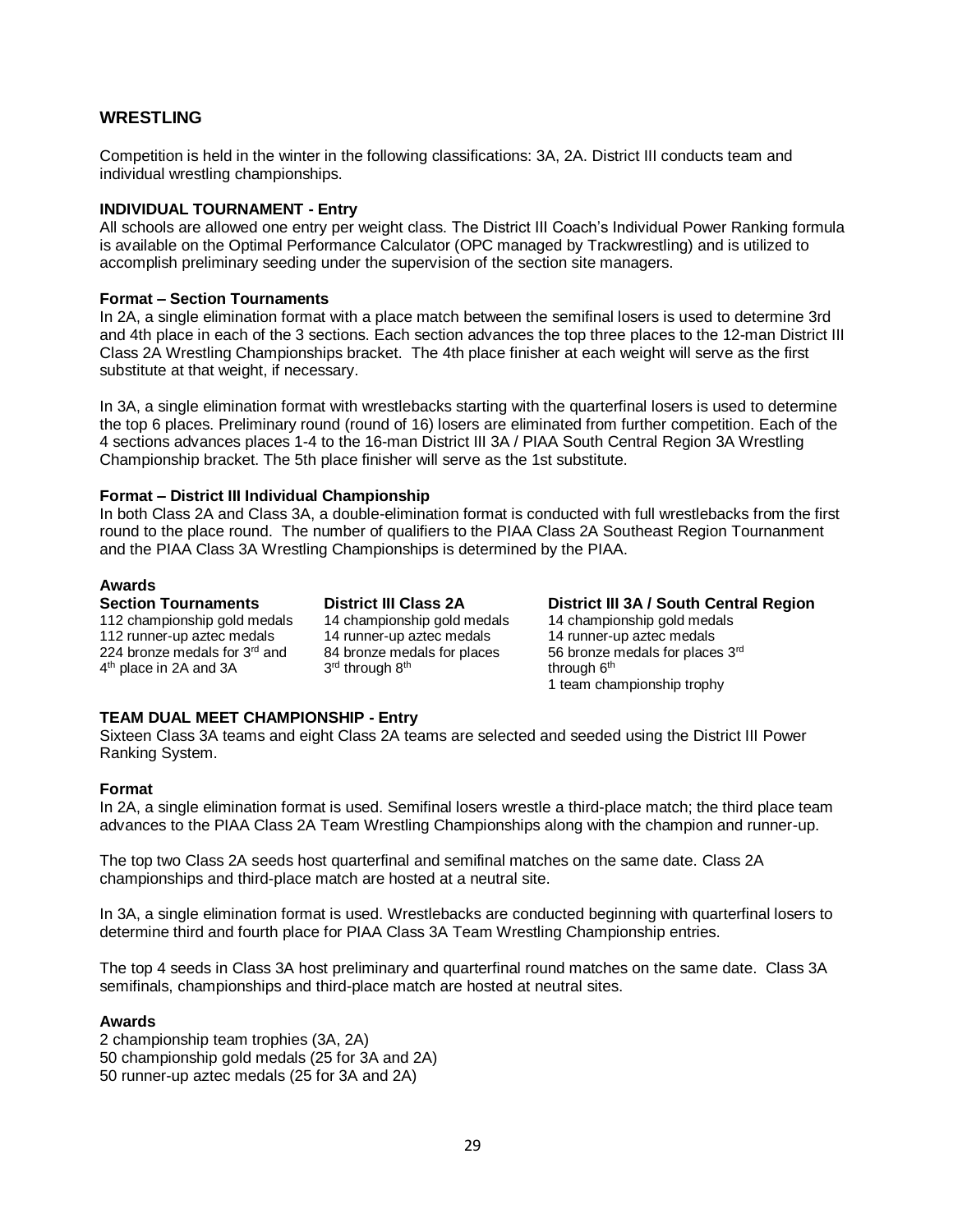## WRESTLING

Competition is held in the winter in the following classifications: 3A, 2A. District III conducts team and individual wrestling championships.

**INDIVIDUAL TOURNAMENT - Entry**

All schools are allowed one entry per weight class. The District III Coach's Individual Power Ranking formula is available on the Optimal Performance Calculator (OPC managed by Trackwrestling) and is utilized to accomplish preliminary seeding under the supervision of the section site managers.

**Format – Section Tournaments**

In 2A, a single elimination format with a place match between the semifinal losers is used to determine 3rd and 4th place in each of the 3 sections. Each section advances the top three places to the 12-man District III Class 2A Wrestling Championships bracket. The 4th place finisher at each weight will serve as the first substitute at that weight, if necessary.

In 3A, a single elimination format with wrestlebacks starting with the quarterfinal losers is used to determine the top 6 places. Preliminary round (round of 16) losers are eliminated from further competition. Each of the 4 sections advances places 1-4 to the 16-man District III 3A / PIAA South Central Region 3A Wrestling Championship bracket. The 5th place finisher will serve as the 1st substitute.

**Format – District III Individual Championship**

In both Class 2A and Class 3A, a double-elimination format is conducted with full wrestlebacks from the first round to the place round. The number of qualifiers to the PIAA Class 2A Southeast Region Tournanment and the PIAA Class 3A Wrestling Championships is determined by the PIAA.

**Awards**

| **Section Tournaments** | **District III Class 2A** | **District III 3A / South Central Region** |
|---|---|---|
| 112 championship gold medals | 14 championship gold medals | 14 championship gold medals |
| 112 runner-up aztec medals | 14 runner-up aztec medals | 14 runner-up aztec medals |
| 224 bronze medals for 3rd and 4th place in 2A and 3A | 84 bronze medals for places 3rd through 8th | 56 bronze medals for places 3rd through 6th |
| | | 1 team championship trophy |

**TEAM DUAL MEET CHAMPIONSHIP - Entry**

Sixteen Class 3A teams and eight Class 2A teams are selected and seeded using the District III Power Ranking System.

**Format**

In 2A, a single elimination format is used. Semifinal losers wrestle a third-place match; the third place team advances to the PIAA Class 2A Team Wrestling Championships along with the champion and runner-up.

The top two Class 2A seeds host quarterfinal and semifinal matches on the same date. Class 2A championships and third-place match are hosted at a neutral site.

In 3A, a single elimination format is used. Wrestlebacks are conducted beginning with quarterfinal losers to determine third and fourth place for PIAA Class 3A Team Wrestling Championship entries.

The top 4 seeds in Class 3A host preliminary and quarterfinal round matches on the same date. Class 3A semifinals, championships and third-place match are hosted at neutral sites.

**Awards**

2 championship team trophies (3A, 2A)
50 championship gold medals (25 for 3A and 2A)
50 runner-up aztec medals (25 for 3A and 2A)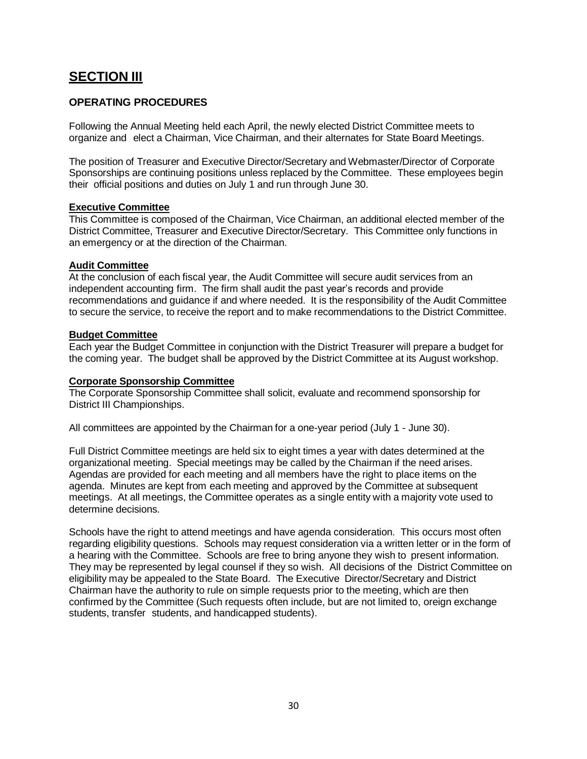# SECTION III

## OPERATING PROCEDURES

Following the Annual Meeting held each April, the newly elected District Committee meets to organize and elect a Chairman, Vice Chairman, and their alternates for State Board Meetings.

The position of Treasurer and Executive Director/Secretary and Webmaster/Director of Corporate Sponsorships are continuing positions unless replaced by the Committee. These employees begin their official positions and duties on July 1 and run through June 30.

**Executive Committee**
This Committee is composed of the Chairman, Vice Chairman, an additional elected member of the District Committee, Treasurer and Executive Director/Secretary. This Committee only functions in an emergency or at the direction of the Chairman.

**Audit Committee**
At the conclusion of each fiscal year, the Audit Committee will secure audit services from an independent accounting firm. The firm shall audit the past year's records and provide recommendations and guidance if and where needed. It is the responsibility of the Audit Committee to secure the service, to receive the report and to make recommendations to the District Committee.

**Budget Committee**
Each year the Budget Committee in conjunction with the District Treasurer will prepare a budget for the coming year. The budget shall be approved by the District Committee at its August workshop.

**Corporate Sponsorship Committee**
The Corporate Sponsorship Committee shall solicit, evaluate and recommend sponsorship for District III Championships.

All committees are appointed by the Chairman for a one-year period (July 1 - June 30).

Full District Committee meetings are held six to eight times a year with dates determined at the organizational meeting. Special meetings may be called by the Chairman if the need arises. Agendas are provided for each meeting and all members have the right to place items on the agenda. Minutes are kept from each meeting and approved by the Committee at subsequent meetings. At all meetings, the Committee operates as a single entity with a majority vote used to determine decisions.

Schools have the right to attend meetings and have agenda consideration. This occurs most often regarding eligibility questions. Schools may request consideration via a written letter or in the form of a hearing with the Committee. Schools are free to bring anyone they wish to present information. They may be represented by legal counsel if they so wish. All decisions of the District Committee on eligibility may be appealed to the State Board. The Executive Director/Secretary and District Chairman have the authority to rule on simple requests prior to the meeting, which are then confirmed by the Committee (Such requests often include, but are not limited to, oreign exchange students, transfer students, and handicapped students).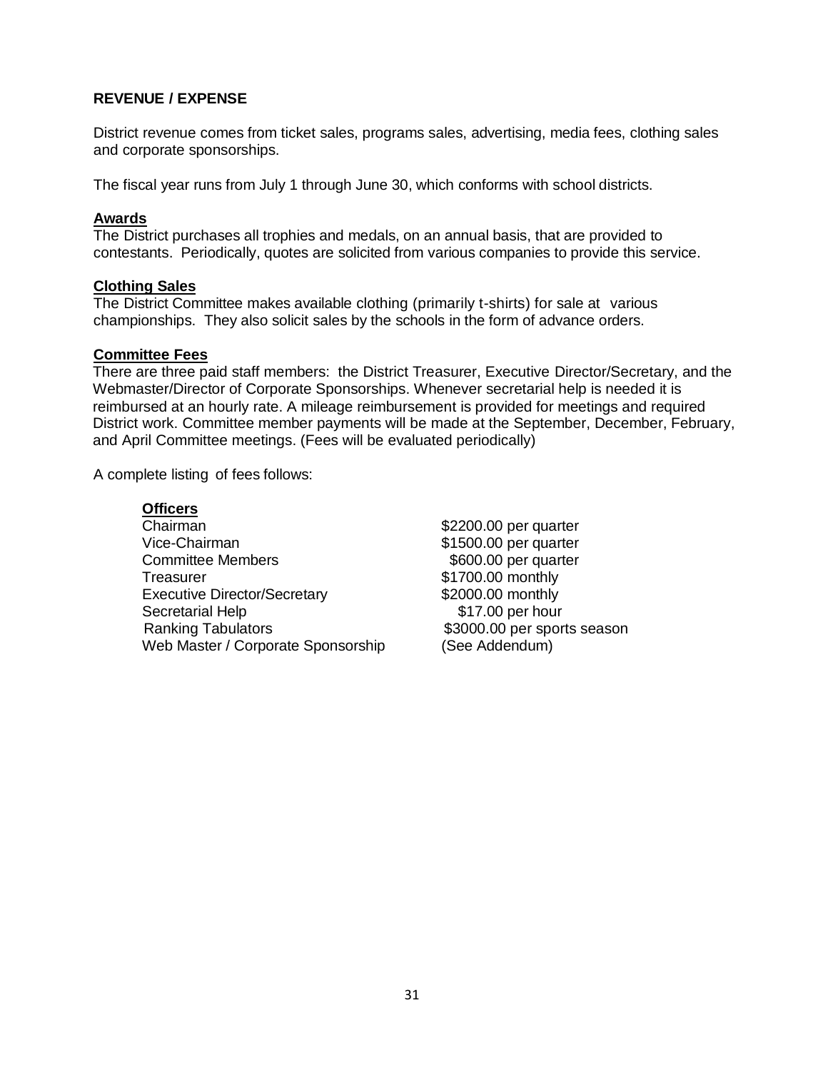## REVENUE / EXPENSE

District revenue comes from ticket sales, programs sales, advertising, media fees, clothing sales and corporate sponsorships.

The fiscal year runs from July 1 through June 30, which conforms with school districts.

### Awards

The District purchases all trophies and medals, on an annual basis, that are provided to contestants. Periodically, quotes are solicited from various companies to provide this service.

### Clothing Sales

The District Committee makes available clothing (primarily t-shirts) for sale at various championships. They also solicit sales by the schools in the form of advance orders.

### Committee Fees

There are three paid staff members: the District Treasurer, Executive Director/Secretary, and the Webmaster/Director of Corporate Sponsorships. Whenever secretarial help is needed it is reimbursed at an hourly rate. A mileage reimbursement is provided for meetings and required District work. Committee member payments will be made at the September, December, February, and April Committee meetings. (Fees will be evaluated periodically)

A complete listing of fees follows:

#### Officers

| | |
|---|---|
| Chairman | $2200.00 per quarter |
| Vice-Chairman | $1500.00 per quarter |
| Committee Members | $600.00 per quarter |
| Treasurer | $1700.00 monthly |
| Executive Director/Secretary | $2000.00 monthly |
| Secretarial Help | $17.00 per hour |
| Ranking Tabulators | $3000.00 per sports season |
| Web Master / Corporate Sponsorship | (See Addendum) |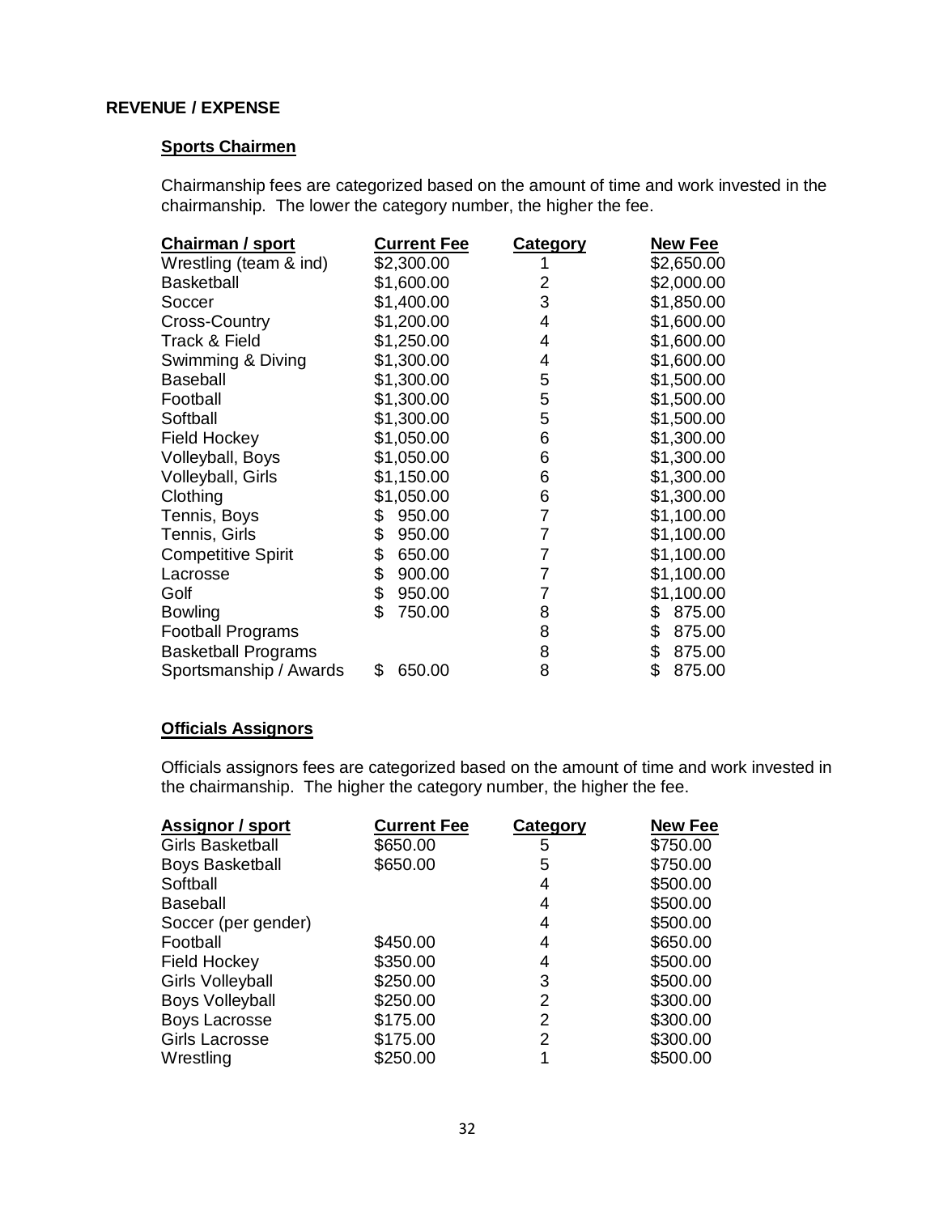**REVENUE / EXPENSE**

**Sports Chairmen**

Chairmanship fees are categorized based on the amount of time and work invested in the chairmanship. The lower the category number, the higher the fee.

| Chairman / sport | Current Fee | Category | New Fee |
|---|---|---|---|
| Wrestling (team & ind) | $2,300.00 | 1 | $2,650.00 |
| Basketball | $1,600.00 | 2 | $2,000.00 |
| Soccer | $1,400.00 | 3 | $1,850.00 |
| Cross-Country | $1,200.00 | 4 | $1,600.00 |
| Track & Field | $1,250.00 | 4 | $1,600.00 |
| Swimming & Diving | $1,300.00 | 4 | $1,600.00 |
| Baseball | $1,300.00 | 5 | $1,500.00 |
| Football | $1,300.00 | 5 | $1,500.00 |
| Softball | $1,300.00 | 5 | $1,500.00 |
| Field Hockey | $1,050.00 | 6 | $1,300.00 |
| Volleyball, Boys | $1,050.00 | 6 | $1,300.00 |
| Volleyball, Girls | $1,150.00 | 6 | $1,300.00 |
| Clothing | $1,050.00 | 6 | $1,300.00 |
| Tennis, Boys | $ 950.00 | 7 | $1,100.00 |
| Tennis, Girls | $ 950.00 | 7 | $1,100.00 |
| Competitive Spirit | $ 650.00 | 7 | $1,100.00 |
| Lacrosse | $ 900.00 | 7 | $1,100.00 |
| Golf | $ 950.00 | 7 | $1,100.00 |
| Bowling | $ 750.00 | 8 | $ 875.00 |
| Football Programs | | 8 | $ 875.00 |
| Basketball Programs | | 8 | $ 875.00 |
| Sportsmanship / Awards | $ 650.00 | 8 | $ 875.00 |

**Officials Assignors**

Officials assignors fees are categorized based on the amount of time and work invested in the chairmanship. The higher the category number, the higher the fee.

| Assignor / sport | Current Fee | Category | New Fee |
|---|---|---|---|
| Girls Basketball | $650.00 | 5 | $750.00 |
| Boys Basketball | $650.00 | 5 | $750.00 |
| Softball | | 4 | $500.00 |
| Baseball | | 4 | $500.00 |
| Soccer (per gender) | | 4 | $500.00 |
| Football | $450.00 | 4 | $650.00 |
| Field Hockey | $350.00 | 4 | $500.00 |
| Girls Volleyball | $250.00 | 3 | $500.00 |
| Boys Volleyball | $250.00 | 2 | $300.00 |
| Boys Lacrosse | $175.00 | 2 | $300.00 |
| Girls Lacrosse | $175.00 | 2 | $300.00 |
| Wrestling | $250.00 | 1 | $500.00 |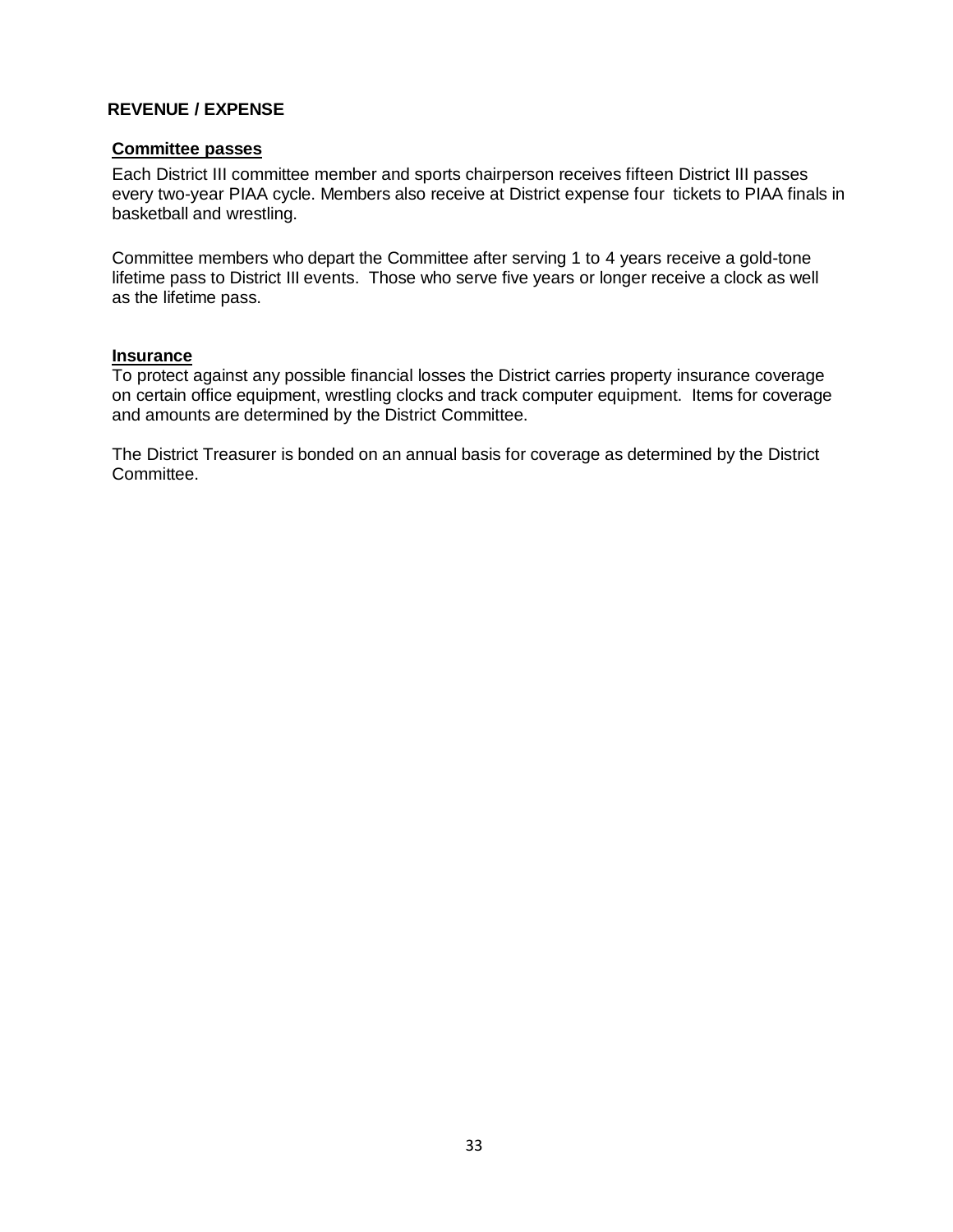## REVENUE / EXPENSE

### Committee passes

Each District III committee member and sports chairperson receives fifteen District III passes every two-year PIAA cycle. Members also receive at District expense four tickets to PIAA finals in basketball and wrestling.

Committee members who depart the Committee after serving 1 to 4 years receive a gold-tone lifetime pass to District III events. Those who serve five years or longer receive a clock as well as the lifetime pass.

### Insurance

To protect against any possible financial losses the District carries property insurance coverage on certain office equipment, wrestling clocks and track computer equipment. Items for coverage and amounts are determined by the District Committee.

The District Treasurer is bonded on an annual basis for coverage as determined by the District Committee.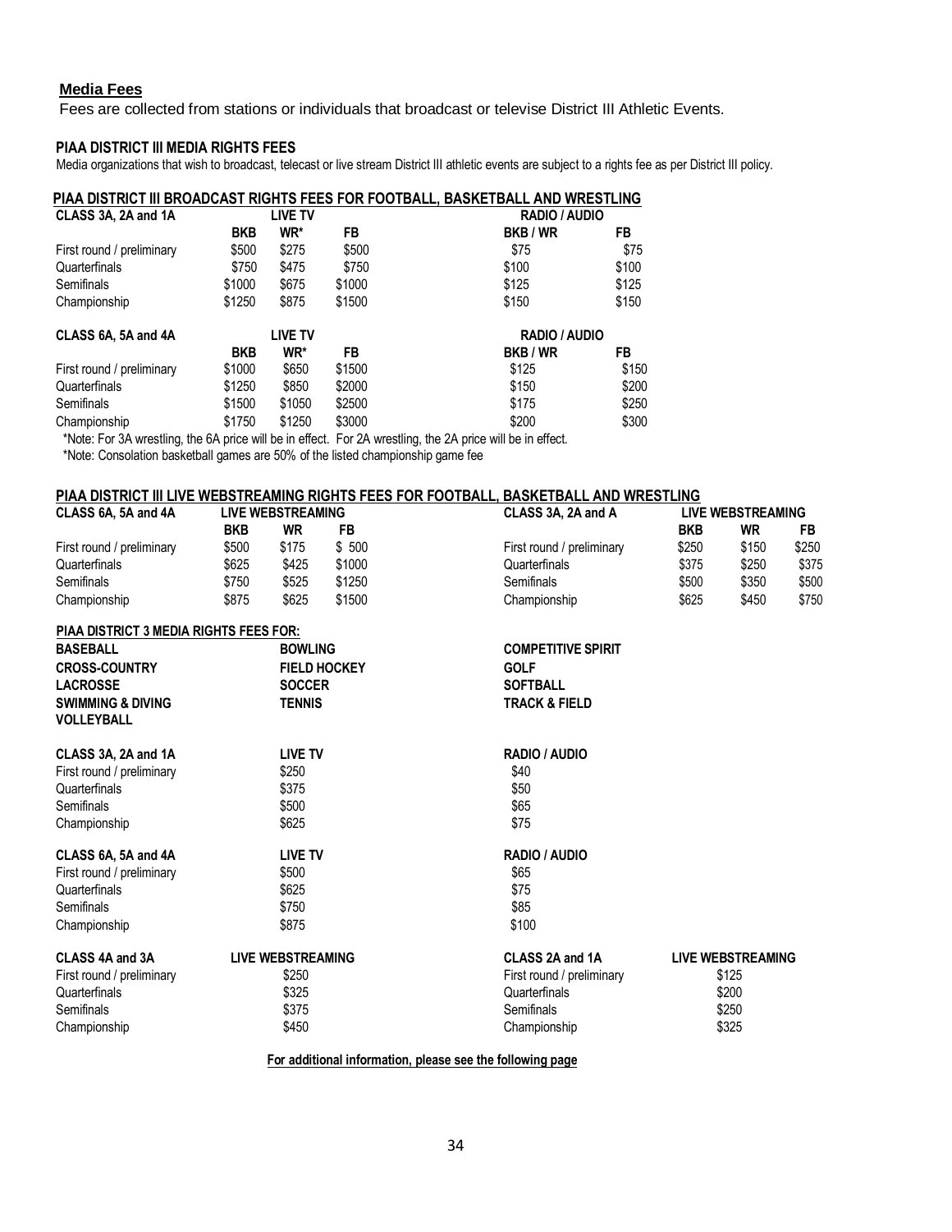## Media Fees

Fees are collected from stations or individuals that broadcast or televise District III Athletic Events.

### PIAA DISTRICT III MEDIA RIGHTS FEES

Media organizations that wish to broadcast, telecast or live stream District III athletic events are subject to a rights fee as per District III policy.

### PIAA DISTRICT III BROADCAST RIGHTS FEES FOR FOOTBALL, BASKETBALL AND WRESTLING

| CLASS 3A, 2A and 1A | LIVE TV | | | RADIO / AUDIO | |
|---|---|---|---|---|---|
| | BKB | WR* | FB | BKB / WR | FB |
| First round / preliminary | $500 | $275 | $500 | $75 | $75 |
| Quarterfinals | $750 | $475 | $750 | $100 | $100 |
| Semifinals | $1000 | $675 | $1000 | $125 | $125 |
| Championship | $1250 | $875 | $1500 | $150 | $150 |

| CLASS 6A, 5A and 4A | LIVE TV | | | RADIO / AUDIO | |
|---|---|---|---|---|---|
| | BKB | WR* | FB | BKB / WR | FB |
| First round / preliminary | $1000 | $650 | $1500 | $125 | $150 |
| Quarterfinals | $1250 | $850 | $2000 | $150 | $200 |
| Semifinals | $1500 | $1050 | $2500 | $175 | $250 |
| Championship | $1750 | $1250 | $3000 | $200 | $300 |

*Note: For 3A wrestling, the 6A price will be in effect. For 2A wrestling, the 2A price will be in effect.

*Note: Consolation basketball games are 50% of the listed championship game fee

### PIAA DISTRICT III LIVE WEBSTREAMING RIGHTS FEES FOR FOOTBALL, BASKETBALL AND WRESTLING

| CLASS 6A, 5A and 4A | LIVE WEBSTREAMING | | |
|---|---|---|---|
| | BKB | WR | FB |
| First round / preliminary | $500 | $175 | $ 500 |
| Quarterfinals | $625 | $425 | $1000 |
| Semifinals | $750 | $525 | $1250 |
| Championship | $875 | $625 | $1500 |

| CLASS 3A, 2A and A | LIVE WEBSTREAMING | | |
|---|---|---|---|
| | BKB | WR | FB |
| First round / preliminary | $250 | $150 | $250 |
| Quarterfinals | $375 | $250 | $375 |
| Semifinals | $500 | $350 | $500 |
| Championship | $625 | $450 | $750 |

### PIAA DISTRICT 3 MEDIA RIGHTS FEES FOR:

| | | |
|---|---|---|
| **BASEBALL** | **BOWLING** | **COMPETITIVE SPIRIT** |
| **CROSS-COUNTRY** | **FIELD HOCKEY** | **GOLF** |
| **LACROSSE** | **SOCCER** | **SOFTBALL** |
| **SWIMMING & DIVING** | **TENNIS** | **TRACK & FIELD** |
| **VOLLEYBALL** | | |

| CLASS 3A, 2A and 1A | LIVE TV | RADIO / AUDIO |
|---|---|---|
| First round / preliminary | $250 | $40 |
| Quarterfinals | $375 | $50 |
| Semifinals | $500 | $65 |
| Championship | $625 | $75 |

| CLASS 6A, 5A and 4A | LIVE TV | RADIO / AUDIO |
|---|---|---|
| First round / preliminary | $500 | $65 |
| Quarterfinals | $625 | $75 |
| Semifinals | $750 | $85 |
| Championship | $875 | $100 |

| CLASS 4A and 3A | LIVE WEBSTREAMING |
|---|---|
| First round / preliminary | $250 |
| Quarterfinals | $325 |
| Semifinals | $375 |
| Championship | $450 |

| CLASS 2A and 1A | LIVE WEBSTREAMING |
|---|---|
| First round / preliminary | $125 |
| Quarterfinals | $200 |
| Semifinals | $250 |
| Championship | $325 |

**For additional information, please see the following page**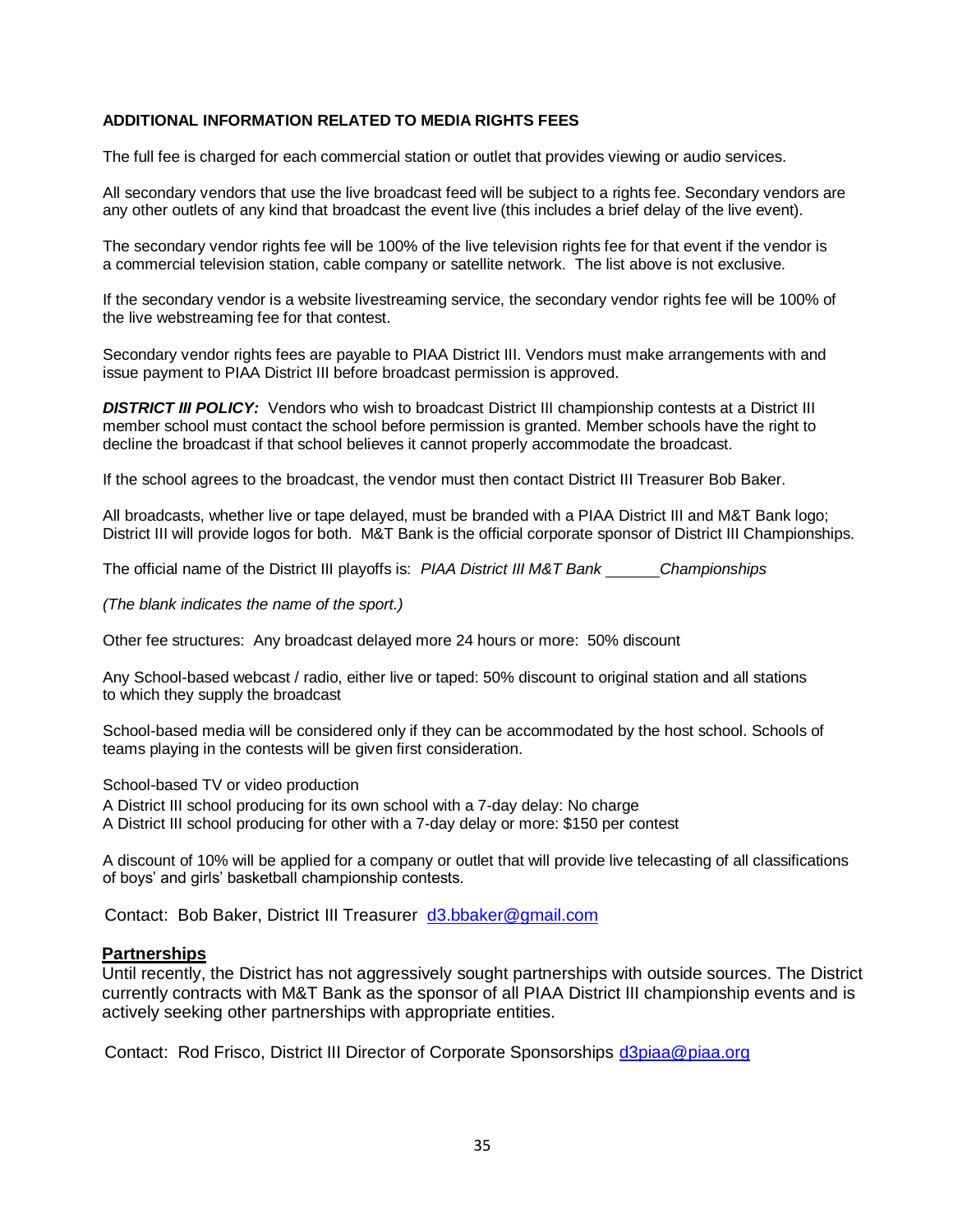**ADDITIONAL INFORMATION RELATED TO MEDIA RIGHTS FEES**

The full fee is charged for each commercial station or outlet that provides viewing or audio services.

All secondary vendors that use the live broadcast feed will be subject to a rights fee. Secondary vendors are any other outlets of any kind that broadcast the event live (this includes a brief delay of the live event).

The secondary vendor rights fee will be 100% of the live television rights fee for that event if the vendor is a commercial television station, cable company or satellite network. The list above is not exclusive.

If the secondary vendor is a website livestreaming service, the secondary vendor rights fee will be 100% of the live webstreaming fee for that contest.

Secondary vendor rights fees are payable to PIAA District III. Vendors must make arrangements with and issue payment to PIAA District III before broadcast permission is approved.

***DISTRICT III POLICY:*** Vendors who wish to broadcast District III championship contests at a District III member school must contact the school before permission is granted. Member schools have the right to decline the broadcast if that school believes it cannot properly accommodate the broadcast.

If the school agrees to the broadcast, the vendor must then contact District III Treasurer Bob Baker.

All broadcasts, whether live or tape delayed, must be branded with a PIAA District III and M&T Bank logo; District III will provide logos for both. M&T Bank is the official corporate sponsor of District III Championships.

The official name of the District III playoffs is: *PIAA District III M&T Bank ______ Championships*

*(The blank indicates the name of the sport.)*

Other fee structures: Any broadcast delayed more 24 hours or more: 50% discount

Any School-based webcast / radio, either live or taped: 50% discount to original station and all stations to which they supply the broadcast

School-based media will be considered only if they can be accommodated by the host school. Schools of teams playing in the contests will be given first consideration.

School-based TV or video production
A District III school producing for its own school with a 7-day delay: No charge
A District III school producing for other with a 7-day delay or more: $150 per contest

A discount of 10% will be applied for a company or outlet that will provide live telecasting of all classifications of boys' and girls' basketball championship contests.

Contact: Bob Baker, District III Treasurer d3.bbaker@gmail.com

## Partnerships

Until recently, the District has not aggressively sought partnerships with outside sources. The District currently contracts with M&T Bank as the sponsor of all PIAA District III championship events and is actively seeking other partnerships with appropriate entities.

Contact: Rod Frisco, District III Director of Corporate Sponsorships d3piaa@piaa.org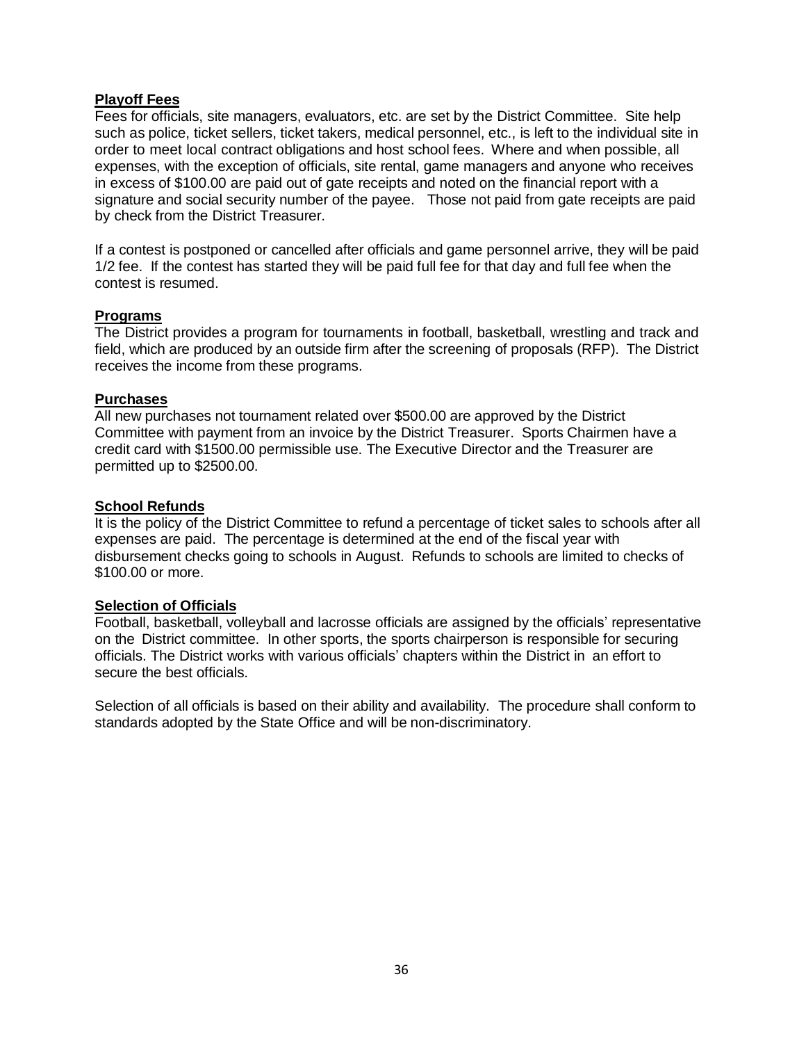**Playoff Fees**

Fees for officials, site managers, evaluators, etc. are set by the District Committee. Site help such as police, ticket sellers, ticket takers, medical personnel, etc., is left to the individual site in order to meet local contract obligations and host school fees. Where and when possible, all expenses, with the exception of officials, site rental, game managers and anyone who receives in excess of $100.00 are paid out of gate receipts and noted on the financial report with a signature and social security number of the payee. Those not paid from gate receipts are paid by check from the District Treasurer.

If a contest is postponed or cancelled after officials and game personnel arrive, they will be paid 1/2 fee. If the contest has started they will be paid full fee for that day and full fee when the contest is resumed.

**Programs**

The District provides a program for tournaments in football, basketball, wrestling and track and field, which are produced by an outside firm after the screening of proposals (RFP). The District receives the income from these programs.

**Purchases**

All new purchases not tournament related over $500.00 are approved by the District Committee with payment from an invoice by the District Treasurer. Sports Chairmen have a credit card with $1500.00 permissible use. The Executive Director and the Treasurer are permitted up to $2500.00.

**School Refunds**

It is the policy of the District Committee to refund a percentage of ticket sales to schools after all expenses are paid. The percentage is determined at the end of the fiscal year with disbursement checks going to schools in August. Refunds to schools are limited to checks of $100.00 or more.

**Selection of Officials**

Football, basketball, volleyball and lacrosse officials are assigned by the officials' representative on the District committee. In other sports, the sports chairperson is responsible for securing officials. The District works with various officials' chapters within the District in an effort to secure the best officials.

Selection of all officials is based on their ability and availability. The procedure shall conform to standards adopted by the State Office and will be non-discriminatory.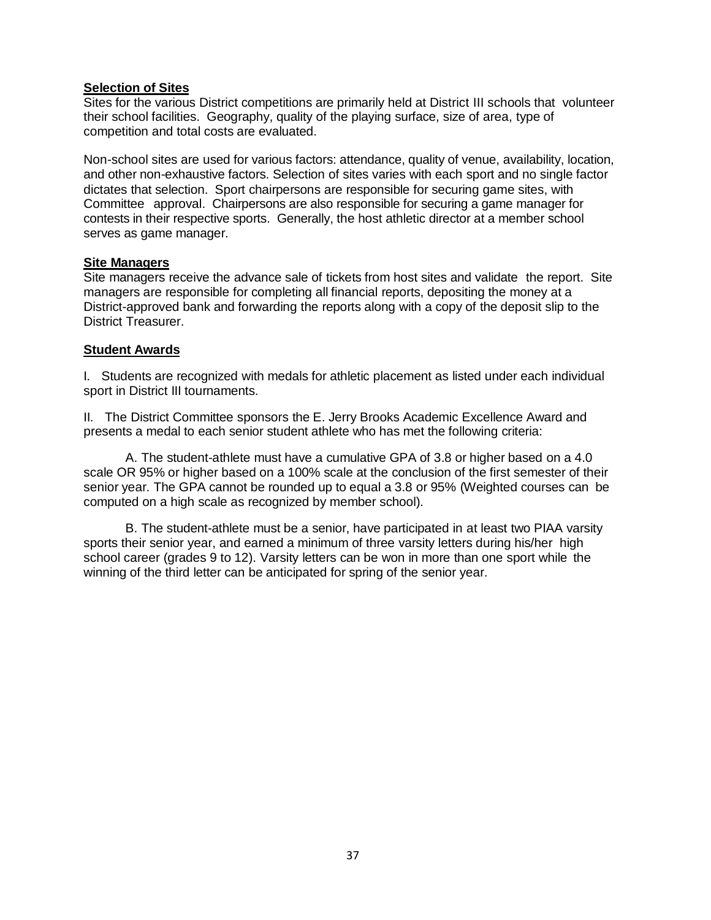**Selection of Sites**

Sites for the various District competitions are primarily held at District III schools that volunteer their school facilities. Geography, quality of the playing surface, size of area, type of competition and total costs are evaluated.

Non-school sites are used for various factors: attendance, quality of venue, availability, location, and other non-exhaustive factors. Selection of sites varies with each sport and no single factor dictates that selection. Sport chairpersons are responsible for securing game sites, with Committee approval. Chairpersons are also responsible for securing a game manager for contests in their respective sports. Generally, the host athletic director at a member school serves as game manager.

**Site Managers**

Site managers receive the advance sale of tickets from host sites and validate the report. Site managers are responsible for completing all financial reports, depositing the money at a District-approved bank and forwarding the reports along with a copy of the deposit slip to the District Treasurer.

**Student Awards**

I. Students are recognized with medals for athletic placement as listed under each individual sport in District III tournaments.

II. The District Committee sponsors the E. Jerry Brooks Academic Excellence Award and presents a medal to each senior student athlete who has met the following criteria:

A. The student-athlete must have a cumulative GPA of 3.8 or higher based on a 4.0 scale OR 95% or higher based on a 100% scale at the conclusion of the first semester of their senior year. The GPA cannot be rounded up to equal a 3.8 or 95% (Weighted courses can be computed on a high scale as recognized by member school).

B. The student-athlete must be a senior, have participated in at least two PIAA varsity sports their senior year, and earned a minimum of three varsity letters during his/her high school career (grades 9 to 12). Varsity letters can be won in more than one sport while the winning of the third letter can be anticipated for spring of the senior year.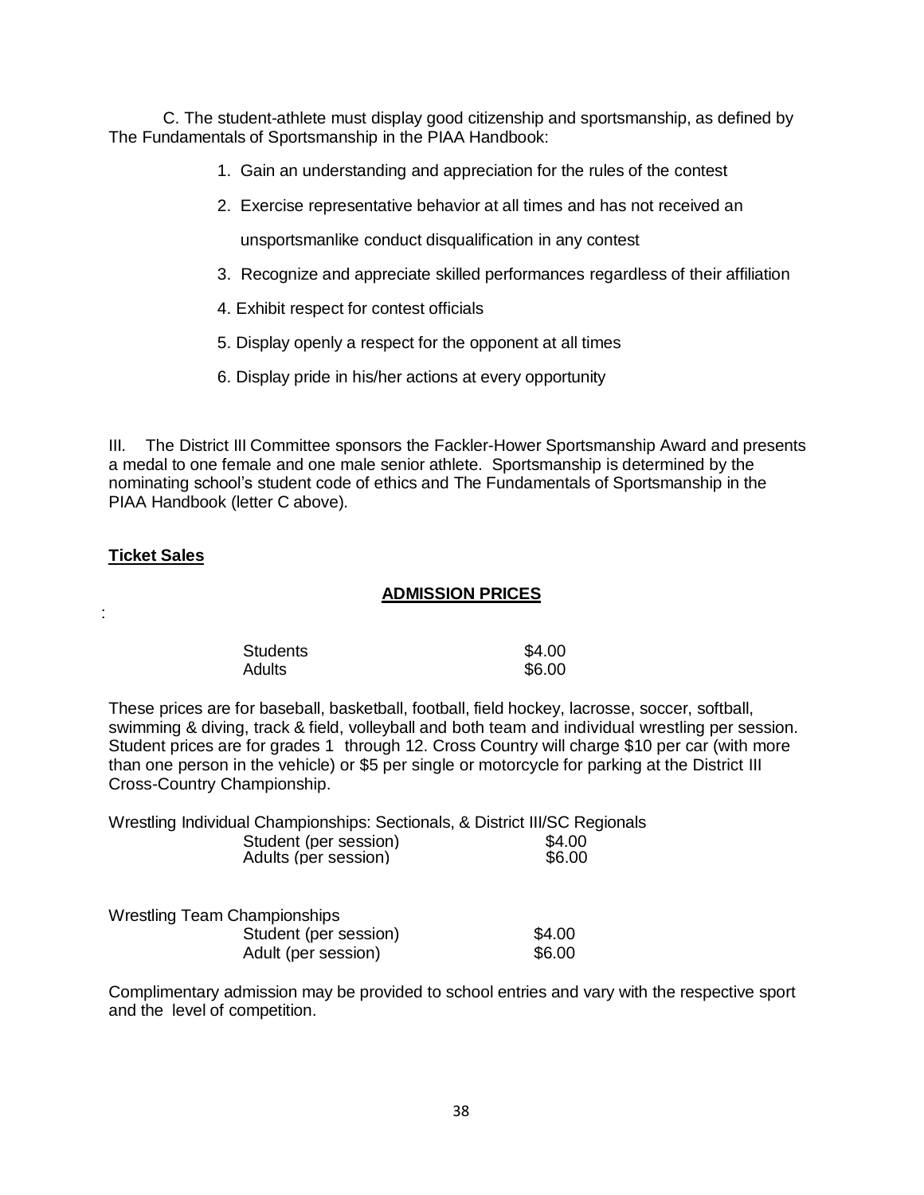C. The student-athlete must display good citizenship and sportsmanship, as defined by The Fundamentals of Sportsmanship in the PIAA Handbook:

1. Gain an understanding and appreciation for the rules of the contest
2. Exercise representative behavior at all times and has not received an unsportsmanlike conduct disqualification in any contest
3. Recognize and appreciate skilled performances regardless of their affiliation
4. Exhibit respect for contest officials
5. Display openly a respect for the opponent at all times
6. Display pride in his/her actions at every opportunity

III. The District III Committee sponsors the Fackler-Hower Sportsmanship Award and presents a medal to one female and one male senior athlete. Sportsmanship is determined by the nominating school's student code of ethics and The Fundamentals of Sportsmanship in the PIAA Handbook (letter C above).

**Ticket Sales**

**ADMISSION PRICES**

:

| | |
|---|---|
| Students | $4.00 |
| Adults | $6.00 |

These prices are for baseball, basketball, football, field hockey, lacrosse, soccer, softball, swimming & diving, track & field, volleyball and both team and individual wrestling per session. Student prices are for grades 1 through 12. Cross Country will charge $10 per car (with more than one person in the vehicle) or $5 per single or motorcycle for parking at the District III Cross-Country Championship.

Wrestling Individual Championships: Sectionals, & District III/SC Regionals

| | |
|---|---|
| Student (per session) | $4.00 |
| Adults (per session) | $6.00 |

Wrestling Team Championships

| | |
|---|---|
| Student (per session) | $4.00 |
| Adult (per session) | $6.00 |

Complimentary admission may be provided to school entries and vary with the respective sport and the level of competition.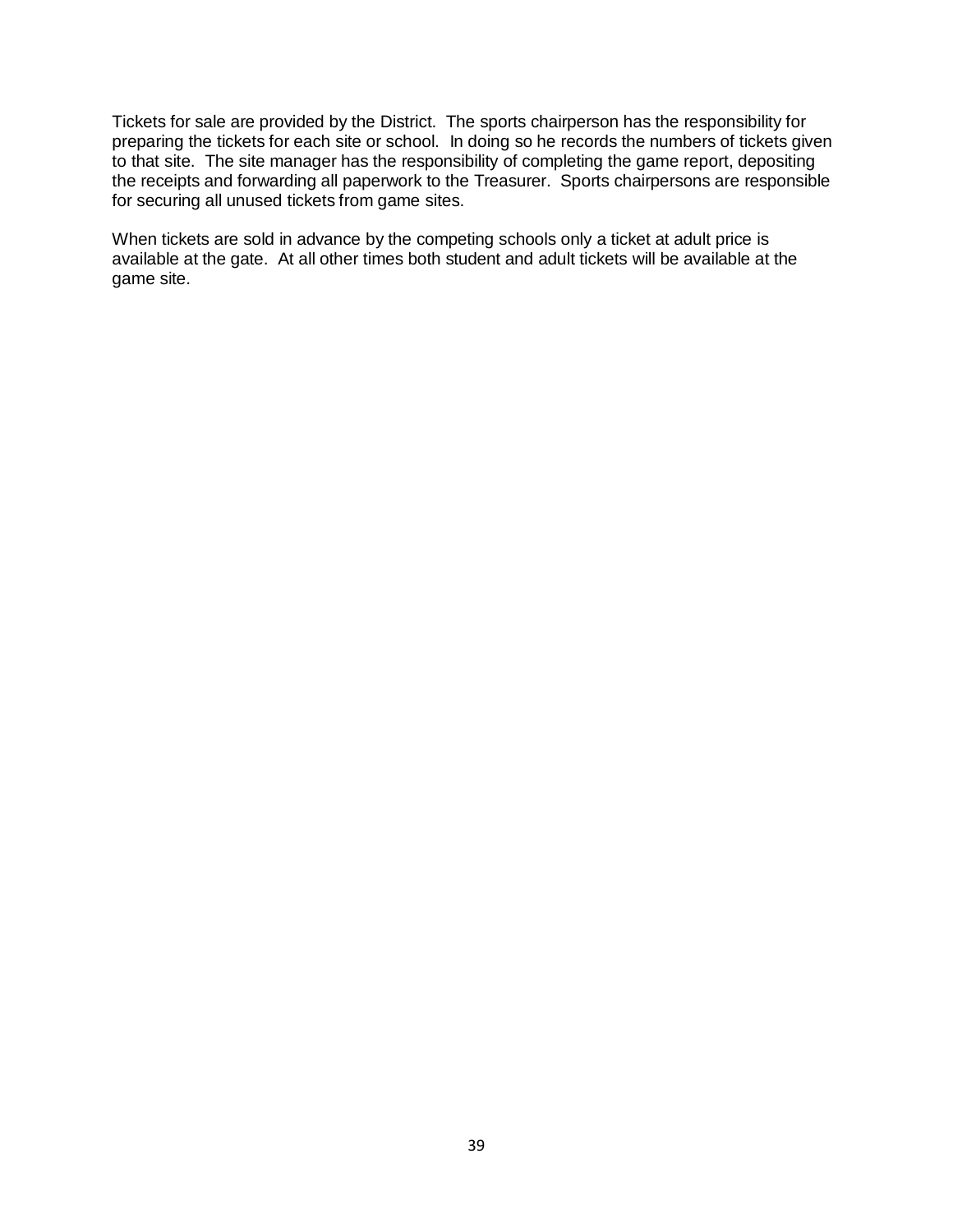Tickets for sale are provided by the District. The sports chairperson has the responsibility for preparing the tickets for each site or school. In doing so he records the numbers of tickets given to that site. The site manager has the responsibility of completing the game report, depositing the receipts and forwarding all paperwork to the Treasurer. Sports chairpersons are responsible for securing all unused tickets from game sites.

When tickets are sold in advance by the competing schools only a ticket at adult price is available at the gate. At all other times both student and adult tickets will be available at the game site.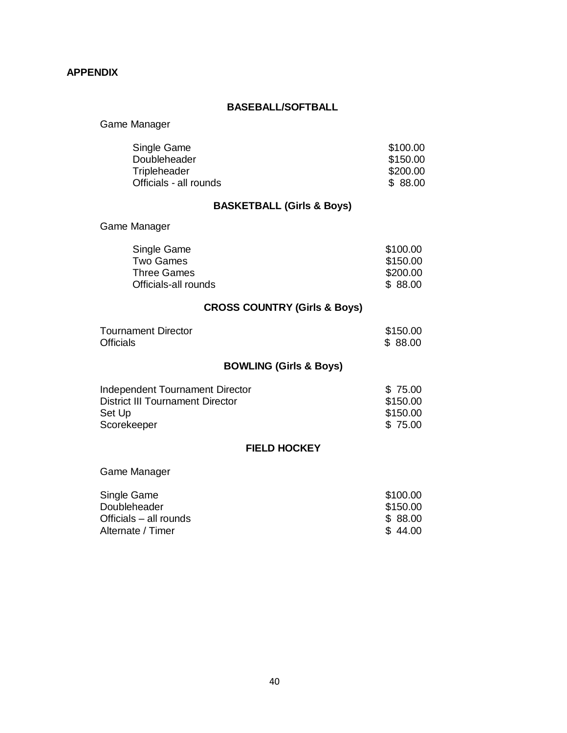**APPENDIX**

## BASEBALL/SOFTBALL

Game Manager

| | |
|---|---|
| Single Game | $100.00 |
| Doubleheader | $150.00 |
| Tripleheader | $200.00 |
| Officials - all rounds | $ 88.00 |

## BASKETBALL (Girls & Boys)

Game Manager

| | |
|---|---|
| Single Game | $100.00 |
| Two Games | $150.00 |
| Three Games | $200.00 |
| Officials-all rounds | $ 88.00 |

## CROSS COUNTRY (Girls & Boys)

| | |
|---|---|
| Tournament Director | $150.00 |
| Officials | $ 88.00 |

## BOWLING (Girls & Boys)

| | |
|---|---|
| Independent Tournament Director | $ 75.00 |
| District III Tournament Director | $150.00 |
| Set Up | $150.00 |
| Scorekeeper | $ 75.00 |

## FIELD HOCKEY

Game Manager

| | |
|---|---|
| Single Game | $100.00 |
| Doubleheader | $150.00 |
| Officials – all rounds | $ 88.00 |
| Alternate / Timer | $ 44.00 |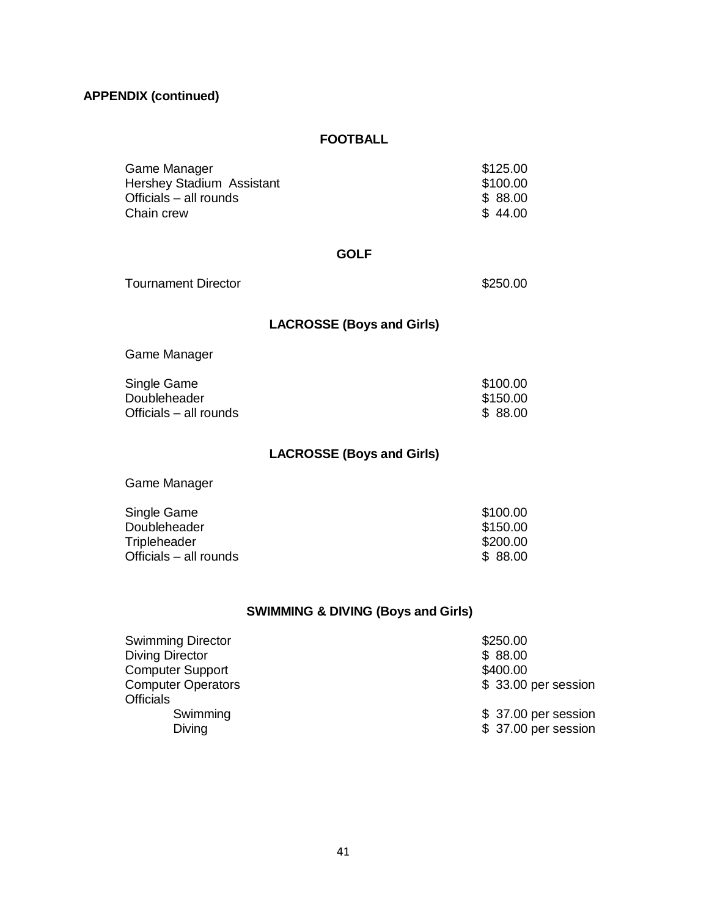**APPENDIX (continued)**

## FOOTBALL

| | |
|---|---|
| Game Manager | $125.00 |
| Hershey Stadium Assistant | $100.00 |
| Officials – all rounds | $ 88.00 |
| Chain crew | $ 44.00 |

## GOLF

| | |
|---|---|
| Tournament Director | $250.00 |

## LACROSSE (Boys and Girls)

Game Manager

| | |
|---|---|
| Single Game | $100.00 |
| Doubleheader | $150.00 |
| Officials – all rounds | $ 88.00 |

## LACROSSE (Boys and Girls)

Game Manager

| | |
|---|---|
| Single Game | $100.00 |
| Doubleheader | $150.00 |
| Tripleheader | $200.00 |
| Officials – all rounds | $ 88.00 |

## SWIMMING & DIVING (Boys and Girls)

| | |
|---|---|
| Swimming Director | $250.00 |
| Diving Director | $ 88.00 |
| Computer Support | $400.00 |
| Computer Operators | $ 33.00 per session |
| Officials | |
| Swimming | $ 37.00 per session |
| Diving | $ 37.00 per session |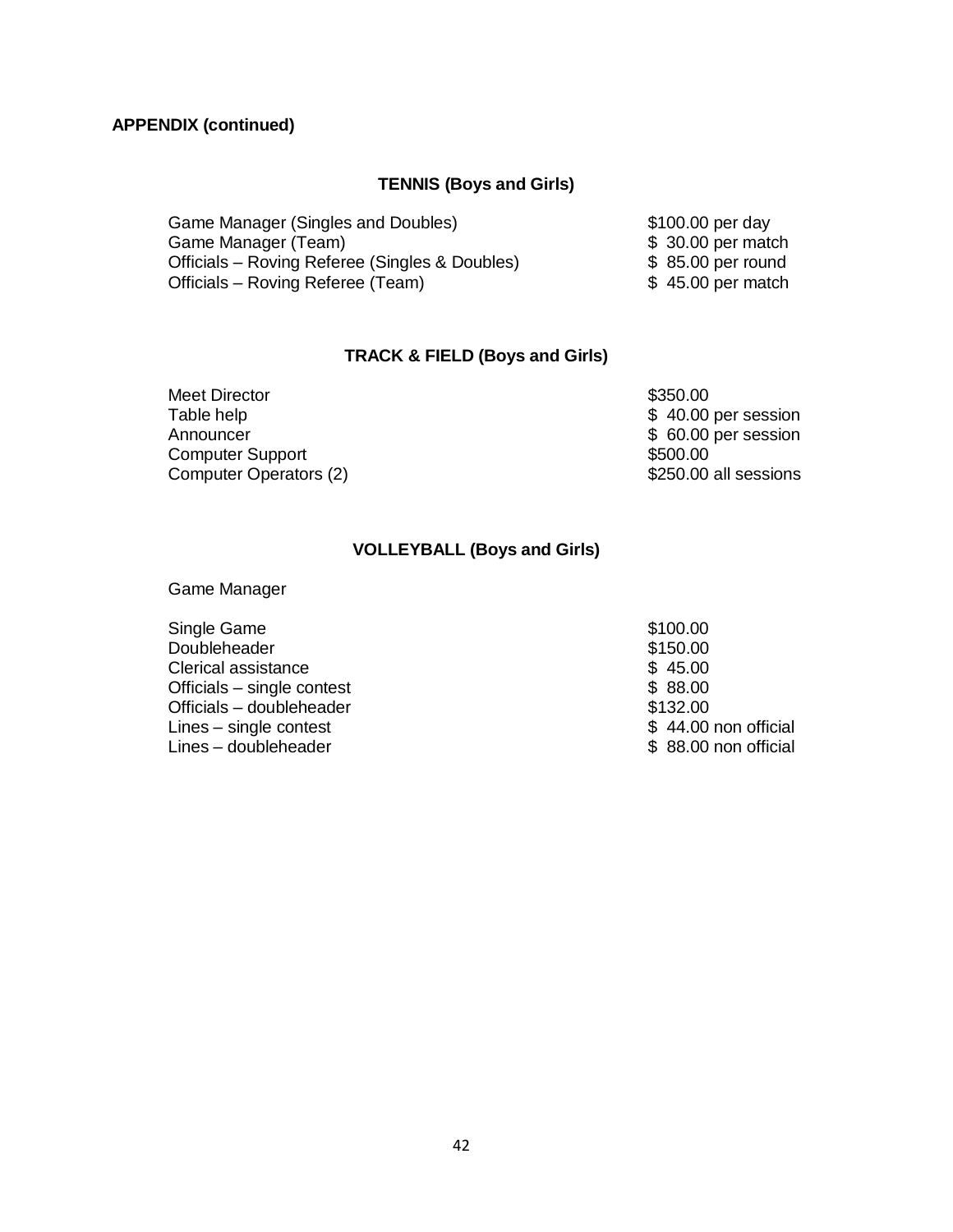**APPENDIX (continued)**

## TENNIS (Boys and Girls)

| | |
|---|---|
| Game Manager (Singles and Doubles) | $100.00 per day |
| Game Manager (Team) | $ 30.00 per match |
| Officials – Roving Referee (Singles & Doubles) | $ 85.00 per round |
| Officials – Roving Referee (Team) | $ 45.00 per match |

## TRACK & FIELD (Boys and Girls)

| | |
|---|---|
| Meet Director | $350.00 |
| Table help | $ 40.00 per session |
| Announcer | $ 60.00 per session |
| Computer Support | $500.00 |
| Computer Operators (2) | $250.00 all sessions |

## VOLLEYBALL (Boys and Girls)

Game Manager

| | |
|---|---|
| Single Game | $100.00 |
| Doubleheader | $150.00 |
| Clerical assistance | $ 45.00 |
| Officials – single contest | $ 88.00 |
| Officials – doubleheader | $132.00 |
| Lines – single contest | $ 44.00 non official |
| Lines – doubleheader | $ 88.00 non official |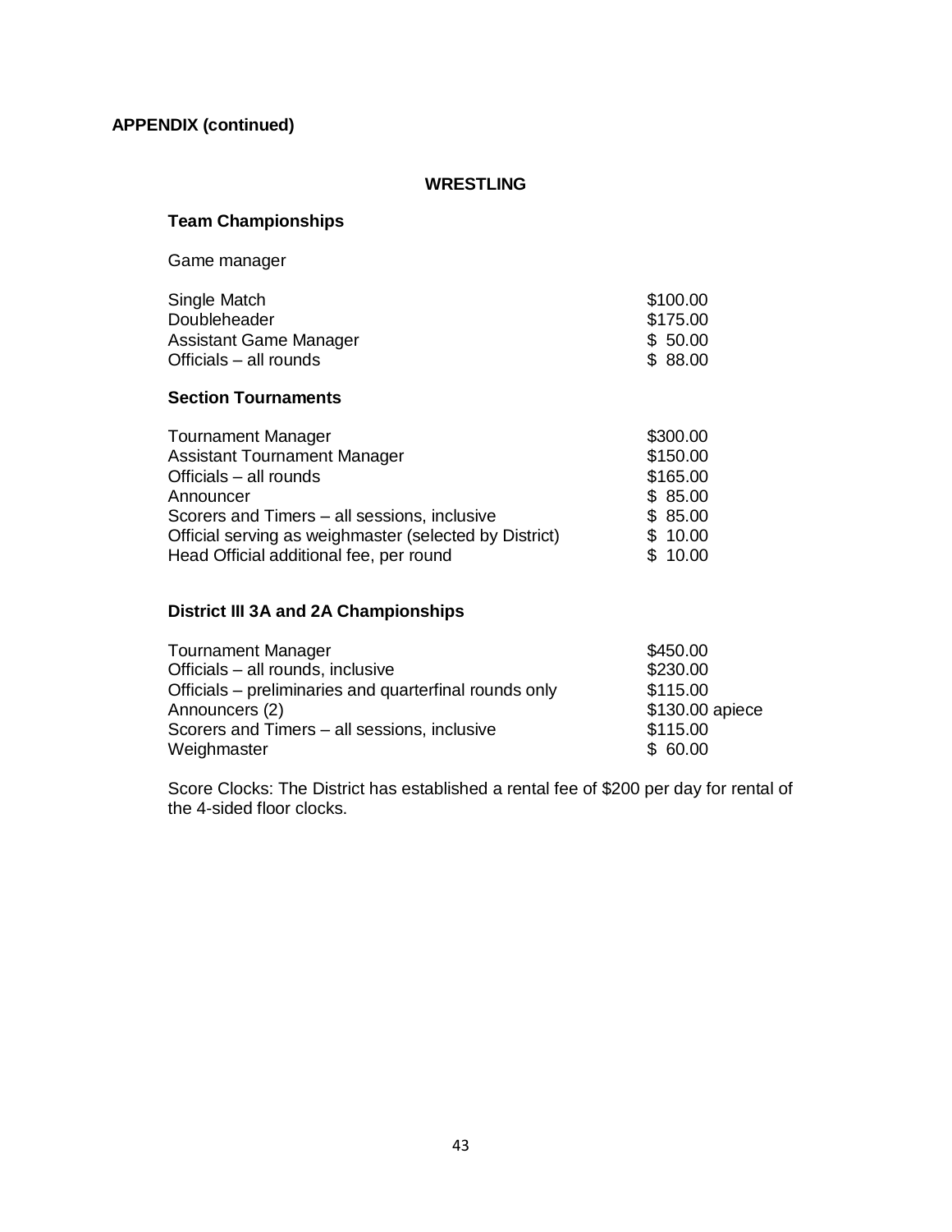**APPENDIX (continued)**

## WRESTLING

### Team Championships

Game manager

| | |
|---|---|
| Single Match | $100.00 |
| Doubleheader | $175.00 |
| Assistant Game Manager | $ 50.00 |
| Officials – all rounds | $ 88.00 |

### Section Tournaments

| | |
|---|---|
| Tournament Manager | $300.00 |
| Assistant Tournament Manager | $150.00 |
| Officials – all rounds | $165.00 |
| Announcer | $ 85.00 |
| Scorers and Timers – all sessions, inclusive | $ 85.00 |
| Official serving as weighmaster (selected by District) | $ 10.00 |
| Head Official additional fee, per round | $ 10.00 |

### District III 3A and 2A Championships

| | |
|---|---|
| Tournament Manager | $450.00 |
| Officials – all rounds, inclusive | $230.00 |
| Officials – preliminaries and quarterfinal rounds only | $115.00 |
| Announcers (2) | $130.00 apiece |
| Scorers and Timers – all sessions, inclusive | $115.00 |
| Weighmaster | $ 60.00 |

Score Clocks: The District has established a rental fee of $200 per day for rental of the 4-sided floor clocks.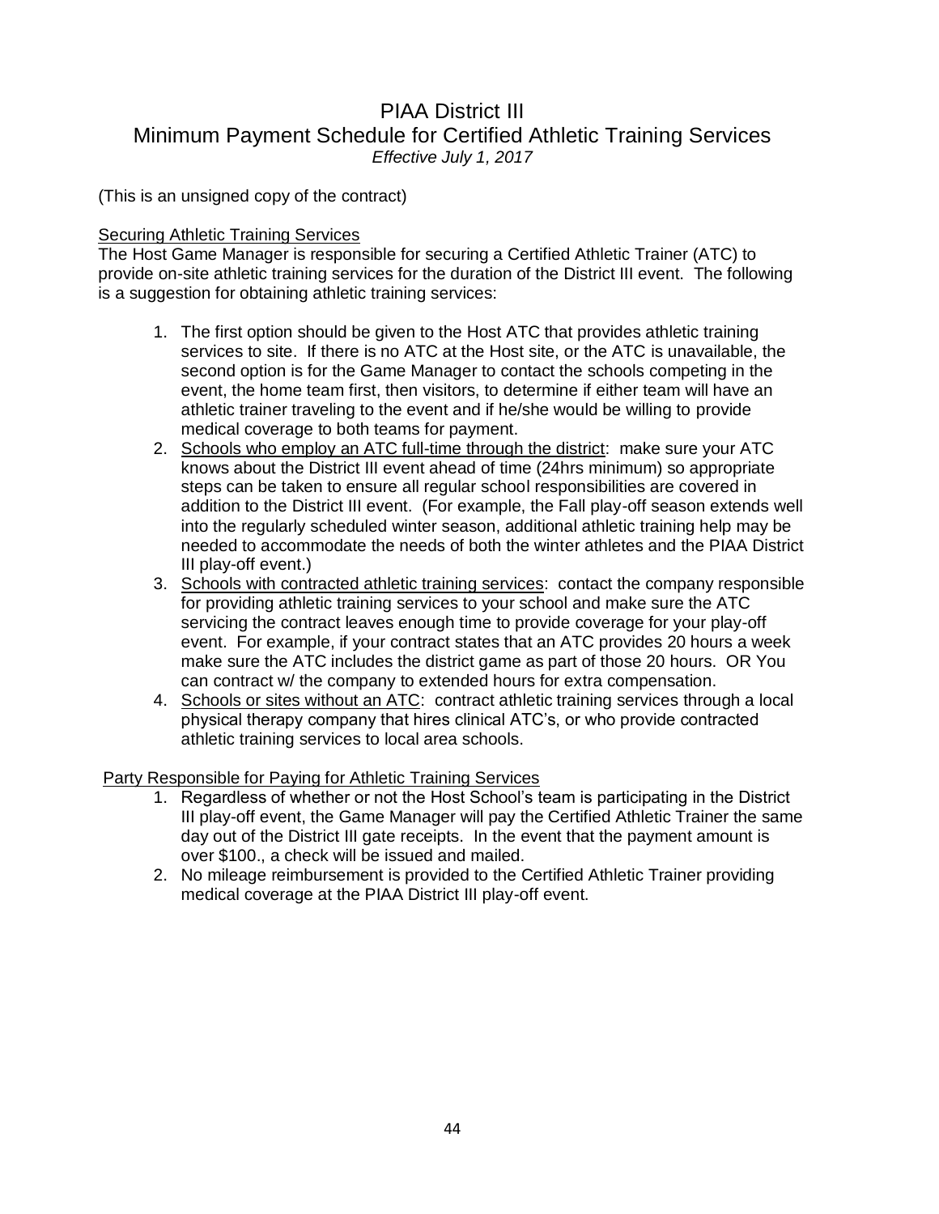# PIAA District III
## Minimum Payment Schedule for Certified Athletic Training Services
*Effective July 1, 2017*

(This is an unsigned copy of the contract)

Securing Athletic Training Services

The Host Game Manager is responsible for securing a Certified Athletic Trainer (ATC) to provide on-site athletic training services for the duration of the District III event. The following is a suggestion for obtaining athletic training services:

1. The first option should be given to the Host ATC that provides athletic training services to site. If there is no ATC at the Host site, or the ATC is unavailable, the second option is for the Game Manager to contact the schools competing in the event, the home team first, then visitors, to determine if either team will have an athletic trainer traveling to the event and if he/she would be willing to provide medical coverage to both teams for payment.
2. Schools who employ an ATC full-time through the district: make sure your ATC knows about the District III event ahead of time (24hrs minimum) so appropriate steps can be taken to ensure all regular school responsibilities are covered in addition to the District III event. (For example, the Fall play-off season extends well into the regularly scheduled winter season, additional athletic training help may be needed to accommodate the needs of both the winter athletes and the PIAA District III play-off event.)
3. Schools with contracted athletic training services: contact the company responsible for providing athletic training services to your school and make sure the ATC servicing the contract leaves enough time to provide coverage for your play-off event. For example, if your contract states that an ATC provides 20 hours a week make sure the ATC includes the district game as part of those 20 hours. OR You can contract w/ the company to extended hours for extra compensation.
4. Schools or sites without an ATC: contract athletic training services through a local physical therapy company that hires clinical ATC's, or who provide contracted athletic training services to local area schools.

Party Responsible for Paying for Athletic Training Services

1. Regardless of whether or not the Host School's team is participating in the District III play-off event, the Game Manager will pay the Certified Athletic Trainer the same day out of the District III gate receipts. In the event that the payment amount is over $100., a check will be issued and mailed.
2. No mileage reimbursement is provided to the Certified Athletic Trainer providing medical coverage at the PIAA District III play-off event.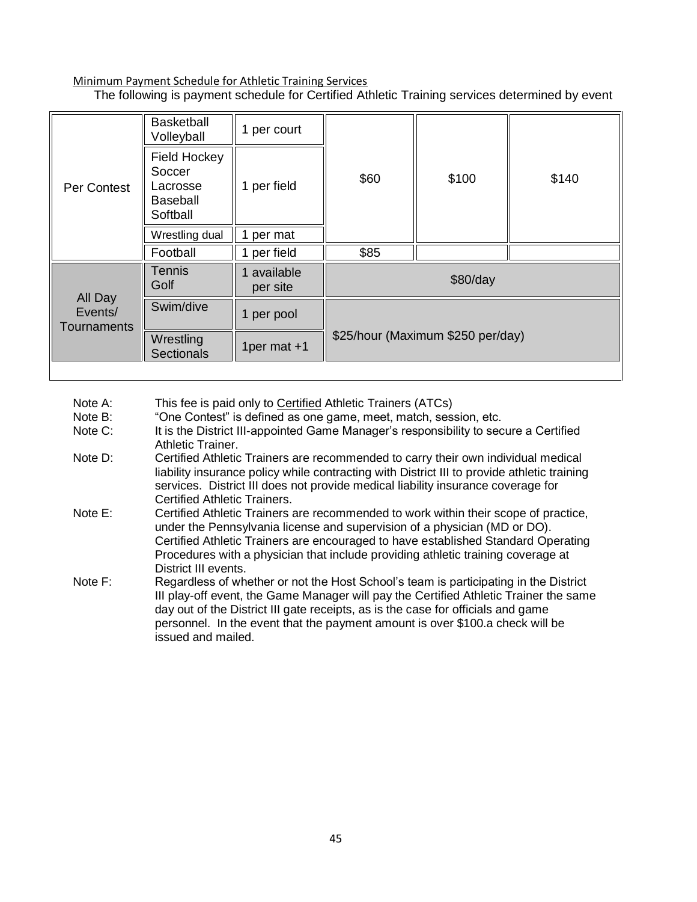Minimum Payment Schedule for Athletic Training Services

The following is payment schedule for Certified Athletic Training services determined by event

| | | | | | |
|---|---|---|---|---|---|
| Per Contest | Basketball Volleyball | 1 per court | $60 | $100 | $140 |
| | Field Hockey Soccer Lacrosse Baseball Softball | 1 per field | | | |
| | Wrestling dual | 1 per mat | | | |
| | Football | 1 per field | $85 | | |
| All Day Events/ Tournaments | Tennis Golf | 1 available per site | $80/day | | |
| | Swim/dive | 1 per pool | $25/hour (Maximum $250 per/day) | | |
| | Wrestling Sectionals | 1per mat +1 | | | |

Note A: This fee is paid only to Certified Athletic Trainers (ATCs)

Note B: "One Contest" is defined as one game, meet, match, session, etc.

Note C: It is the District III-appointed Game Manager's responsibility to secure a Certified Athletic Trainer.

Note D: Certified Athletic Trainers are recommended to carry their own individual medical liability insurance policy while contracting with District III to provide athletic training services. District III does not provide medical liability insurance coverage for Certified Athletic Trainers.

Note E: Certified Athletic Trainers are recommended to work within their scope of practice, under the Pennsylvania license and supervision of a physician (MD or DO). Certified Athletic Trainers are encouraged to have established Standard Operating Procedures with a physician that include providing athletic training coverage at District III events.

Note F: Regardless of whether or not the Host School's team is participating in the District III play-off event, the Game Manager will pay the Certified Athletic Trainer the same day out of the District III gate receipts, as is the case for officials and game personnel. In the event that the payment amount is over $100.a check will be issued and mailed.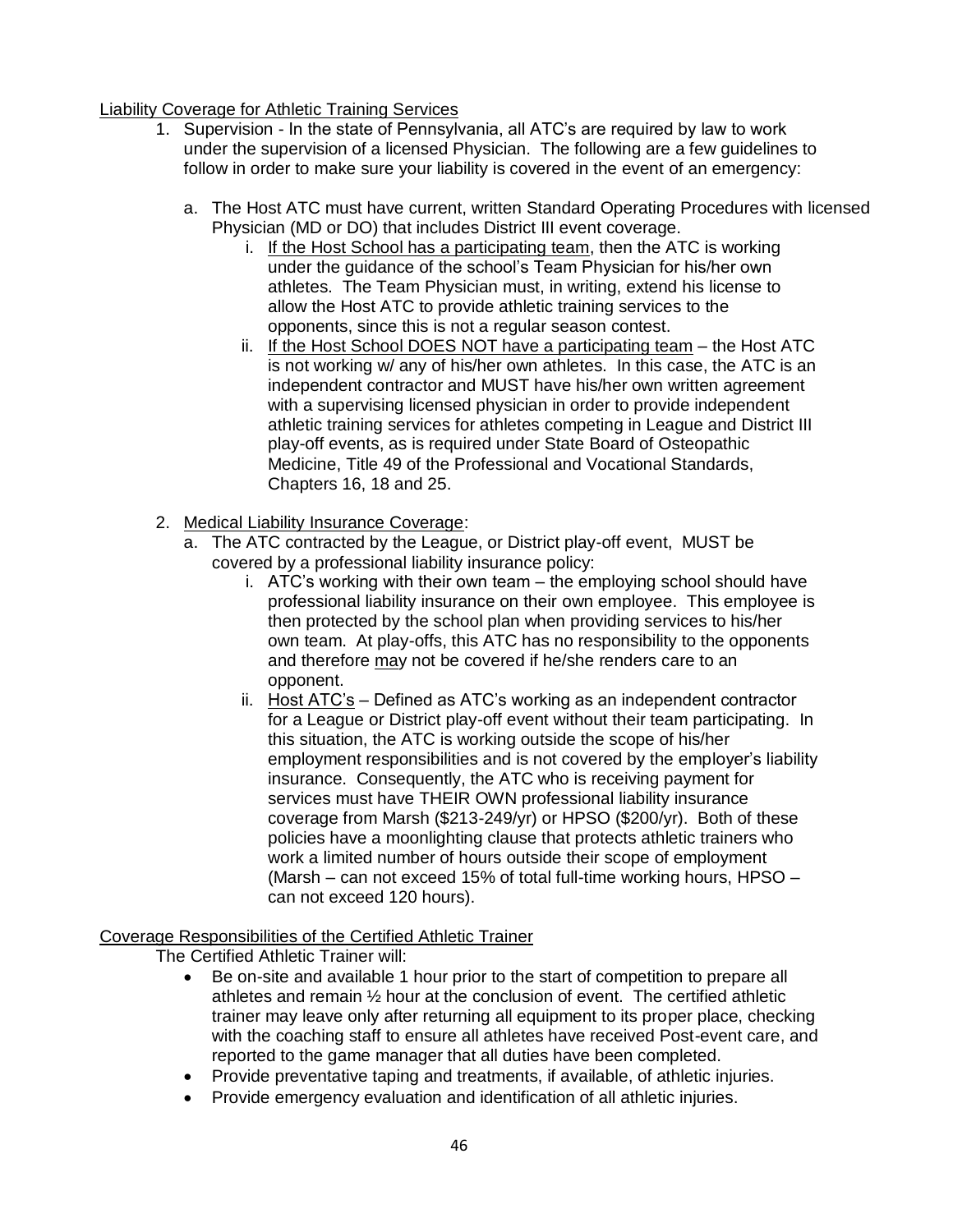<u>Liability Coverage for Athletic Training Services</u>

1. Supervision - In the state of Pennsylvania, all ATC's are required by law to work under the supervision of a licensed Physician. The following are a few guidelines to follow in order to make sure your liability is covered in the event of an emergency:

   a. The Host ATC must have current, written Standard Operating Procedures with licensed Physician (MD or DO) that includes District III event coverage.

      i. <u>If the Host School has a participating team</u>, then the ATC is working under the guidance of the school's Team Physician for his/her own athletes. The Team Physician must, in writing, extend his license to allow the Host ATC to provide athletic training services to the opponents, since this is not a regular season contest.

      ii. <u>If the Host School DOES NOT have a participating team</u> – the Host ATC is not working w/ any of his/her own athletes. In this case, the ATC is an independent contractor and MUST have his/her own written agreement with a supervising licensed physician in order to provide independent athletic training services for athletes competing in League and District III play-off events, as is required under State Board of Osteopathic Medicine, Title 49 of the Professional and Vocational Standards, Chapters 16, 18 and 25.

2. <u>Medical Liability Insurance Coverage</u>:

   a. The ATC contracted by the League, or District play-off event, MUST be covered by a professional liability insurance policy:

      i. ATC's working with their own team – the employing school should have professional liability insurance on their own employee. This employee is then protected by the school plan when providing services to his/her own team. At play-offs, this ATC has no responsibility to the opponents and therefore <u>may</u> not be covered if he/she renders care to an opponent.

      ii. <u>Host ATC's</u> – Defined as ATC's working as an independent contractor for a League or District play-off event without their team participating. In this situation, the ATC is working outside the scope of his/her employment responsibilities and is not covered by the employer's liability insurance. Consequently, the ATC who is receiving payment for services must have THEIR OWN professional liability insurance coverage from Marsh ($213-249/yr) or HPSO ($200/yr). Both of these policies have a moonlighting clause that protects athletic trainers who work a limited number of hours outside their scope of employment (Marsh – can not exceed 15% of total full-time working hours, HPSO – can not exceed 120 hours).

<u>Coverage Responsibilities of the Certified Athletic Trainer</u>

The Certified Athletic Trainer will:

- Be on-site and available 1 hour prior to the start of competition to prepare all athletes and remain ½ hour at the conclusion of event. The certified athletic trainer may leave only after returning all equipment to its proper place, checking with the coaching staff to ensure all athletes have received Post-event care, and reported to the game manager that all duties have been completed.
- Provide preventative taping and treatments, if available, of athletic injuries.
- Provide emergency evaluation and identification of all athletic injuries.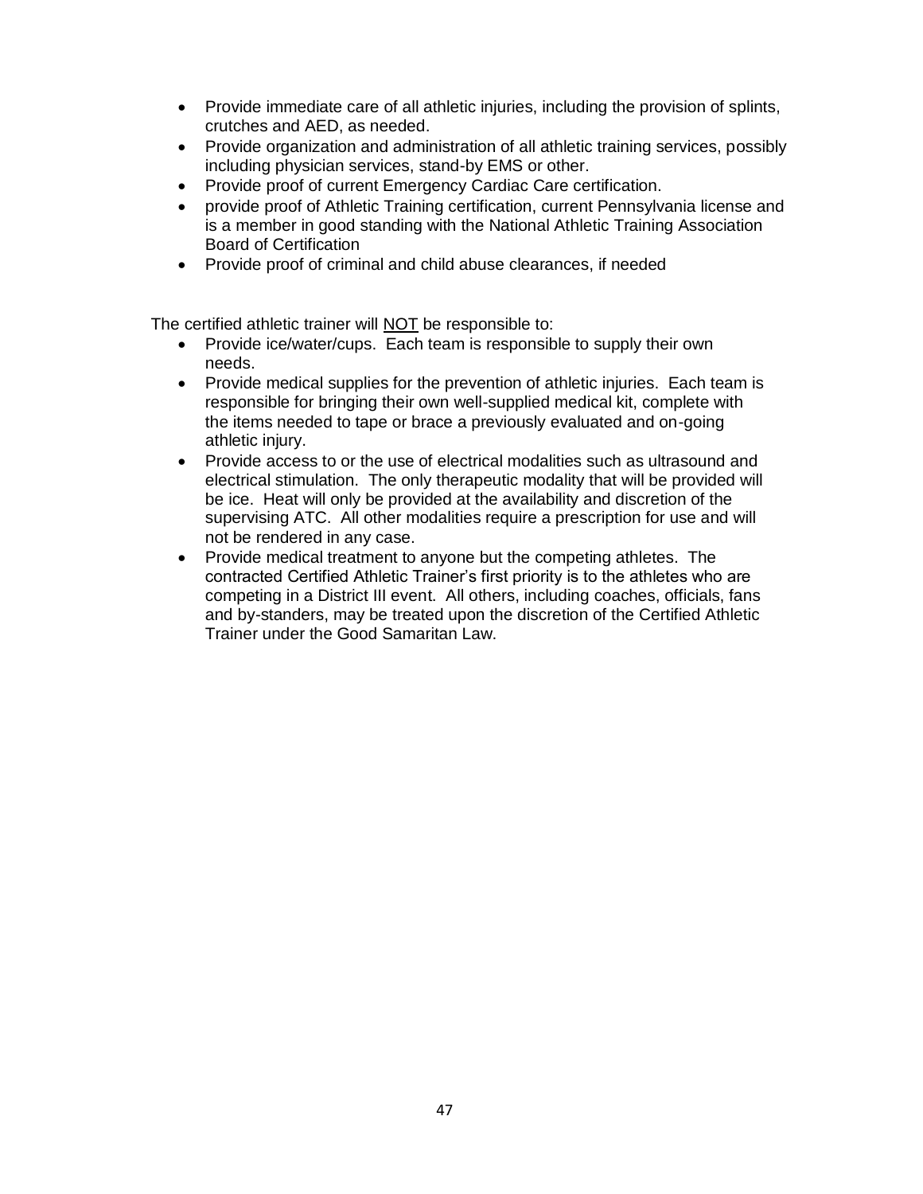- Provide immediate care of all athletic injuries, including the provision of splints, crutches and AED, as needed.
- Provide organization and administration of all athletic training services, possibly including physician services, stand-by EMS or other.
- Provide proof of current Emergency Cardiac Care certification.
- provide proof of Athletic Training certification, current Pennsylvania license and is a member in good standing with the National Athletic Training Association Board of Certification
- Provide proof of criminal and child abuse clearances, if needed

The certified athletic trainer will <u>NOT</u> be responsible to:

- Provide ice/water/cups. Each team is responsible to supply their own needs.
- Provide medical supplies for the prevention of athletic injuries. Each team is responsible for bringing their own well-supplied medical kit, complete with the items needed to tape or brace a previously evaluated and on-going athletic injury.
- Provide access to or the use of electrical modalities such as ultrasound and electrical stimulation. The only therapeutic modality that will be provided will be ice. Heat will only be provided at the availability and discretion of the supervising ATC. All other modalities require a prescription for use and will not be rendered in any case.
- Provide medical treatment to anyone but the competing athletes. The contracted Certified Athletic Trainer's first priority is to the athletes who are competing in a District III event. All others, including coaches, officials, fans and by-standers, may be treated upon the discretion of the Certified Athletic Trainer under the Good Samaritan Law.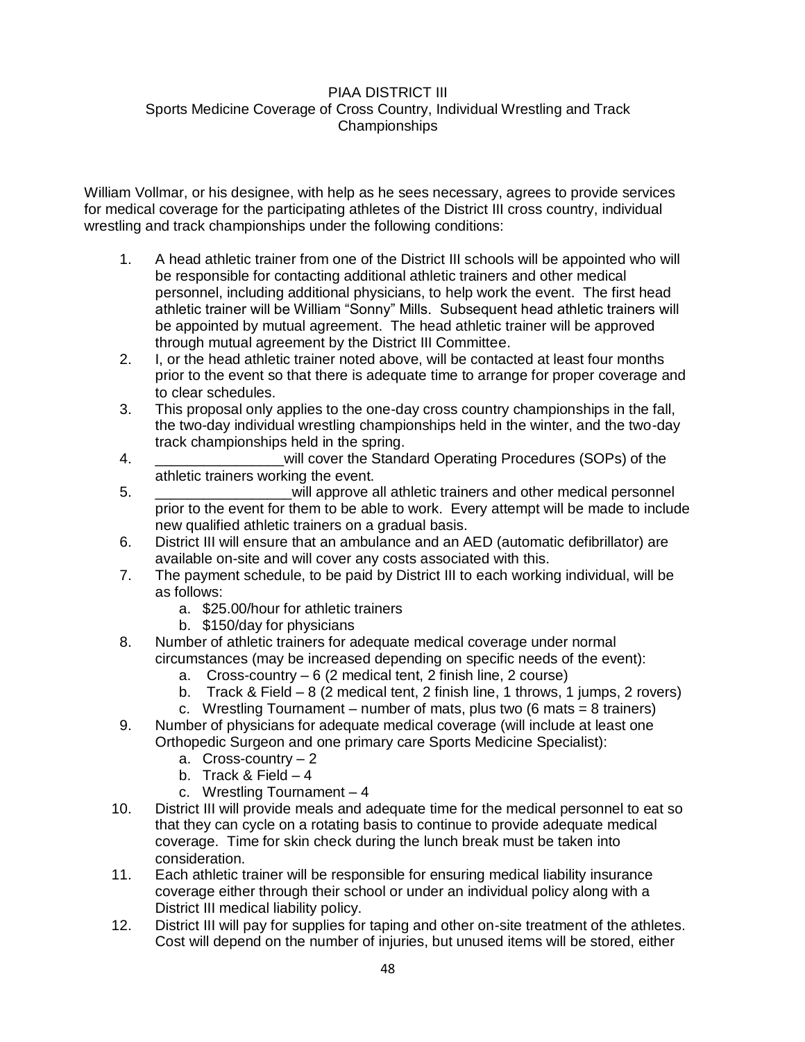PIAA DISTRICT III
Sports Medicine Coverage of Cross Country, Individual Wrestling and Track Championships

William Vollmar, or his designee, with help as he sees necessary, agrees to provide services for medical coverage for the participating athletes of the District III cross country, individual wrestling and track championships under the following conditions:

1. A head athletic trainer from one of the District III schools will be appointed who will be responsible for contacting additional athletic trainers and other medical personnel, including additional physicians, to help work the event. The first head athletic trainer will be William "Sonny" Mills. Subsequent head athletic trainers will be appointed by mutual agreement. The head athletic trainer will be approved through mutual agreement by the District III Committee.
2. I, or the head athletic trainer noted above, will be contacted at least four months prior to the event so that there is adequate time to arrange for proper coverage and to clear schedules.
3. This proposal only applies to the one-day cross country championships in the fall, the two-day individual wrestling championships held in the winter, and the two-day track championships held in the spring.
4. ________________will cover the Standard Operating Procedures (SOPs) of the athletic trainers working the event.
5. _________________will approve all athletic trainers and other medical personnel prior to the event for them to be able to work. Every attempt will be made to include new qualified athletic trainers on a gradual basis.
6. District III will ensure that an ambulance and an AED (automatic defibrillator) are available on-site and will cover any costs associated with this.
7. The payment schedule, to be paid by District III to each working individual, will be as follows:
   a. $25.00/hour for athletic trainers
   b. $150/day for physicians
8. Number of athletic trainers for adequate medical coverage under normal circumstances (may be increased depending on specific needs of the event):
   a. Cross-country – 6 (2 medical tent, 2 finish line, 2 course)
   b. Track & Field – 8 (2 medical tent, 2 finish line, 1 throws, 1 jumps, 2 rovers)
   c. Wrestling Tournament – number of mats, plus two (6 mats = 8 trainers)
9. Number of physicians for adequate medical coverage (will include at least one Orthopedic Surgeon and one primary care Sports Medicine Specialist):
   a. Cross-country – 2
   b. Track & Field – 4
   c. Wrestling Tournament – 4
10. District III will provide meals and adequate time for the medical personnel to eat so that they can cycle on a rotating basis to continue to provide adequate medical coverage. Time for skin check during the lunch break must be taken into consideration.
11. Each athletic trainer will be responsible for ensuring medical liability insurance coverage either through their school or under an individual policy along with a District III medical liability policy.
12. District III will pay for supplies for taping and other on-site treatment of the athletes. Cost will depend on the number of injuries, but unused items will be stored, either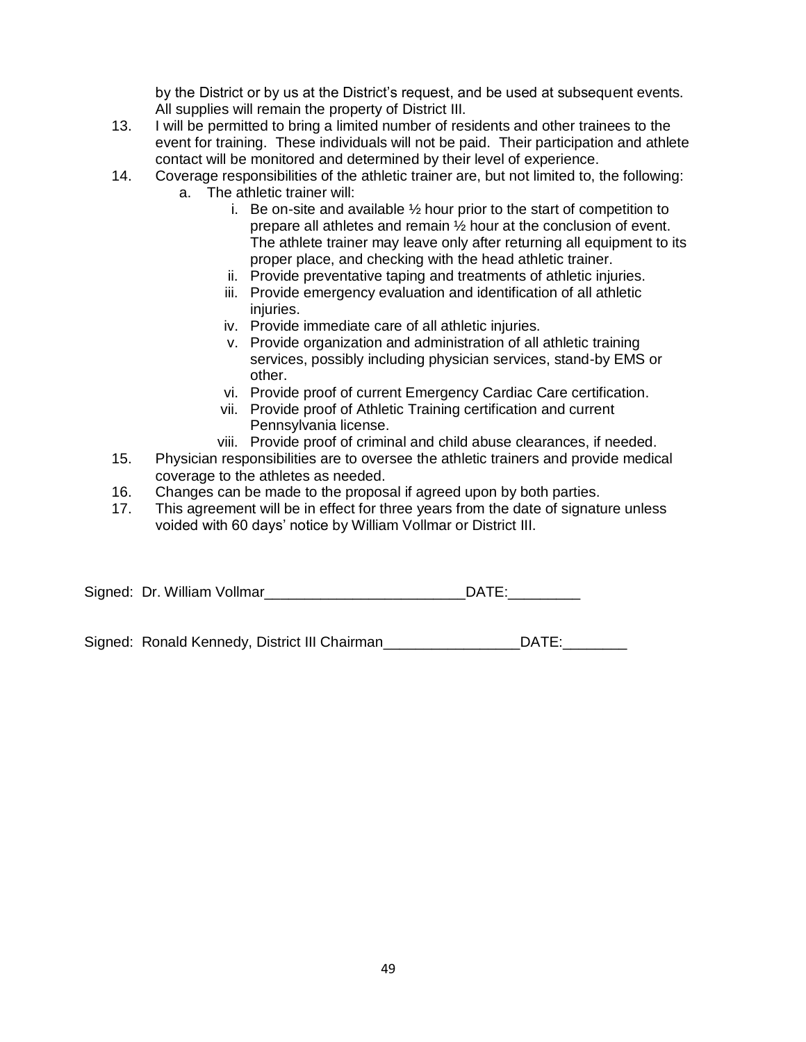by the District or by us at the District's request, and be used at subsequent events. All supplies will remain the property of District III.

13. I will be permitted to bring a limited number of residents and other trainees to the event for training. These individuals will not be paid. Their participation and athlete contact will be monitored and determined by their level of experience.
14. Coverage responsibilities of the athletic trainer are, but not limited to, the following:
    a. The athletic trainer will:
        i. Be on-site and available ½ hour prior to the start of competition to prepare all athletes and remain ½ hour at the conclusion of event. The athlete trainer may leave only after returning all equipment to its proper place, and checking with the head athletic trainer.
        ii. Provide preventative taping and treatments of athletic injuries.
        iii. Provide emergency evaluation and identification of all athletic injuries.
        iv. Provide immediate care of all athletic injuries.
        v. Provide organization and administration of all athletic training services, possibly including physician services, stand-by EMS or other.
        vi. Provide proof of current Emergency Cardiac Care certification.
        vii. Provide proof of Athletic Training certification and current Pennsylvania license.
        viii. Provide proof of criminal and child abuse clearances, if needed.
15. Physician responsibilities are to oversee the athletic trainers and provide medical coverage to the athletes as needed.
16. Changes can be made to the proposal if agreed upon by both parties.
17. This agreement will be in effect for three years from the date of signature unless voided with 60 days' notice by William Vollmar or District III.

Signed: Dr. William Vollmar_________________________DATE:_________

Signed: Ronald Kennedy, District III Chairman_________________DATE:________